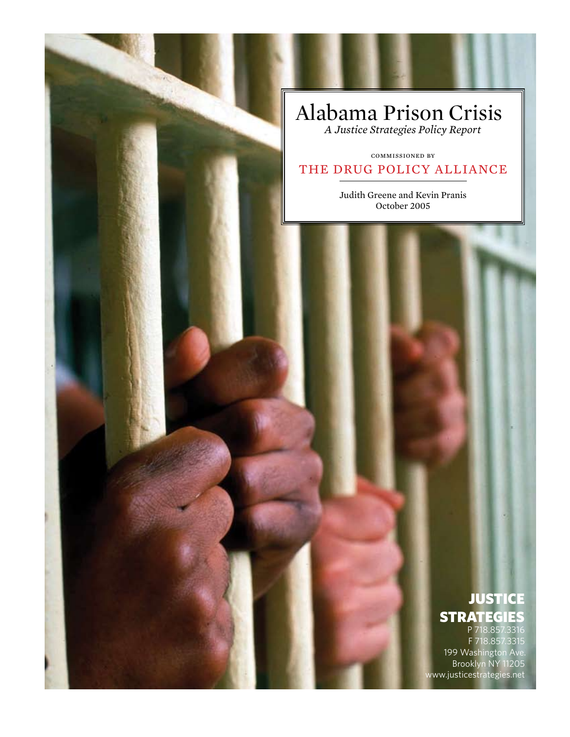# Alabama Prison Crisis

*A Justice Strategies Policy Report*

COMMISSIONED BY

THE DRUG POLICY ALLIANCE

Judith Greene and Kevin Pranis
October 2005

**JUSTICE STRATEGIES**

P 718.857.3316
F 718.857.3315
199 Washington Ave.
Brooklyn NY 11205
www.justicestrategies.net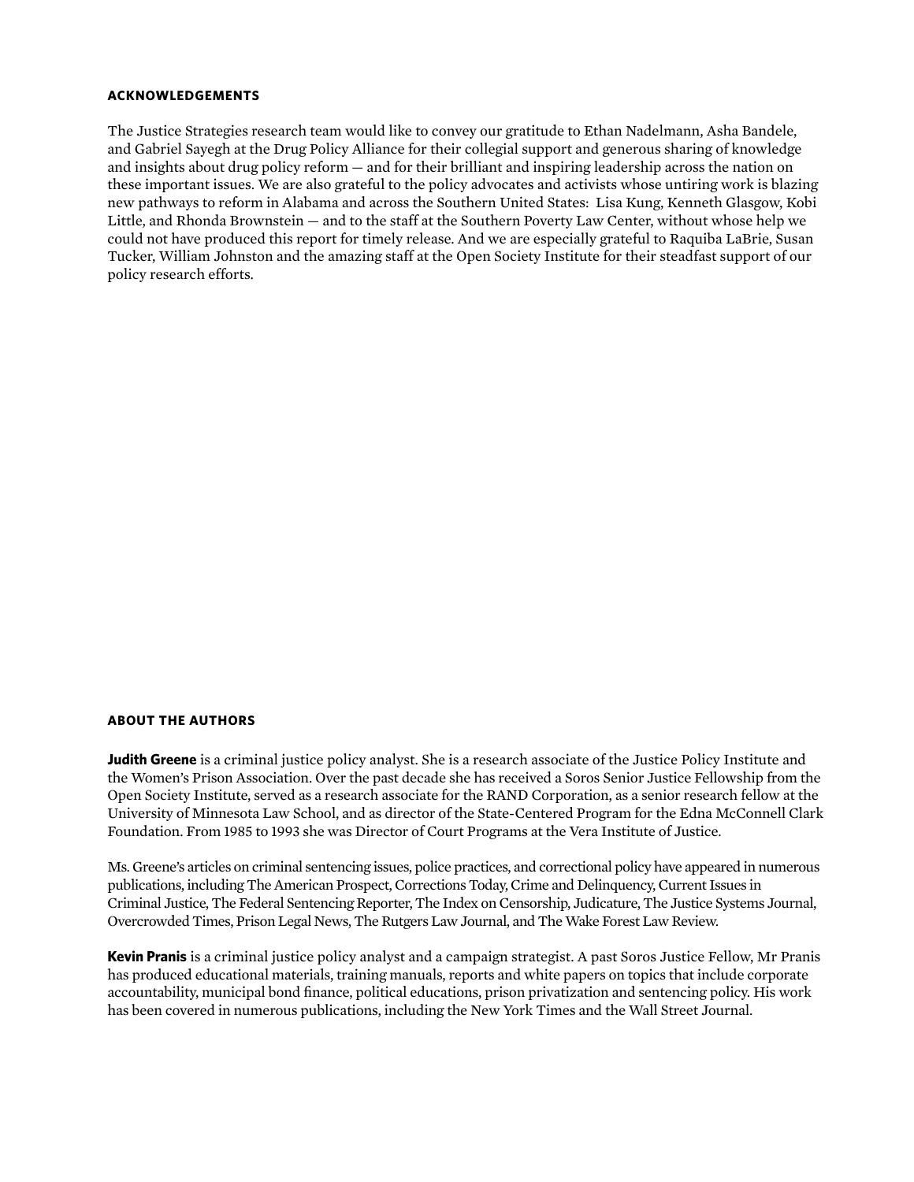## ACKNOWLEDGEMENTS

The Justice Strategies research team would like to convey our gratitude to Ethan Nadelmann, Asha Bandele, and Gabriel Sayegh at the Drug Policy Alliance for their collegial support and generous sharing of knowledge and insights about drug policy reform — and for their brilliant and inspiring leadership across the nation on these important issues. We are also grateful to the policy advocates and activists whose untiring work is blazing new pathways to reform in Alabama and across the Southern United States: Lisa Kung, Kenneth Glasgow, Kobi Little, and Rhonda Brownstein — and to the staff at the Southern Poverty Law Center, without whose help we could not have produced this report for timely release. And we are especially grateful to Raquiba LaBrie, Susan Tucker, William Johnston and the amazing staff at the Open Society Institute for their steadfast support of our policy research efforts.

## ABOUT THE AUTHORS

**Judith Greene** is a criminal justice policy analyst. She is a research associate of the Justice Policy Institute and the Women's Prison Association. Over the past decade she has received a Soros Senior Justice Fellowship from the Open Society Institute, served as a research associate for the RAND Corporation, as a senior research fellow at the University of Minnesota Law School, and as director of the State-Centered Program for the Edna McConnell Clark Foundation. From 1985 to 1993 she was Director of Court Programs at the Vera Institute of Justice.

Ms. Greene's articles on criminal sentencing issues, police practices, and correctional policy have appeared in numerous publications, including The American Prospect, Corrections Today, Crime and Delinquency, Current Issues in Criminal Justice, The Federal Sentencing Reporter, The Index on Censorship, Judicature, The Justice Systems Journal, Overcrowded Times, Prison Legal News, The Rutgers Law Journal, and The Wake Forest Law Review.

**Kevin Pranis** is a criminal justice policy analyst and a campaign strategist. A past Soros Justice Fellow, Mr Pranis has produced educational materials, training manuals, reports and white papers on topics that inclulde corporate accountability, municipal bond finance, political educations, prison privatization and sentencing policy. His work has been covered in numerous publications, including the New York Times and the Wall Street Journal.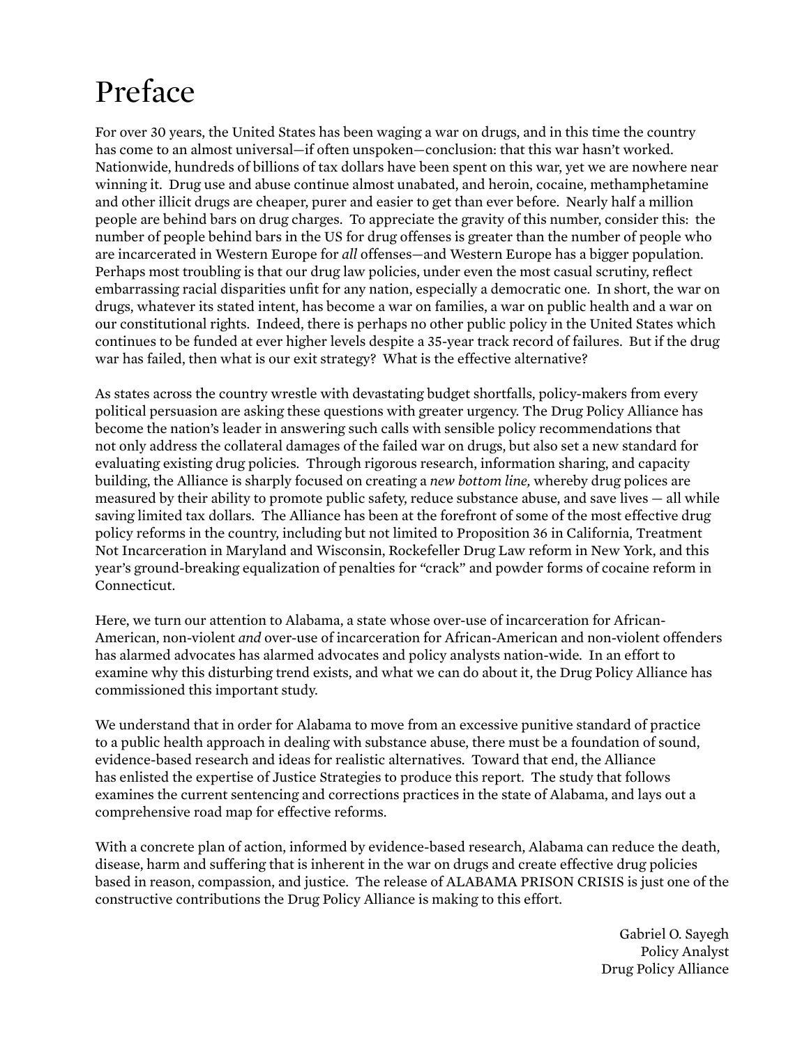# Preface

For over 30 years, the United States has been waging a war on drugs, and in this time the country has come to an almost universal—if often unspoken—conclusion: that this war hasn't worked. Nationwide, hundreds of billions of tax dollars have been spent on this war, yet we are nowhere near winning it. Drug use and abuse continue almost unabated, and heroin, cocaine, methamphetamine and other illicit drugs are cheaper, purer and easier to get than ever before. Nearly half a million people are behind bars on drug charges. To appreciate the gravity of this number, consider this: the number of people behind bars in the US for drug offenses is greater than the number of people who are incarcerated in Western Europe for *all* offenses—and Western Europe has a bigger population. Perhaps most troubling is that our drug law policies, under even the most casual scrutiny, reflect embarrassing racial disparities unfit for any nation, especially a democratic one. In short, the war on drugs, whatever its stated intent, has become a war on families, a war on public health and a war on our constitutional rights. Indeed, there is perhaps no other public policy in the United States which continues to be funded at ever higher levels despite a 35-year track record of failures. But if the drug war has failed, then what is our exit strategy? What is the effective alternative?

As states across the country wrestle with devastating budget shortfalls, policy-makers from every political persuasion are asking these questions with greater urgency. The Drug Policy Alliance has become the nation's leader in answering such calls with sensible policy recommendations that not only address the collateral damages of the failed war on drugs, but also set a new standard for evaluating existing drug policies. Through rigorous research, information sharing, and capacity building, the Alliance is sharply focused on creating a *new bottom line,* whereby drug polices are measured by their ability to promote public safety, reduce substance abuse, and save lives — all while saving limited tax dollars. The Alliance has been at the forefront of some of the most effective drug policy reforms in the country, including but not limited to Proposition 36 in California, Treatment Not Incarceration in Maryland and Wisconsin, Rockefeller Drug Law reform in New York, and this year's ground-breaking equalization of penalties for "crack" and powder forms of cocaine reform in Connecticut.

Here, we turn our attention to Alabama, a state whose over-use of incarceration for African-American, non-violent *and* over-use of incarceration for African-American and non-violent offenders has alarmed advocates has alarmed advocates and policy analysts nation-wide. In an effort to examine why this disturbing trend exists, and what we can do about it, the Drug Policy Alliance has commissioned this important study.

We understand that in order for Alabama to move from an excessive punitive standard of practice to a public health approach in dealing with substance abuse, there must be a foundation of sound, evidence-based research and ideas for realistic alternatives. Toward that end, the Alliance has enlisted the expertise of Justice Strategies to produce this report. The study that follows examines the current sentencing and corrections practices in the state of Alabama, and lays out a comprehensive road map for effective reforms.

With a concrete plan of action, informed by evidence-based research, Alabama can reduce the death, disease, harm and suffering that is inherent in the war on drugs and create effective drug policies based in reason, compassion, and justice. The release of ALABAMA PRISON CRISIS is just one of the constructive contributions the Drug Policy Alliance is making to this effort.

Gabriel O. Sayegh  
Policy Analyst  
Drug Policy Alliance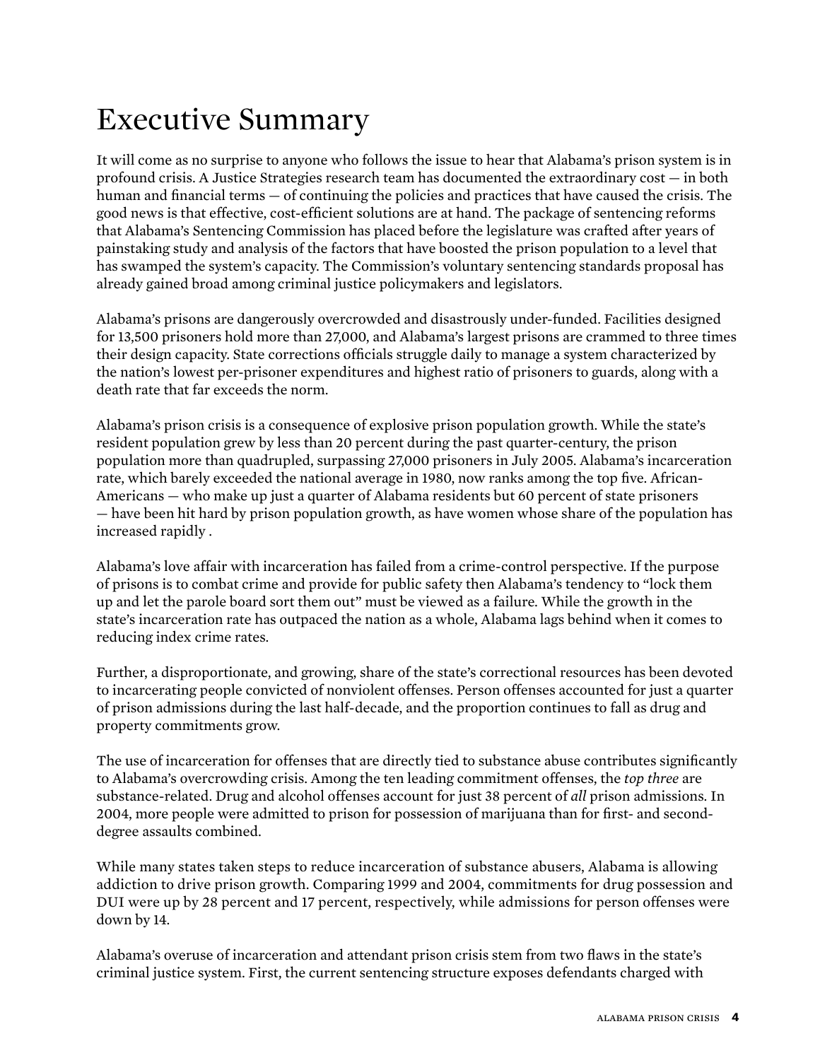# Executive Summary

It will come as no surprise to anyone who follows the issue to hear that Alabama's prison system is in profound crisis. A Justice Strategies research team has documented the extraordinary cost — in both human and financial terms — of continuing the policies and practices that have caused the crisis. The good news is that effective, cost-efficient solutions are at hand. The package of sentencing reforms that Alabama's Sentencing Commission has placed before the legislature was crafted after years of painstaking study and analysis of the factors that have boosted the prison population to a level that has swamped the system's capacity. The Commission's voluntary sentencing standards proposal has already gained broad among criminal justice policymakers and legislators.

Alabama's prisons are dangerously overcrowded and disastrously under-funded. Facilities designed for 13,500 prisoners hold more than 27,000, and Alabama's largest prisons are crammed to three times their design capacity. State corrections officials struggle daily to manage a system characterized by the nation's lowest per-prisoner expenditures and highest ratio of prisoners to guards, along with a death rate that far exceeds the norm.

Alabama's prison crisis is a consequence of explosive prison population growth. While the state's resident population grew by less than 20 percent during the past quarter-century, the prison population more than quadrupled, surpassing 27,000 prisoners in July 2005. Alabama's incarceration rate, which barely exceeded the national average in 1980, now ranks among the top five. African-Americans — who make up just a quarter of Alabama residents but 60 percent of state prisoners — have been hit hard by prison population growth, as have women whose share of the population has increased rapidly .

Alabama's love affair with incarceration has failed from a crime-control perspective. If the purpose of prisons is to combat crime and provide for public safety then Alabama's tendency to "lock them up and let the parole board sort them out" must be viewed as a failure. While the growth in the state's incarceration rate has outpaced the nation as a whole, Alabama lags behind when it comes to reducing index crime rates.

Further, a disproportionate, and growing, share of the state's correctional resources has been devoted to incarcerating people convicted of nonviolent offenses. Person offenses accounted for just a quarter of prison admissions during the last half-decade, and the proportion continues to fall as drug and property commitments grow.

The use of incarceration for offenses that are directly tied to substance abuse contributes significantly to Alabama's overcrowding crisis. Among the ten leading commitment offenses, the *top three* are substance-related. Drug and alcohol offenses account for just 38 percent of *all* prison admissions. In 2004, more people were admitted to prison for possession of marijuana than for first- and second-degree assaults combined.

While many states taken steps to reduce incarceration of substance abusers, Alabama is allowing addiction to drive prison growth. Comparing 1999 and 2004, commitments for drug possession and DUI were up by 28 percent and 17 percent, respectively, while admissions for person offenses were down by 14.

Alabama's overuse of incarceration and attendant prison crisis stem from two flaws in the state's criminal justice system. First, the current sentencing structure exposes defendants charged with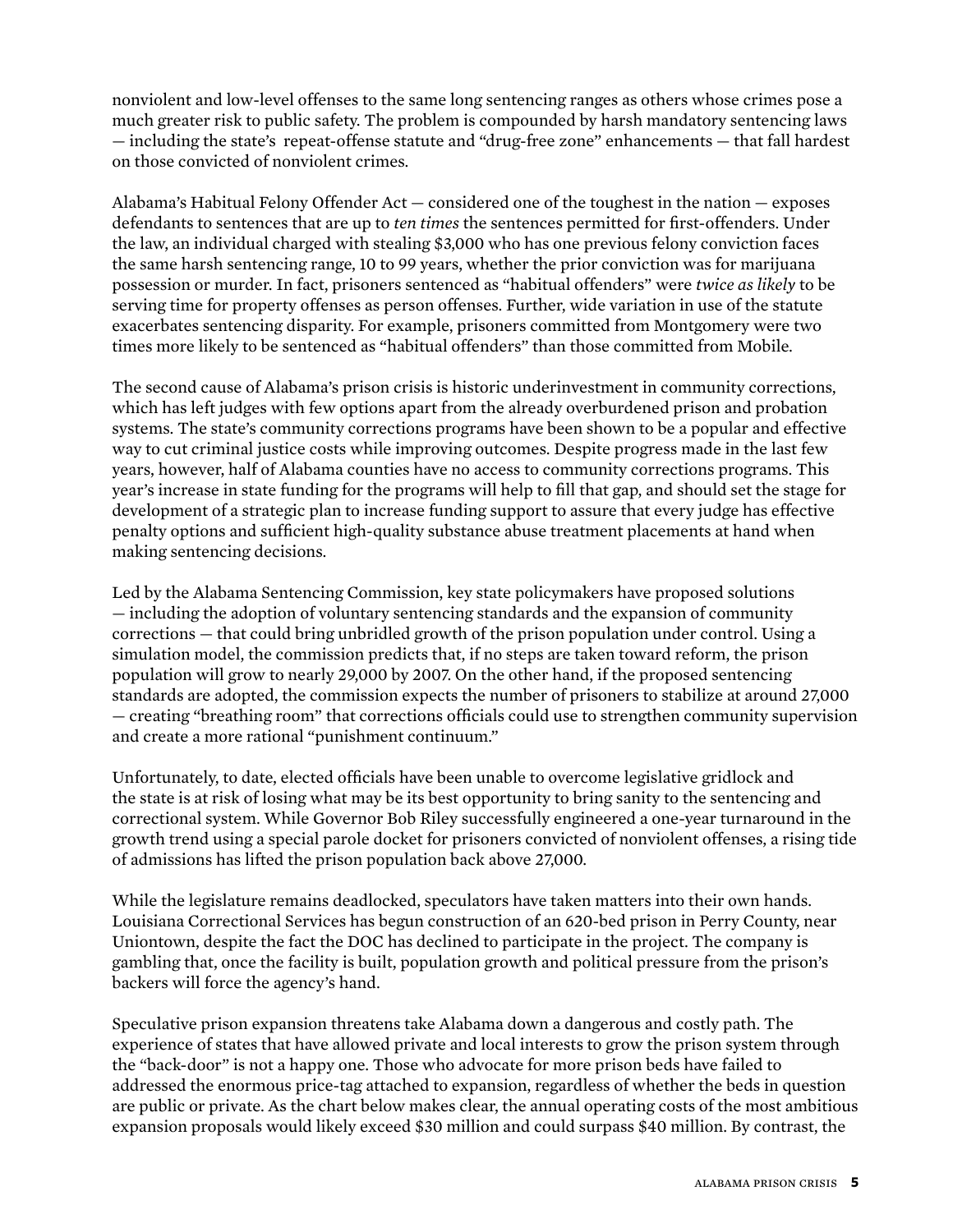nonviolent and low-level offenses to the same long sentencing ranges as others whose crimes pose a much greater risk to public safety. The problem is compounded by harsh mandatory sentencing laws — including the state's repeat-offense statute and "drug-free zone" enhancements — that fall hardest on those convicted of nonviolent crimes.

Alabama's Habitual Felony Offender Act — considered one of the toughest in the nation — exposes defendants to sentences that are up to *ten times* the sentences permitted for first-offenders. Under the law, an individual charged with stealing $3,000 who has one previous felony conviction faces the same harsh sentencing range, 10 to 99 years, whether the prior conviction was for marijuana possession or murder. In fact, prisoners sentenced as "habitual offenders" were *twice as likely* to be serving time for property offenses as person offenses. Further, wide variation in use of the statute exacerbates sentencing disparity. For example, prisoners committed from Montgomery were two times more likely to be sentenced as "habitual offenders" than those committed from Mobile.

The second cause of Alabama's prison crisis is historic underinvestment in community corrections, which has left judges with few options apart from the already overburdened prison and probation systems. The state's community corrections programs have been shown to be a popular and effective way to cut criminal justice costs while improving outcomes. Despite progress made in the last few years, however, half of Alabama counties have no access to community corrections programs. This year's increase in state funding for the programs will help to fill that gap, and should set the stage for development of a strategic plan to increase funding support to assure that every judge has effective penalty options and sufficient high-quality substance abuse treatment placements at hand when making sentencing decisions.

Led by the Alabama Sentencing Commission, key state policymakers have proposed solutions — including the adoption of voluntary sentencing standards and the expansion of community corrections — that could bring unbridled growth of the prison population under control. Using a simulation model, the commission predicts that, if no steps are taken toward reform, the prison population will grow to nearly 29,000 by 2007. On the other hand, if the proposed sentencing standards are adopted, the commission expects the number of prisoners to stabilize at around 27,000 — creating "breathing room" that corrections officials could use to strengthen community supervision and create a more rational "punishment continuum."

Unfortunately, to date, elected officials have been unable to overcome legislative gridlock and the state is at risk of losing what may be its best opportunity to bring sanity to the sentencing and correctional system. While Governor Bob Riley successfully engineered a one-year turnaround in the growth trend using a special parole docket for prisoners convicted of nonviolent offenses, a rising tide of admissions has lifted the prison population back above 27,000.

While the legislature remains deadlocked, speculators have taken matters into their own hands. Louisiana Correctional Services has begun construction of an 620-bed prison in Perry County, near Uniontown, despite the fact the DOC has declined to participate in the project. The company is gambling that, once the facility is built, population growth and political pressure from the prison's backers will force the agency's hand.

Speculative prison expansion threatens take Alabama down a dangerous and costly path. The experience of states that have allowed private and local interests to grow the prison system through the "back-door" is not a happy one. Those who advocate for more prison beds have failed to addressed the enormous price-tag attached to expansion, regardless of whether the beds in question are public or private. As the chart below makes clear, the annual operating costs of the most ambitious expansion proposals would likely exceed $30 million and could surpass $40 million. By contrast, the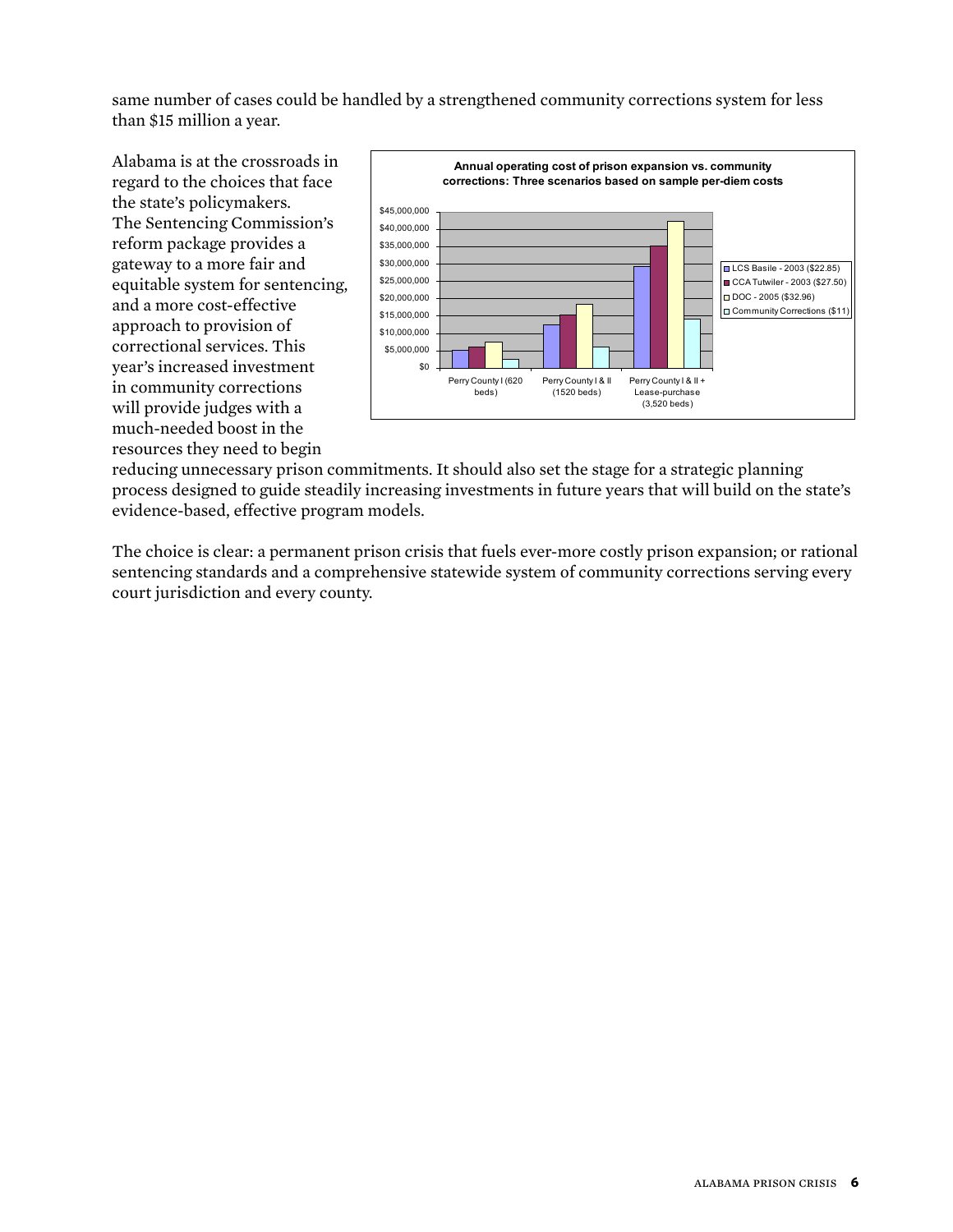same number of cases could be handled by a strengthened community corrections system for less than $15 million a year.

Alabama is at the crossroads in regard to the choices that face the state's policymakers. The Sentencing Commission's reform package provides a gateway to a more fair and equitable system for sentencing, and a more cost-effective approach to provision of correctional services. This year's increased investment in community corrections will provide judges with a much-needed boost in the resources they need to begin reducing unnecessary prison commitments. It should also set the stage for a strategic planning process designed to guide steadily increasing investments in future years that will build on the state's evidence-based, effective program models.

**Annual operating cost of prison expansion vs. community corrections: Three scenarios based on sample per-diem costs**

Legend: LCS Basile - 2003 ($22.85); CCA Tutwiler - 2003 ($27.50); DOC - 2005 ($32.96); Community Corrections ($11)

Scenarios: Perry County I (620 beds); Perry County I & II (1520 beds); Perry County I & II + Lease-purchase (3,520 beds)

The choice is clear: a permanent prison crisis that fuels ever-more costly prison expansion; or rational sentencing standards and a comprehensive statewide system of community corrections serving every court jurisdiction and every county.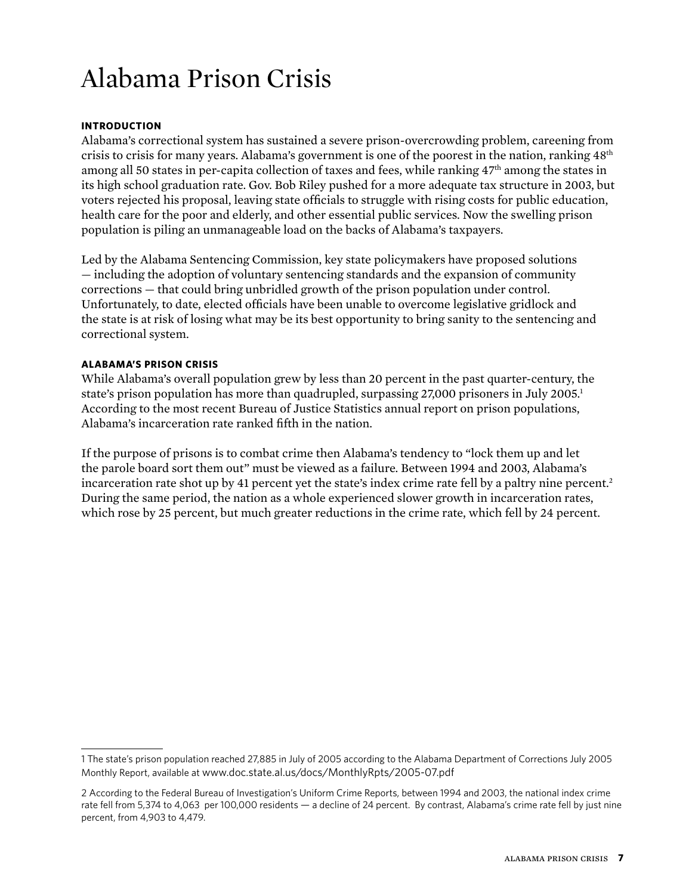# Alabama Prison Crisis

## INTRODUCTION

Alabama's correctional system has sustained a severe prison-overcrowding problem, careening from crisis to crisis for many years. Alabama's government is one of the poorest in the nation, ranking 48th among all 50 states in per-capita collection of taxes and fees, while ranking 47th among the states in its high school graduation rate. Gov. Bob Riley pushed for a more adequate tax structure in 2003, but voters rejected his proposal, leaving state officials to struggle with rising costs for public education, health care for the poor and elderly, and other essential public services. Now the swelling prison population is piling an unmanageable load on the backs of Alabama's taxpayers.

Led by the Alabama Sentencing Commission, key state policymakers have proposed solutions — including the adoption of voluntary sentencing standards and the expansion of community corrections — that could bring unbridled growth of the prison population under control. Unfortunately, to date, elected officials have been unable to overcome legislative gridlock and the state is at risk of losing what may be its best opportunity to bring sanity to the sentencing and correctional system.

## ALABAMA'S PRISON CRISIS

While Alabama's overall population grew by less than 20 percent in the past quarter-century, the state's prison population has more than quadrupled, surpassing 27,000 prisoners in July 2005.[1] According to the most recent Bureau of Justice Statistics annual report on prison populations, Alabama's incarceration rate ranked fifth in the nation.

If the purpose of prisons is to combat crime then Alabama's tendency to "lock them up and let the parole board sort them out" must be viewed as a failure. Between 1994 and 2003, Alabama's incarceration rate shot up by 41 percent yet the state's index crime rate fell by a paltry nine percent.[2] During the same period, the nation as a whole experienced slower growth in incarceration rates, which rose by 25 percent, but much greater reductions in the crime rate, which fell by 24 percent.

---

1 The state's prison population reached 27,885 in July of 2005 according to the Alabama Department of Corrections July 2005 Monthly Report, available at www.doc.state.al.us/docs/MonthlyRpts/2005-07.pdf

2 According to the Federal Bureau of Investigation's Uniform Crime Reports, between 1994 and 2003, the national index crime rate fell from 5,374 to 4,063 per 100,000 residents — a decline of 24 percent. By contrast, Alabama's crime rate fell by just nine percent, from 4,903 to 4,479.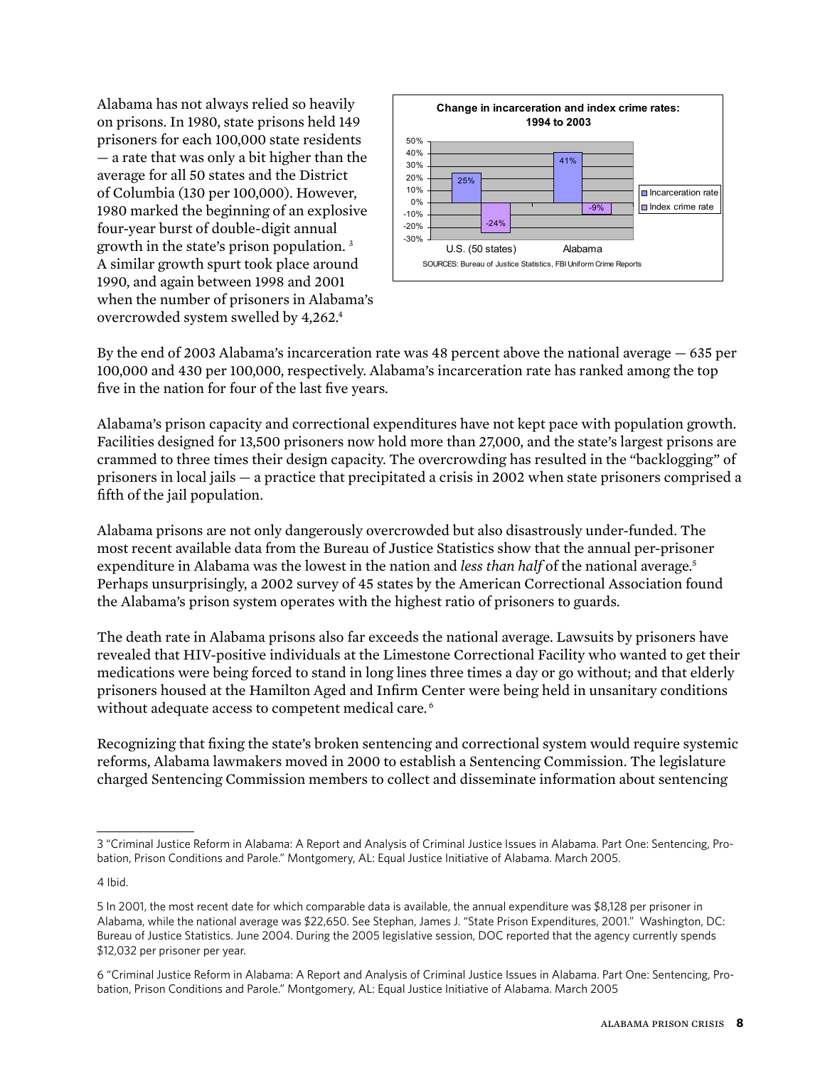Alabama has not always relied so heavily on prisons. In 1980, state prisons held 149 prisoners for each 100,000 state residents — a rate that was only a bit higher than the average for all 50 states and the District of Columbia (130 per 100,000). However, 1980 marked the beginning of an explosive four-year burst of double-digit annual growth in the state's prison population.[3] A similar growth spurt took place around 1990, and again between 1998 and 2001 when the number of prisoners in Alabama's overcrowded system swelled by 4,262.[4]

**Change in incarceration and index crime rates: 1994 to 2003**

| | Incarceration rate | Index crime rate |
|---|---|---|
| U.S. (50 states) | 25% | -24% |
| Alabama | 41% | -9% |

SOURCES: Bureau of Justice Statistics, FBI Uniform Crime Reports

By the end of 2003 Alabama's incarceration rate was 48 percent above the national average — 635 per 100,000 and 430 per 100,000, respectively. Alabama's incarceration rate has ranked among the top five in the nation for four of the last five years.

Alabama's prison capacity and correctional expenditures have not kept pace with population growth. Facilities designed for 13,500 prisoners now hold more than 27,000, and the state's largest prisons are crammed to three times their design capacity. The overcrowding has resulted in the "backlogging" of prisoners in local jails — a practice that precipitated a crisis in 2002 when state prisoners comprised a fifth of the jail population.

Alabama prisons are not only dangerously overcrowded but also disastrously under-funded. The most recent available data from the Bureau of Justice Statistics show that the annual per-prisoner expenditure in Alabama was the lowest in the nation and *less than half* of the national average.[5] Perhaps unsurprisingly, a 2002 survey of 45 states by the American Correctional Association found the Alabama's prison system operates with the highest ratio of prisoners to guards.

The death rate in Alabama prisons also far exceeds the national average. Lawsuits by prisoners have revealed that HIV-positive individuals at the Limestone Correctional Facility who wanted to get their medications were being forced to stand in long lines three times a day or go without; and that elderly prisoners housed at the Hamilton Aged and Infirm Center were being held in unsanitary conditions without adequate access to competent medical care.[6]

Recognizing that fixing the state's broken sentencing and correctional system would require systemic reforms, Alabama lawmakers moved in 2000 to establish a Sentencing Commission. The legislature charged Sentencing Commission members to collect and disseminate information about sentencing

---

3 "Criminal Justice Reform in Alabama: A Report and Analysis of Criminal Justice Issues in Alabama. Part One: Sentencing, Probation, Prison Conditions and Parole." Montgomery, AL: Equal Justice Initiative of Alabama. March 2005.

4 Ibid.

5 In 2001, the most recent date for which comparable data is available, the annual expenditure was $8,128 per prisoner in Alabama, while the national average was $22,650. See Stephan, James J. "State Prison Expenditures, 2001." Washington, DC: Bureau of Justice Statistics. June 2004. During the 2005 legislative session, DOC reported that the agency currently spends $12,032 per prisoner per year.

6 "Criminal Justice Reform in Alabama: A Report and Analysis of Criminal Justice Issues in Alabama. Part One: Sentencing, Probation, Prison Conditions and Parole." Montgomery, AL: Equal Justice Initiative of Alabama. March 2005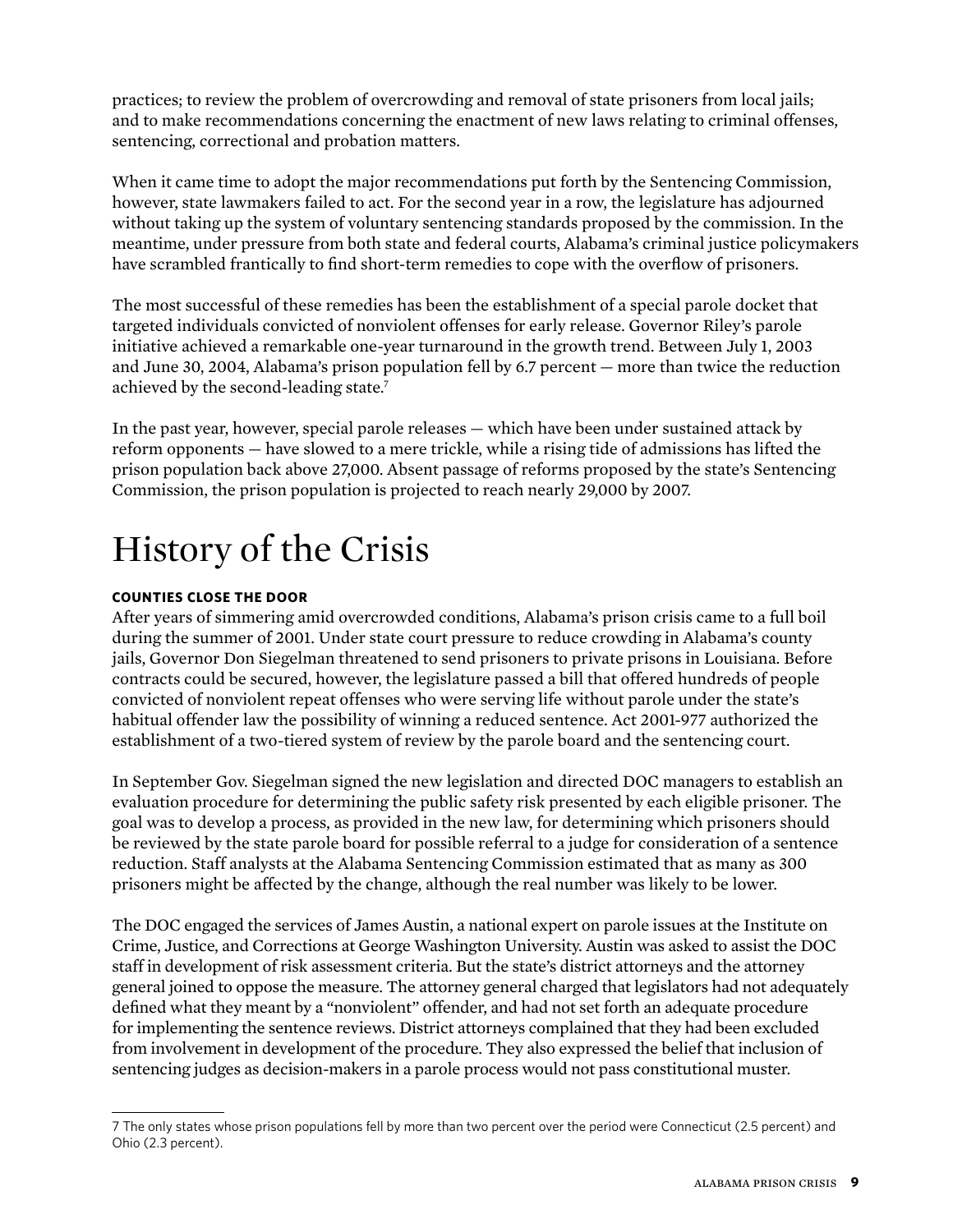practices; to review the problem of overcrowding and removal of state prisoners from local jails; and to make recommendations concerning the enactment of new laws relating to criminal offenses, sentencing, correctional and probation matters.

When it came time to adopt the major recommendations put forth by the Sentencing Commission, however, state lawmakers failed to act. For the second year in a row, the legislature has adjourned without taking up the system of voluntary sentencing standards proposed by the commission. In the meantime, under pressure from both state and federal courts, Alabama's criminal justice policymakers have scrambled frantically to find short-term remedies to cope with the overflow of prisoners.

The most successful of these remedies has been the establishment of a special parole docket that targeted individuals convicted of nonviolent offenses for early release. Governor Riley's parole initiative achieved a remarkable one-year turnaround in the growth trend. Between July 1, 2003 and June 30, 2004, Alabama's prison population fell by 6.7 percent — more than twice the reduction achieved by the second-leading state.[7]

In the past year, however, special parole releases — which have been under sustained attack by reform opponents — have slowed to a mere trickle, while a rising tide of admissions has lifted the prison population back above 27,000. Absent passage of reforms proposed by the state's Sentencing Commission, the prison population is projected to reach nearly 29,000 by 2007.

# History of the Crisis

### COUNTIES CLOSE THE DOOR

After years of simmering amid overcrowded conditions, Alabama's prison crisis came to a full boil during the summer of 2001. Under state court pressure to reduce crowding in Alabama's county jails, Governor Don Siegelman threatened to send prisoners to private prisons in Louisiana. Before contracts could be secured, however, the legislature passed a bill that offered hundreds of people convicted of nonviolent repeat offenses who were serving life without parole under the state's habitual offender law the possibility of winning a reduced sentence. Act 2001-977 authorized the establishment of a two-tiered system of review by the parole board and the sentencing court.

In September Gov. Siegelman signed the new legislation and directed DOC managers to establish an evaluation procedure for determining the public safety risk presented by each eligible prisoner. The goal was to develop a process, as provided in the new law, for determining which prisoners should be reviewed by the state parole board for possible referral to a judge for consideration of a sentence reduction. Staff analysts at the Alabama Sentencing Commission estimated that as many as 300 prisoners might be affected by the change, although the real number was likely to be lower.

The DOC engaged the services of James Austin, a national expert on parole issues at the Institute on Crime, Justice, and Corrections at George Washington University. Austin was asked to assist the DOC staff in development of risk assessment criteria. But the state's district attorneys and the attorney general joined to oppose the measure. The attorney general charged that legislators had not adequately defined what they meant by a "nonviolent" offender, and had not set forth an adequate procedure for implementing the sentence reviews. District attorneys complained that they had been excluded from involvement in development of the procedure. They also expressed the belief that inclusion of sentencing judges as decision-makers in a parole process would not pass constitutional muster.

---

7 The only states whose prison populations fell by more than two percent over the period were Connecticut (2.5 percent) and Ohio (2.3 percent).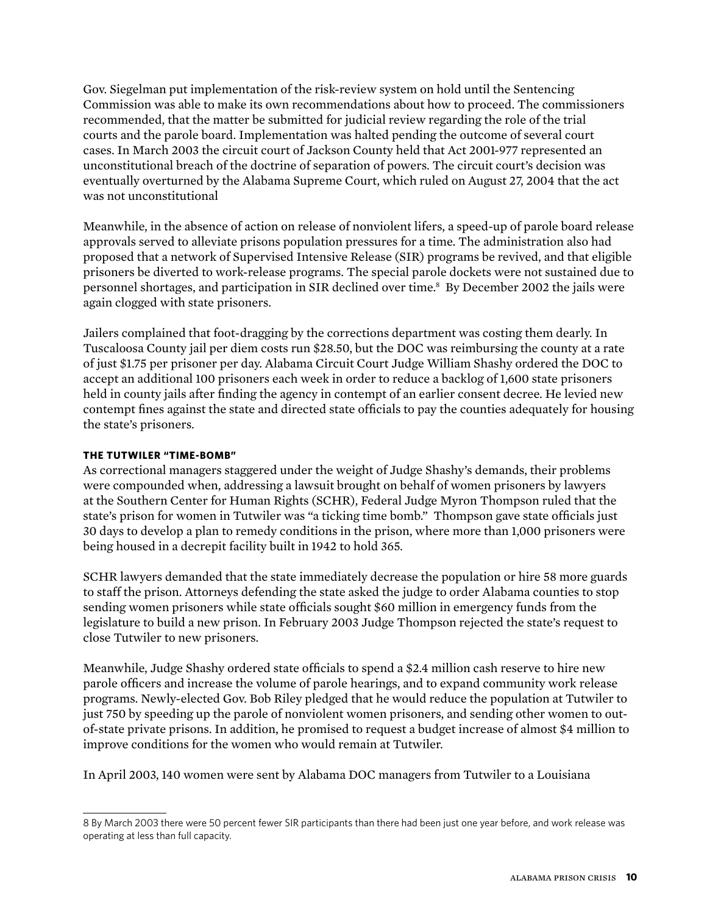Gov. Siegelman put implementation of the risk-review system on hold until the Sentencing Commission was able to make its own recommendations about how to proceed. The commissioners recommended, that the matter be submitted for judicial review regarding the role of the trial courts and the parole board. Implementation was halted pending the outcome of several court cases. In March 2003 the circuit court of Jackson County held that Act 2001-977 represented an unconstitutional breach of the doctrine of separation of powers. The circuit court's decision was eventually overturned by the Alabama Supreme Court, which ruled on August 27, 2004 that the act was not unconstitutional

Meanwhile, in the absence of action on release of nonviolent lifers, a speed-up of parole board release approvals served to alleviate prisons population pressures for a time. The administration also had proposed that a network of Supervised Intensive Release (SIR) programs be revived, and that eligible prisoners be diverted to work-release programs. The special parole dockets were not sustained due to personnel shortages, and participation in SIR declined over time.[8] By December 2002 the jails were again clogged with state prisoners.

Jailers complained that foot-dragging by the corrections department was costing them dearly. In Tuscaloosa County jail per diem costs run $28.50, but the DOC was reimbursing the county at a rate of just $1.75 per prisoner per day. Alabama Circuit Court Judge William Shashy ordered the DOC to accept an additional 100 prisoners each week in order to reduce a backlog of 1,600 state prisoners held in county jails after finding the agency in contempt of an earlier consent decree. He levied new contempt fines against the state and directed state officials to pay the counties adequately for housing the state's prisoners.

#### THE TUTWILER "TIME-BOMB"

As correctional managers staggered under the weight of Judge Shashy's demands, their problems were compounded when, addressing a lawsuit brought on behalf of women prisoners by lawyers at the Southern Center for Human Rights (SCHR), Federal Judge Myron Thompson ruled that the state's prison for women in Tutwiler was "a ticking time bomb." Thompson gave state officials just 30 days to develop a plan to remedy conditions in the prison, where more than 1,000 prisoners were being housed in a decrepit facility built in 1942 to hold 365.

SCHR lawyers demanded that the state immediately decrease the population or hire 58 more guards to staff the prison. Attorneys defending the state asked the judge to order Alabama counties to stop sending women prisoners while state officials sought $60 million in emergency funds from the legislature to build a new prison. In February 2003 Judge Thompson rejected the state's request to close Tutwiler to new prisoners.

Meanwhile, Judge Shashy ordered state officials to spend a $2.4 million cash reserve to hire new parole officers and increase the volume of parole hearings, and to expand community work release programs. Newly-elected Gov. Bob Riley pledged that he would reduce the population at Tutwiler to just 750 by speeding up the parole of nonviolent women prisoners, and sending other women to out-of-state private prisons. In addition, he promised to request a budget increase of almost $4 million to improve conditions for the women who would remain at Tutwiler.

In April 2003, 140 women were sent by Alabama DOC managers from Tutwiler to a Louisiana

---

8 By March 2003 there were 50 percent fewer SIR participants than there had been just one year before, and work release was operating at less than full capacity.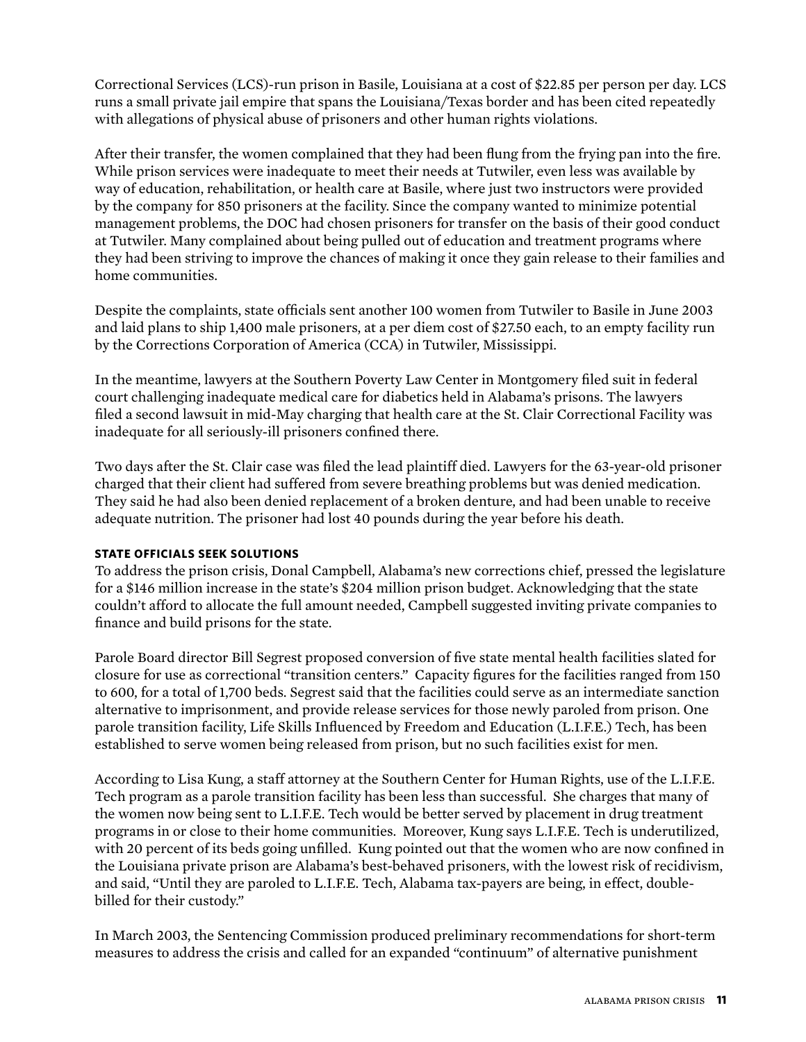Correctional Services (LCS)-run prison in Basile, Louisiana at a cost of $22.85 per person per day. LCS runs a small private jail empire that spans the Louisiana/Texas border and has been cited repeatedly with allegations of physical abuse of prisoners and other human rights violations.

After their transfer, the women complained that they had been flung from the frying pan into the fire. While prison services were inadequate to meet their needs at Tutwiler, even less was available by way of education, rehabilitation, or health care at Basile, where just two instructors were provided by the company for 850 prisoners at the facility. Since the company wanted to minimize potential management problems, the DOC had chosen prisoners for transfer on the basis of their good conduct at Tutwiler. Many complained about being pulled out of education and treatment programs where they had been striving to improve the chances of making it once they gain release to their families and home communities.

Despite the complaints, state officials sent another 100 women from Tutwiler to Basile in June 2003 and laid plans to ship 1,400 male prisoners, at a per diem cost of $27.50 each, to an empty facility run by the Corrections Corporation of America (CCA) in Tutwiler, Mississippi.

In the meantime, lawyers at the Southern Poverty Law Center in Montgomery filed suit in federal court challenging inadequate medical care for diabetics held in Alabama's prisons. The lawyers filed a second lawsuit in mid-May charging that health care at the St. Clair Correctional Facility was inadequate for all seriously-ill prisoners confined there.

Two days after the St. Clair case was filed the lead plaintiff died. Lawyers for the 63-year-old prisoner charged that their client had suffered from severe breathing problems but was denied medication. They said he had also been denied replacement of a broken denture, and had been unable to receive adequate nutrition. The prisoner had lost 40 pounds during the year before his death.

### STATE OFFICIALS SEEK SOLUTIONS

To address the prison crisis, Donal Campbell, Alabama's new corrections chief, pressed the legislature for a $146 million increase in the state's $204 million prison budget. Acknowledging that the state couldn't afford to allocate the full amount needed, Campbell suggested inviting private companies to finance and build prisons for the state.

Parole Board director Bill Segrest proposed conversion of five state mental health facilities slated for closure for use as correctional "transition centers." Capacity figures for the facilities ranged from 150 to 600, for a total of 1,700 beds. Segrest said that the facilities could serve as an intermediate sanction alternative to imprisonment, and provide release services for those newly paroled from prison. One parole transition facility, Life Skills Influenced by Freedom and Education (L.I.F.E.) Tech, has been established to serve women being released from prison, but no such facilities exist for men.

According to Lisa Kung, a staff attorney at the Southern Center for Human Rights, use of the L.I.F.E. Tech program as a parole transition facility has been less than successful. She charges that many of the women now being sent to L.I.F.E. Tech would be better served by placement in drug treatment programs in or close to their home communities. Moreover, Kung says L.I.F.E. Tech is underutilized, with 20 percent of its beds going unfilled. Kung pointed out that the women who are now confined in the Louisiana private prison are Alabama's best-behaved prisoners, with the lowest risk of recidivism, and said, "Until they are paroled to L.I.F.E. Tech, Alabama tax-payers are being, in effect, double-billed for their custody."

In March 2003, the Sentencing Commission produced preliminary recommendations for short-term measures to address the crisis and called for an expanded "continuum" of alternative punishment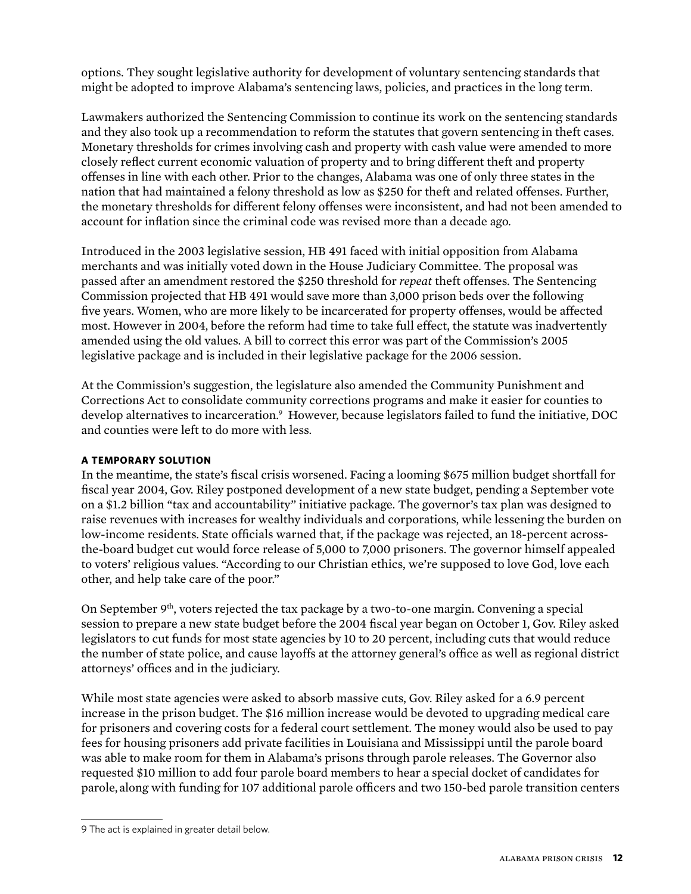options. They sought legislative authority for development of voluntary sentencing standards that might be adopted to improve Alabama's sentencing laws, policies, and practices in the long term.

Lawmakers authorized the Sentencing Commission to continue its work on the sentencing standards and they also took up a recommendation to reform the statutes that govern sentencing in theft cases. Monetary thresholds for crimes involving cash and property with cash value were amended to more closely reflect current economic valuation of property and to bring different theft and property offenses in line with each other. Prior to the changes, Alabama was one of only three states in the nation that had maintained a felony threshold as low as $250 for theft and related offenses. Further, the monetary thresholds for different felony offenses were inconsistent, and had not been amended to account for inflation since the criminal code was revised more than a decade ago.

Introduced in the 2003 legislative session, HB 491 faced with initial opposition from Alabama merchants and was initially voted down in the House Judiciary Committee. The proposal was passed after an amendment restored the $250 threshold for *repeat* theft offenses. The Sentencing Commission projected that HB 491 would save more than 3,000 prison beds over the following five years. Women, who are more likely to be incarcerated for property offenses, would be affected most. However in 2004, before the reform had time to take full effect, the statute was inadvertently amended using the old values. A bill to correct this error was part of the Commission's 2005 legislative package and is included in their legislative package for the 2006 session.

At the Commission's suggestion, the legislature also amended the Community Punishment and Corrections Act to consolidate community corrections programs and make it easier for counties to develop alternatives to incarceration.[9] However, because legislators failed to fund the initiative, DOC and counties were left to do more with less.

### A TEMPORARY SOLUTION

In the meantime, the state's fiscal crisis worsened. Facing a looming $675 million budget shortfall for fiscal year 2004, Gov. Riley postponed development of a new state budget, pending a September vote on a $1.2 billion "tax and accountability" initiative package. The governor's tax plan was designed to raise revenues with increases for wealthy individuals and corporations, while lessening the burden on low-income residents. State officials warned that, if the package was rejected, an 18-percent across-the-board budget cut would force release of 5,000 to 7,000 prisoners. The governor himself appealed to voters' religious values. "According to our Christian ethics, we're supposed to love God, love each other, and help take care of the poor."

On September 9th, voters rejected the tax package by a two-to-one margin. Convening a special session to prepare a new state budget before the 2004 fiscal year began on October 1, Gov. Riley asked legislators to cut funds for most state agencies by 10 to 20 percent, including cuts that would reduce the number of state police, and cause layoffs at the attorney general's office as well as regional district attorneys' offices and in the judiciary.

While most state agencies were asked to absorb massive cuts, Gov. Riley asked for a 6.9 percent increase in the prison budget. The $16 million increase would be devoted to upgrading medical care for prisoners and covering costs for a federal court settlement. The money would also be used to pay fees for housing prisoners add private facilities in Louisiana and Mississippi until the parole board was able to make room for them in Alabama's prisons through parole releases. The Governor also requested $10 million to add four parole board members to hear a special docket of candidates for parole, along with funding for 107 additional parole officers and two 150-bed parole transition centers

---

9 The act is explained in greater detail below.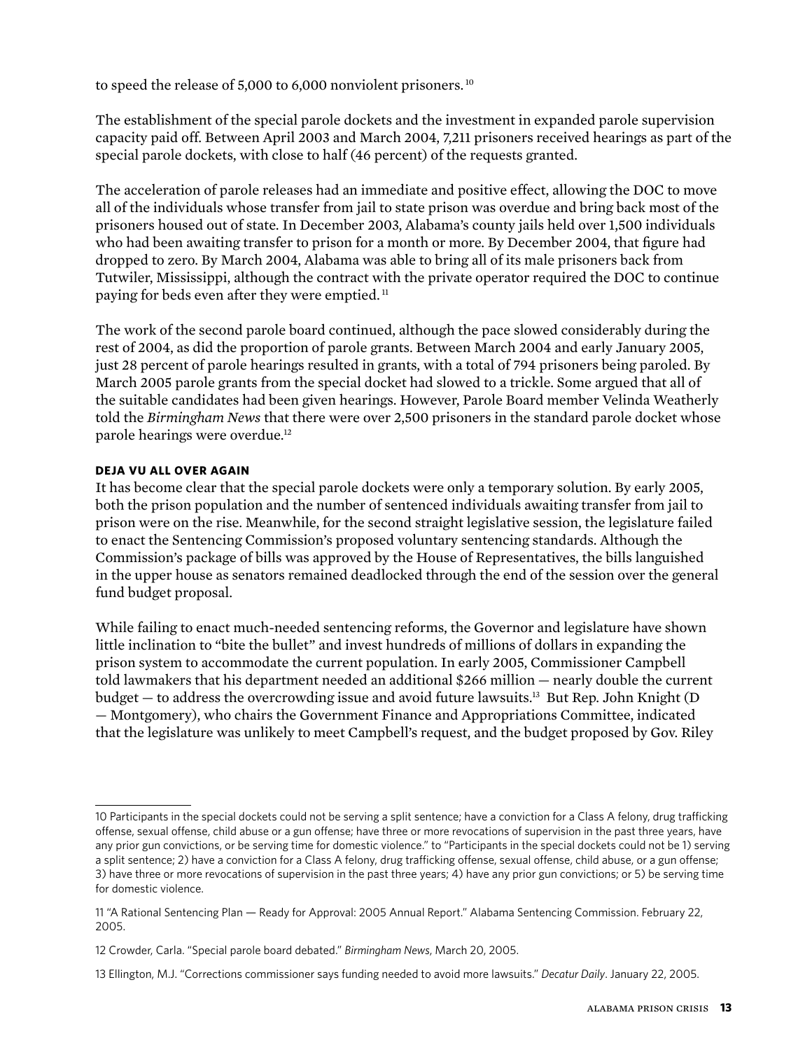to speed the release of 5,000 to 6,000 nonviolent prisoners.[10]

The establishment of the special parole dockets and the investment in expanded parole supervision capacity paid off. Between April 2003 and March 2004, 7,211 prisoners received hearings as part of the special parole dockets, with close to half (46 percent) of the requests granted.

The acceleration of parole releases had an immediate and positive effect, allowing the DOC to move all of the individuals whose transfer from jail to state prison was overdue and bring back most of the prisoners housed out of state. In December 2003, Alabama's county jails held over 1,500 individuals who had been awaiting transfer to prison for a month or more. By December 2004, that figure had dropped to zero. By March 2004, Alabama was able to bring all of its male prisoners back from Tutwiler, Mississippi, although the contract with the private operator required the DOC to continue paying for beds even after they were emptied.[11]

The work of the second parole board continued, although the pace slowed considerably during the rest of 2004, as did the proportion of parole grants. Between March 2004 and early January 2005, just 28 percent of parole hearings resulted in grants, with a total of 794 prisoners being paroled. By March 2005 parole grants from the special docket had slowed to a trickle. Some argued that all of the suitable candidates had been given hearings. However, Parole Board member Velinda Weatherly told the *Birmingham News* that there were over 2,500 prisoners in the standard parole docket whose parole hearings were overdue.[12]

### DEJA VU ALL OVER AGAIN

It has become clear that the special parole dockets were only a temporary solution. By early 2005, both the prison population and the number of sentenced individuals awaiting transfer from jail to prison were on the rise. Meanwhile, for the second straight legislative session, the legislature failed to enact the Sentencing Commission's proposed voluntary sentencing standards. Although the Commission's package of bills was approved by the House of Representatives, the bills languished in the upper house as senators remained deadlocked through the end of the session over the general fund budget proposal.

While failing to enact much-needed sentencing reforms, the Governor and legislature have shown little inclination to "bite the bullet" and invest hundreds of millions of dollars in expanding the prison system to accommodate the current population. In early 2005, Commissioner Campbell told lawmakers that his department needed an additional $266 million — nearly double the current budget — to address the overcrowding issue and avoid future lawsuits.[13] But Rep. John Knight (D — Montgomery), who chairs the Government Finance and Appropriations Committee, indicated that the legislature was unlikely to meet Campbell's request, and the budget proposed by Gov. Riley

---

10 Participants in the special dockets could not be serving a split sentence; have a conviction for a Class A felony, drug trafficking offense, sexual offense, child abuse or a gun offense; have three or more revocations of supervision in the past three years, have any prior gun convictions, or be serving time for domestic violence." to "Participants in the special dockets could not be 1) serving a split sentence; 2) have a conviction for a Class A felony, drug trafficking offense, sexual offense, child abuse, or a gun offense; 3) have three or more revocations of supervision in the past three years; 4) have any prior gun convictions; or 5) be serving time for domestic violence.

11 "A Rational Sentencing Plan — Ready for Approval: 2005 Annual Report." Alabama Sentencing Commission. February 22, 2005.

12 Crowder, Carla. "Special parole board debated." *Birmingham News*, March 20, 2005.

13 Ellington, M.J. "Corrections commissioner says funding needed to avoid more lawsuits." *Decatur Daily*. January 22, 2005.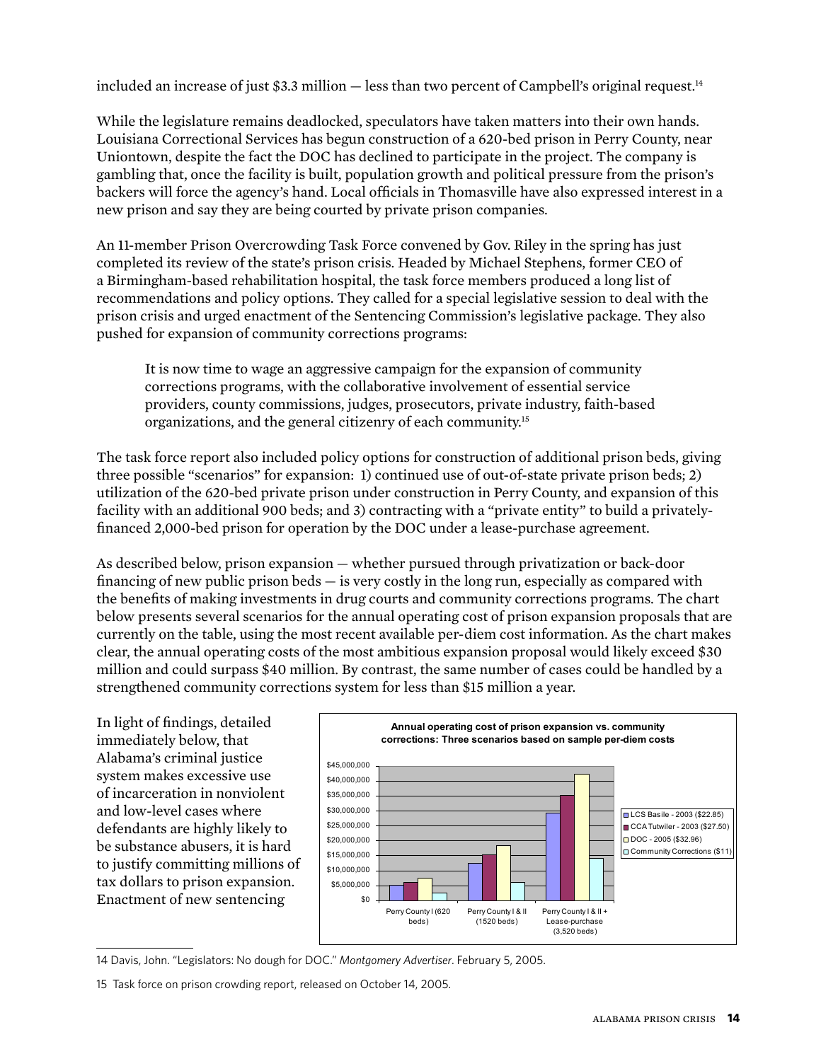included an increase of just $3.3 million — less than two percent of Campbell's original request.[14]

While the legislature remains deadlocked, speculators have taken matters into their own hands. Louisiana Correctional Services has begun construction of a 620-bed prison in Perry County, near Uniontown, despite the fact the DOC has declined to participate in the project. The company is gambling that, once the facility is built, population growth and political pressure from the prison's backers will force the agency's hand. Local officials in Thomasville have also expressed interest in a new prison and say they are being courted by private prison companies.

An 11-member Prison Overcrowding Task Force convened by Gov. Riley in the spring has just completed its review of the state's prison crisis. Headed by Michael Stephens, former CEO of a Birmingham-based rehabilitation hospital, the task force members produced a long list of recommendations and policy options. They called for a special legislative session to deal with the prison crisis and urged enactment of the Sentencing Commission's legislative package. They also pushed for expansion of community corrections programs:

> It is now time to wage an aggressive campaign for the expansion of community corrections programs, with the collaborative involvement of essential service providers, county commissions, judges, prosecutors, private industry, faith-based organizations, and the general citizenry of each community.[15]

The task force report also included policy options for construction of additional prison beds, giving three possible "scenarios" for expansion: 1) continued use of out-of-state private prison beds; 2) utilization of the 620-bed private prison under construction in Perry County, and expansion of this facility with an additional 900 beds; and 3) contracting with a "private entity" to build a privately-financed 2,000-bed prison for operation by the DOC under a lease-purchase agreement.

As described below, prison expansion — whether pursued through privatization or back-door financing of new public prison beds — is very costly in the long run, especially as compared with the benefits of making investments in drug courts and community corrections programs. The chart below presents several scenarios for the annual operating cost of prison expansion proposals that are currently on the table, using the most recent available per-diem cost information. As the chart makes clear, the annual operating costs of the most ambitious expansion proposal would likely exceed $30 million and could surpass $40 million. By contrast, the same number of cases could be handled by a strengthened community corrections system for less than $15 million a year.

**Annual operating cost of prison expansion vs. community corrections: Three scenarios based on sample per-diem costs**

| | LCS Basile - 2003 ($22.85) | CCA Tutwiler - 2003 ($27.50) | DOC - 2005 ($32.96) | Community Corrections ($11) |
|---|---|---|---|---|
| Perry County I (620 beds) | ~$5,000,000 | ~$6,000,000 | ~$7,500,000 | ~$2,500,000 |
| Perry County I & II (1520 beds) | ~$12,500,000 | ~$15,000,000 | ~$18,000,000 | ~$6,000,000 |
| Perry County I & II + Lease-purchase (3,520 beds) | ~$29,000,000 | ~$35,000,000 | ~$42,000,000 | ~$14,000,000 |

In light of findings, detailed immediately below, that Alabama's criminal justice system makes excessive use of incarceration in nonviolent and low-level cases where defendants are highly likely to be substance abusers, it is hard to justify committing millions of tax dollars to prison expansion. Enactment of new sentencing

14 Davis, John. "Legislators: No dough for DOC." *Montgomery Advertiser*. February 5, 2005.

15 Task force on prison crowding report, released on October 14, 2005.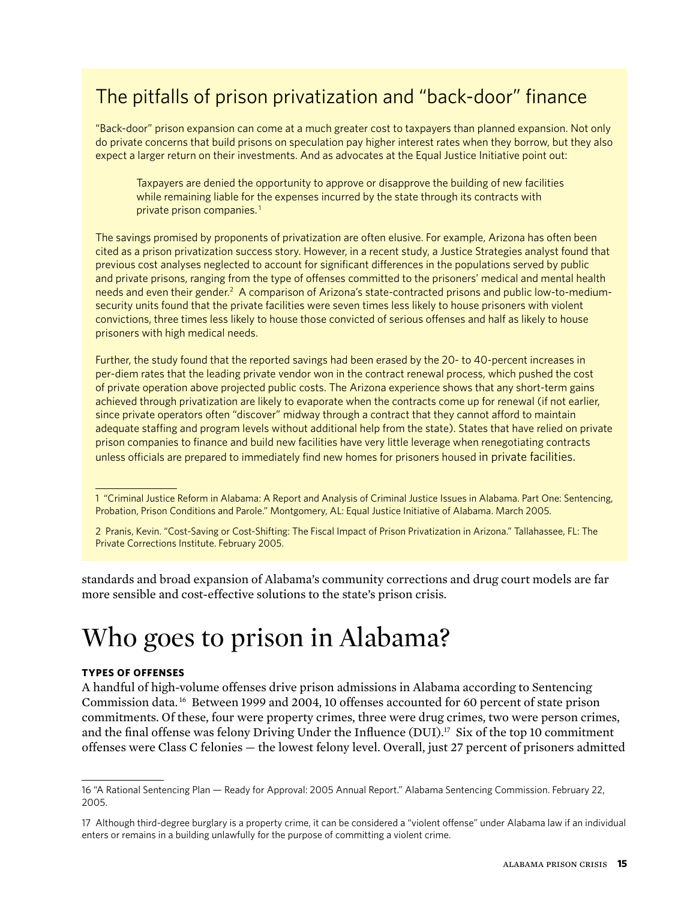## The pitfalls of prison privatization and "back-door" finance

"Back-door" prison expansion can come at a much greater cost to taxpayers than planned expansion. Not only do private concerns that build prisons on speculation pay higher interest rates when they borrow, but they also expect a larger return on their investments. And as advocates at the Equal Justice Initiative point out:

> Taxpayers are denied the opportunity to approve or disapprove the building of new facilities while remaining liable for the expenses incurred by the state through its contracts with private prison companies.[1]

The savings promised by proponents of privatization are often elusive. For example, Arizona has often been cited as a prison privatization success story. However, in a recent study, a Justice Strategies analyst found that previous cost analyses neglected to account for significant differences in the populations served by public and private prisons, ranging from the type of offenses committed to the prisoners' medical and mental health needs and even their gender.[2] A comparison of Arizona's state-contracted prisons and public low-to-medium-security units found that the private facilities were seven times less likely to house prisoners with violent convictions, three times less likely to house those convicted of serious offenses and half as likely to house prisoners with high medical needs.

Further, the study found that the reported savings had been erased by the 20- to 40-percent increases in per-diem rates that the leading private vendor won in the contract renewal process, which pushed the cost of private operation above projected public costs. The Arizona experience shows that any short-term gains achieved through privatization are likely to evaporate when the contracts come up for renewal (if not earlier, since private operators often "discover" midway through a contract that they cannot afford to maintain adequate staffing and program levels without additional help from the state). States that have relied on private prison companies to finance and build new facilities have very little leverage when renegotiating contracts unless officials are prepared to immediately find new homes for prisoners housed in private facilities.

1 "Criminal Justice Reform in Alabama: A Report and Analysis of Criminal Justice Issues in Alabama. Part One: Sentencing, Probation, Prison Conditions and Parole." Montgomery, AL: Equal Justice Initiative of Alabama. March 2005.

2 Pranis, Kevin. "Cost-Saving or Cost-Shifting: The Fiscal Impact of Prison Privatization in Arizona." Tallahassee, FL: The Private Corrections Institute. February 2005.

standards and broad expansion of Alabama's community corrections and drug court models are far more sensible and cost-effective solutions to the state's prison crisis.

# Who goes to prison in Alabama?

**TYPES OF OFFENSES**

A handful of high-volume offenses drive prison admissions in Alabama according to Sentencing Commission data.[16] Between 1999 and 2004, 10 offenses accounted for 60 percent of state prison commitments. Of these, four were property crimes, three were drug crimes, two were person crimes, and the final offense was felony Driving Under the Influence (DUI).[17] Six of the top 10 commitment offenses were Class C felonies — the lowest felony level. Overall, just 27 percent of prisoners admitted

16 "A Rational Sentencing Plan — Ready for Approval: 2005 Annual Report." Alabama Sentencing Commission. February 22, 2005.

17 Although third-degree burglary is a property crime, it can be considered a "violent offense" under Alabama law if an individual enters or remains in a building unlawfully for the purpose of committing a violent crime.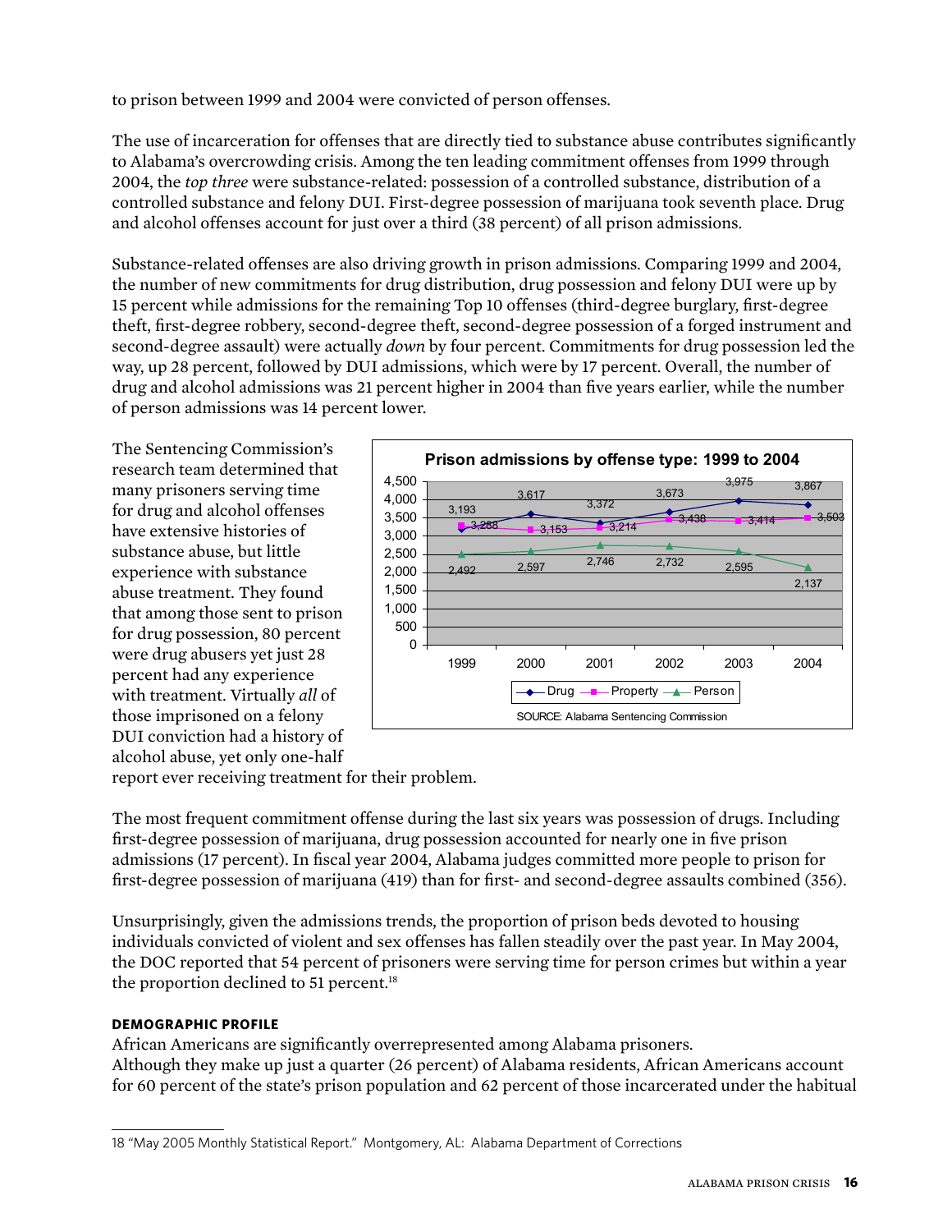to prison between 1999 and 2004 were convicted of person offenses.

The use of incarceration for offenses that are directly tied to substance abuse contributes significantly to Alabama's overcrowding crisis. Among the ten leading commitment offenses from 1999 through 2004, the *top three* were substance-related: possession of a controlled substance, distribution of a controlled substance and felony DUI. First-degree possession of marijuana took seventh place. Drug and alcohol offenses account for just over a third (38 percent) of all prison admissions.

Substance-related offenses are also driving growth in prison admissions. Comparing 1999 and 2004, the number of new commitments for drug distribution, drug possession and felony DUI were up by 15 percent while admissions for the remaining Top 10 offenses (third-degree burglary, first-degree theft, first-degree robbery, second-degree theft, second-degree possession of a forged instrument and second-degree assault) were actually *down* by four percent. Commitments for drug possession led the way, up 28 percent, followed by DUI admissions, which were by 17 percent. Overall, the number of drug and alcohol admissions was 21 percent higher in 2004 than five years earlier, while the number of person admissions was 14 percent lower.

The Sentencing Commission's research team determined that many prisoners serving time for drug and alcohol offenses have extensive histories of substance abuse, but little experience with substance abuse treatment. They found that among those sent to prison for drug possession, 80 percent were drug abusers yet just 28 percent had any experience with treatment. Virtually *all* of those imprisoned on a felony DUI conviction had a history of alcohol abuse, yet only one-half report ever receiving treatment for their problem.

**Prison admissions by offense type: 1999 to 2004**

| | 1999 | 2000 | 2001 | 2002 | 2003 | 2004 |
|---|---|---|---|---|---|---|
| Drug | 3,193 | 3,617 | 3,372 | 3,673 | 3,975 | 3,867 |
| Property | 3,288 | 3,153 | 3,214 | 3,438 | 3,414 | 3,503 |
| Person | 2,492 | 2,597 | 2,746 | 2,732 | 2,595 | 2,137 |

SOURCE: Alabama Sentencing Commission

The most frequent commitment offense during the last six years was possession of drugs. Including first-degree possession of marijuana, drug possession accounted for nearly one in five prison admissions (17 percent). In fiscal year 2004, Alabama judges committed more people to prison for first-degree possession of marijuana (419) than for first- and second-degree assaults combined (356).

Unsurprisingly, given the admissions trends, the proportion of prison beds devoted to housing individuals convicted of violent and sex offenses has fallen steadily over the past year. In May 2004, the DOC reported that 54 percent of prisoners were serving time for person crimes but within a year the proportion declined to 51 percent.[18]

**DEMOGRAPHIC PROFILE**

African Americans are significantly overrepresented among Alabama prisoners. Although they make up just a quarter (26 percent) of Alabama residents, African Americans account for 60 percent of the state's prison population and 62 percent of those incarcerated under the habitual

18 "May 2005 Monthly Statistical Report." Montgomery, AL: Alabama Department of Corrections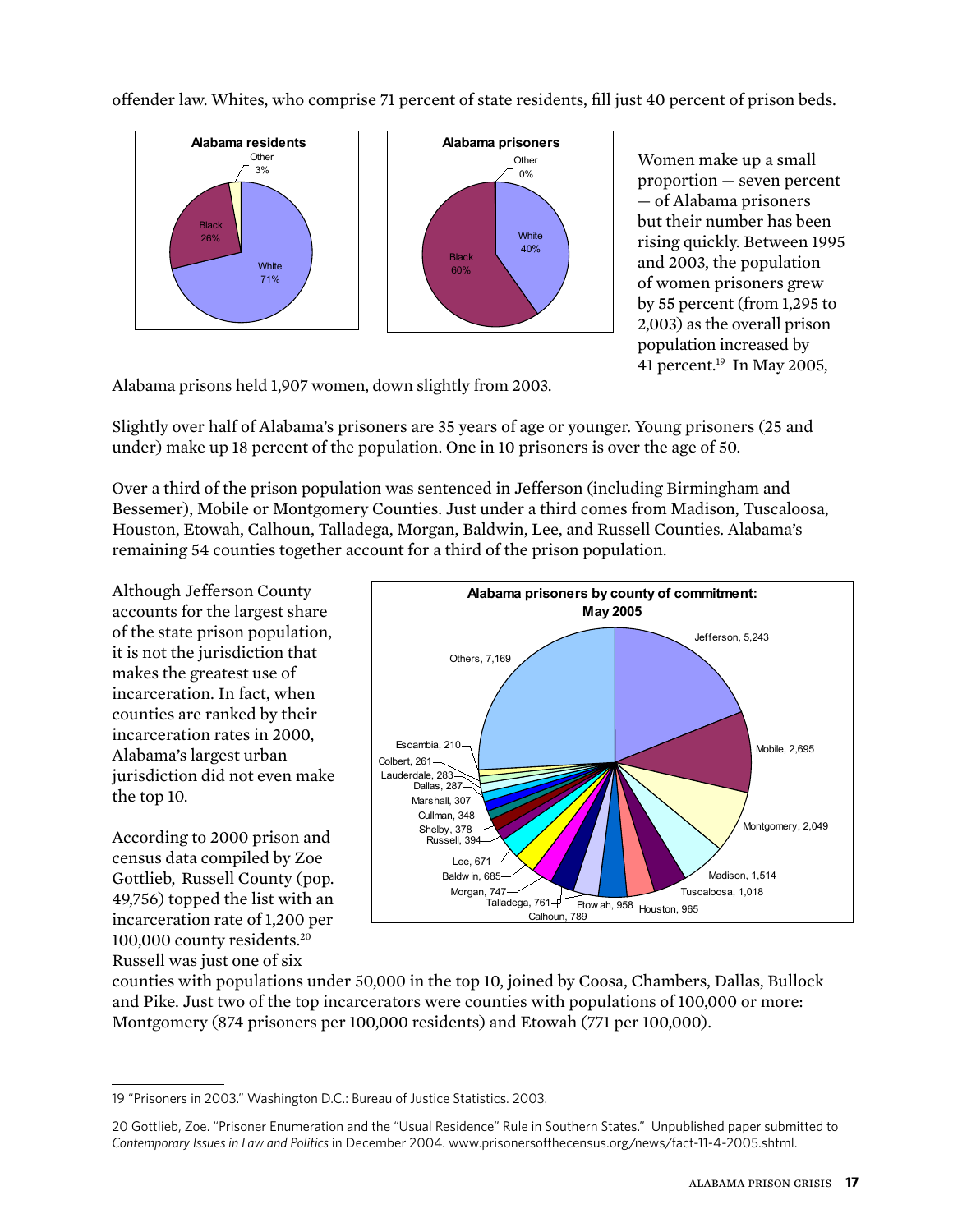offender law. Whites, who comprise 71 percent of state residents, fill just 40 percent of prison beds.

Women make up a small proportion — seven percent — of Alabama prisoners but their number has been rising quickly. Between 1995 and 2003, the population of women prisoners grew by 55 percent (from 1,295 to 2,003) as the overall prison population increased by 41 percent.[19] In May 2005, Alabama prisons held 1,907 women, down slightly from 2003.

Slightly over half of Alabama's prisoners are 35 years of age or younger. Young prisoners (25 and under) make up 18 percent of the population. One in 10 prisoners is over the age of 50.

Over a third of the prison population was sentenced in Jefferson (including Birmingham and Bessemer), Mobile or Montgomery Counties. Just under a third comes from Madison, Tuscaloosa, Houston, Etowah, Calhoun, Talladega, Morgan, Baldwin, Lee, and Russell Counties. Alabama's remaining 54 counties together account for a third of the prison population.

Although Jefferson County accounts for the largest share of the state prison population, it is not the jurisdiction that makes the greatest use of incarceration. In fact, when counties are ranked by their incarceration rates in 2000, Alabama's largest urban jurisdiction did not even make the top 10.

According to 2000 prison and census data compiled by Zoe Gottlieb, Russell County (pop. 49,756) topped the list with an incarceration rate of 1,200 per 100,000 county residents.[20] Russell was just one of six counties with populations under 50,000 in the top 10, joined by Coosa, Chambers, Dallas, Bullock and Pike. Just two of the top incarcerators were counties with populations of 100,000 or more: Montgomery (874 prisoners per 100,000 residents) and Etowah (771 per 100,000).

---

19 "Prisoners in 2003." Washington D.C.: Bureau of Justice Statistics. 2003.

20 Gottlieb, Zoe. "Prisoner Enumeration and the "Usual Residence" Rule in Southern States." Unpublished paper submitted to *Contemporary Issues in Law and Politics* in December 2004. www.prisonersofthecensus.org/news/fact-11-4-2005.shtml.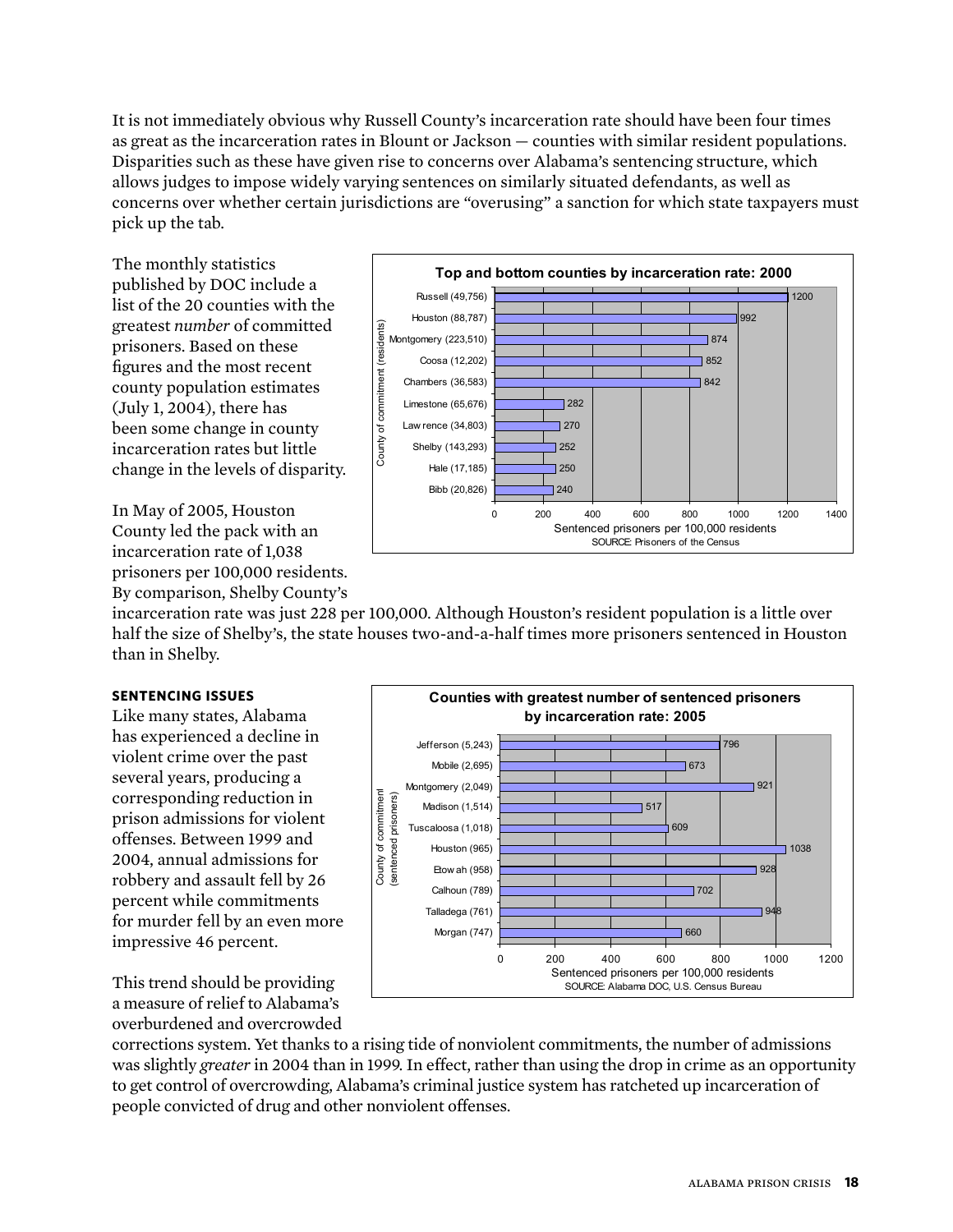It is not immediately obvious why Russell County's incarceration rate should have been four times as great as the incarceration rates in Blount or Jackson — counties with similar resident populations. Disparities such as these have given rise to concerns over Alabama's sentencing structure, which allows judges to impose widely varying sentences on similarly situated defendants, as well as concerns over whether certain jurisdictions are "overusing" a sanction for which state taxpayers must pick up the tab.

**Top and bottom counties by incarceration rate: 2000**

| County of commitment (residents) | Sentenced prisoners per 100,000 residents |
|---|---|
| Russell (49,756) | 1200 |
| Houston (88,787) | 992 |
| Montgomery (223,510) | 874 |
| Coosa (12,202) | 852 |
| Chambers (36,583) | 842 |
| Limestone (65,676) | 282 |
| Lawrence (34,803) | 270 |
| Shelby (143,293) | 252 |
| Hale (17,185) | 250 |
| Bibb (20,826) | 240 |

SOURCE: Prisoners of the Census

The monthly statistics published by DOC include a list of the 20 counties with the greatest *number* of committed prisoners. Based on these figures and the most recent county population estimates (July 1, 2004), there has been some change in county incarceration rates but little change in the levels of disparity.

In May of 2005, Houston County led the pack with an incarceration rate of 1,038 prisoners per 100,000 residents. By comparison, Shelby County's incarceration rate was just 228 per 100,000. Although Houston's resident population is a little over half the size of Shelby's, the state houses two-and-a-half times more prisoners sentenced in Houston than in Shelby.

**Counties with greatest number of sentenced prisoners by incarceration rate: 2005**

| County of commitment (sentenced prisoners) | Sentenced prisoners per 100,000 residents |
|---|---|
| Jefferson (5,243) | 796 |
| Mobile (2,695) | 673 |
| Montgomery (2,049) | 921 |
| Madison (1,514) | 517 |
| Tuscaloosa (1,018) | 609 |
| Houston (965) | 1038 |
| Etowah (958) | 928 |
| Calhoun (789) | 702 |
| Talladega (761) | 948 |
| Morgan (747) | 660 |

SOURCE: Alabama DOC, U.S. Census Bureau

## SENTENCING ISSUES

Like many states, Alabama has experienced a decline in violent crime over the past several years, producing a corresponding reduction in prison admissions for violent offenses. Between 1999 and 2004, annual admissions for robbery and assault fell by 26 percent while commitments for murder fell by an even more impressive 46 percent.

This trend should be providing a measure of relief to Alabama's overburdened and overcrowded corrections system. Yet thanks to a rising tide of nonviolent commitments, the number of admissions was slightly *greater* in 2004 than in 1999. In effect, rather than using the drop in crime as an opportunity to get control of overcrowding, Alabama's criminal justice system has ratcheted up incarceration of people convicted of drug and other nonviolent offenses.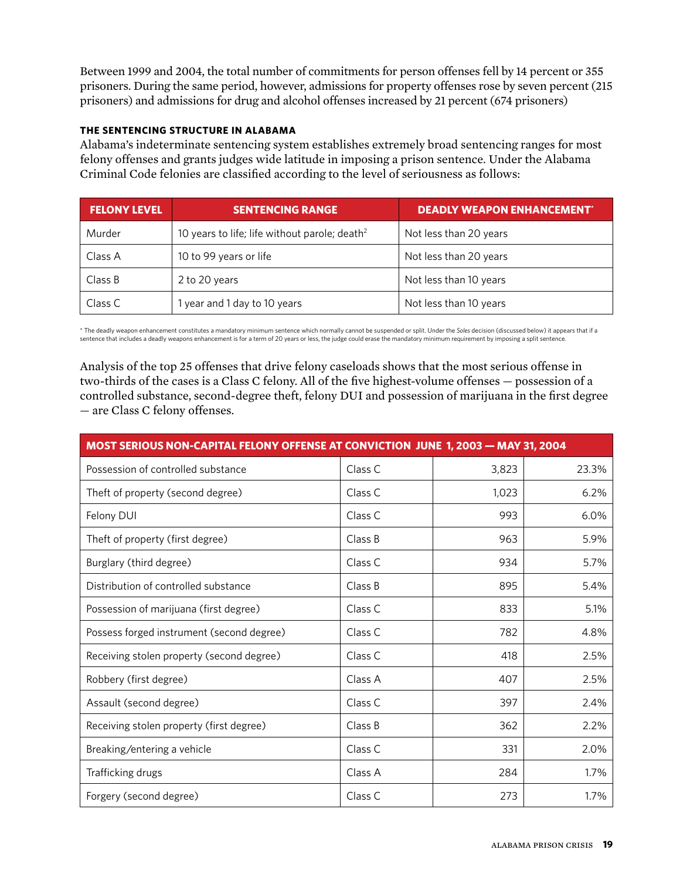Between 1999 and 2004, the total number of commitments for person offenses fell by 14 percent or 355 prisoners. During the same period, however, admissions for property offenses rose by seven percent (215 prisoners) and admissions for drug and alcohol offenses increased by 21 percent (674 prisoners)

### THE SENTENCING STRUCTURE IN ALABAMA

Alabama's indeterminate sentencing system establishes extremely broad sentencing ranges for most felony offenses and grants judges wide latitude in imposing a prison sentence. Under the Alabama Criminal Code felonies are classified according to the level of seriousness as follows:

| FELONY LEVEL | SENTENCING RANGE | DEADLY WEAPON ENHANCEMENT* |
|---|---|---|
| Murder | 10 years to life; life without parole; death[2] | Not less than 20 years |
| Class A | 10 to 99 years or life | Not less than 20 years |
| Class B | 2 to 20 years | Not less than 10 years |
| Class C | 1 year and 1 day to 10 years | Not less than 10 years |

* The deadly weapon enhancement constitutes a mandatory minimum sentence which normally cannot be suspended or split. Under the *Soles* decision (discussed below) it appears that if a sentence that includes a deadly weapons enhancement is for a term of 20 years or less, the judge could erase the mandatory minimum requirement by imposing a split sentence.

Analysis of the top 25 offenses that drive felony caseloads shows that the most serious offense in two-thirds of the cases is a Class C felony. All of the five highest-volume offenses — possession of a controlled substance, second-degree theft, felony DUI and possession of marijuana in the first degree — are Class C felony offenses.

| MOST SERIOUS NON-CAPITAL FELONY OFFENSE AT CONVICTION JUNE 1, 2003 — MAY 31, 2004 | | | |
|---|---|---|---|
| Possession of controlled substance | Class C | 3,823 | 23.3% |
| Theft of property (second degree) | Class C | 1,023 | 6.2% |
| Felony DUI | Class C | 993 | 6.0% |
| Theft of property (first degree) | Class B | 963 | 5.9% |
| Burglary (third degree) | Class C | 934 | 5.7% |
| Distribution of controlled substance | Class B | 895 | 5.4% |
| Possession of marijuana (first degree) | Class C | 833 | 5.1% |
| Possess forged instrument (second degree) | Class C | 782 | 4.8% |
| Receiving stolen property (second degree) | Class C | 418 | 2.5% |
| Robbery (first degree) | Class A | 407 | 2.5% |
| Assault (second degree) | Class C | 397 | 2.4% |
| Receiving stolen property (first degree) | Class B | 362 | 2.2% |
| Breaking/entering a vehicle | Class C | 331 | 2.0% |
| Trafficking drugs | Class A | 284 | 1.7% |
| Forgery (second degree) | Class C | 273 | 1.7% |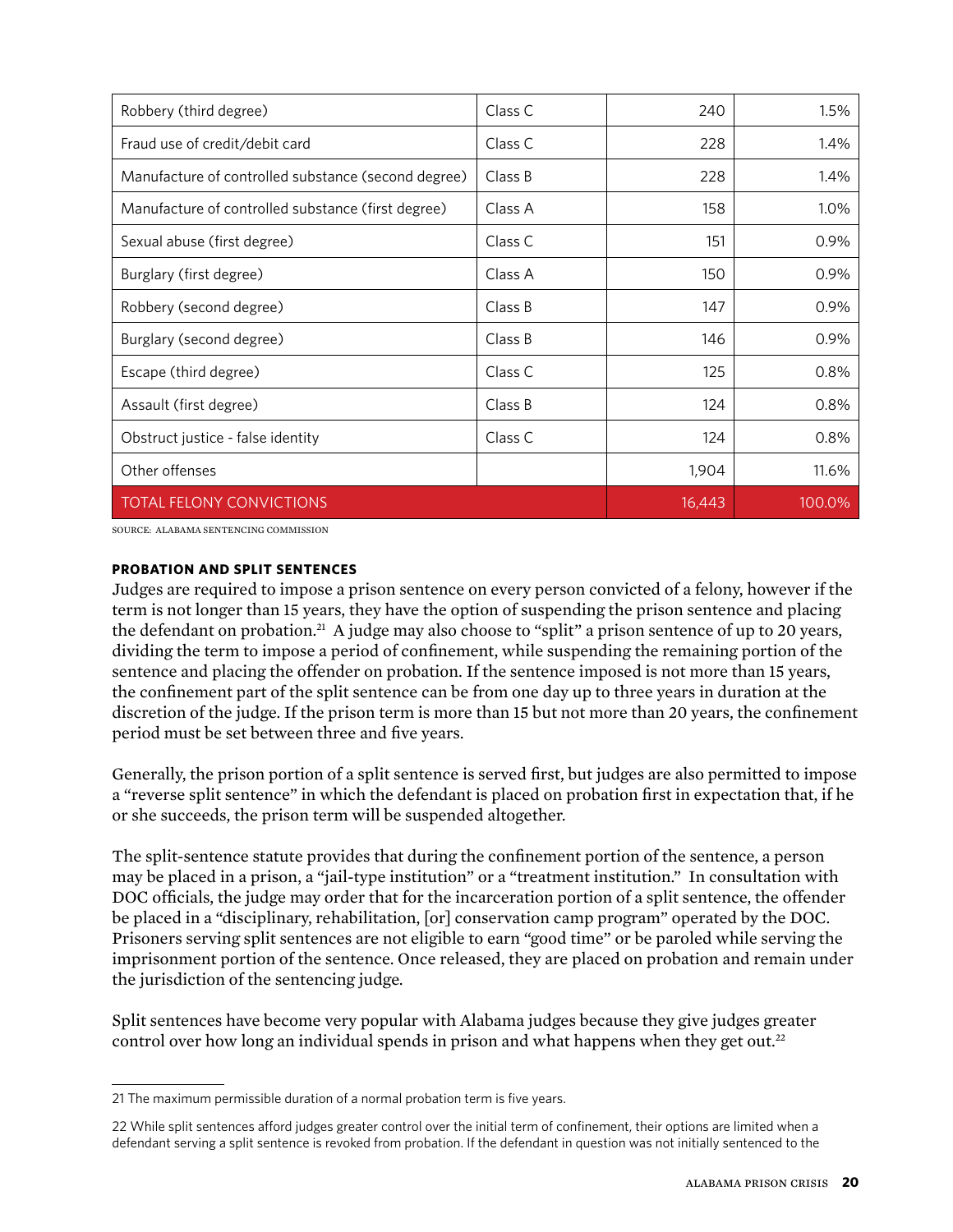| Robbery (third degree) | Class C | 240 | 1.5% |
|---|---|---|---|
| Fraud use of credit/debit card | Class C | 228 | 1.4% |
| Manufacture of controlled substance (second degree) | Class B | 228 | 1.4% |
| Manufacture of controlled substance (first degree) | Class A | 158 | 1.0% |
| Sexual abuse (first degree) | Class C | 151 | 0.9% |
| Burglary (first degree) | Class A | 150 | 0.9% |
| Robbery (second degree) | Class B | 147 | 0.9% |
| Burglary (second degree) | Class B | 146 | 0.9% |
| Escape (third degree) | Class C | 125 | 0.8% |
| Assault (first degree) | Class B | 124 | 0.8% |
| Obstruct justice - false identity | Class C | 124 | 0.8% |
| Other offenses | | 1,904 | 11.6% |
| TOTAL FELONY CONVICTIONS | | 16,443 | 100.0% |

SOURCE: ALABAMA SENTENCING COMMISSION

### PROBATION AND SPLIT SENTENCES

Judges are required to impose a prison sentence on every person convicted of a felony, however if the term is not longer than 15 years, they have the option of suspending the prison sentence and placing the defendant on probation.[21] A judge may also choose to "split" a prison sentence of up to 20 years, dividing the term to impose a period of confinement, while suspending the remaining portion of the sentence and placing the offender on probation. If the sentence imposed is not more than 15 years, the confinement part of the split sentence can be from one day up to three years in duration at the discretion of the judge. If the prison term is more than 15 but not more than 20 years, the confinement period must be set between three and five years.

Generally, the prison portion of a split sentence is served first, but judges are also permitted to impose a "reverse split sentence" in which the defendant is placed on probation first in expectation that, if he or she succeeds, the prison term will be suspended altogether.

The split-sentence statute provides that during the confinement portion of the sentence, a person may be placed in a prison, a "jail-type institution" or a "treatment institution." In consultation with DOC officials, the judge may order that for the incarceration portion of a split sentence, the offender be placed in a "disciplinary, rehabilitation, [or] conservation camp program" operated by the DOC. Prisoners serving split sentences are not eligible to earn "good time" or be paroled while serving the imprisonment portion of the sentence. Once released, they are placed on probation and remain under the jurisdiction of the sentencing judge.

Split sentences have become very popular with Alabama judges because they give judges greater control over how long an individual spends in prison and what happens when they get out.[22]

---

21 The maximum permissible duration of a normal probation term is five years.

22 While split sentences afford judges greater control over the initial term of confinement, their options are limited when a defendant serving a split sentence is revoked from probation. If the defendant in question was not initially sentenced to the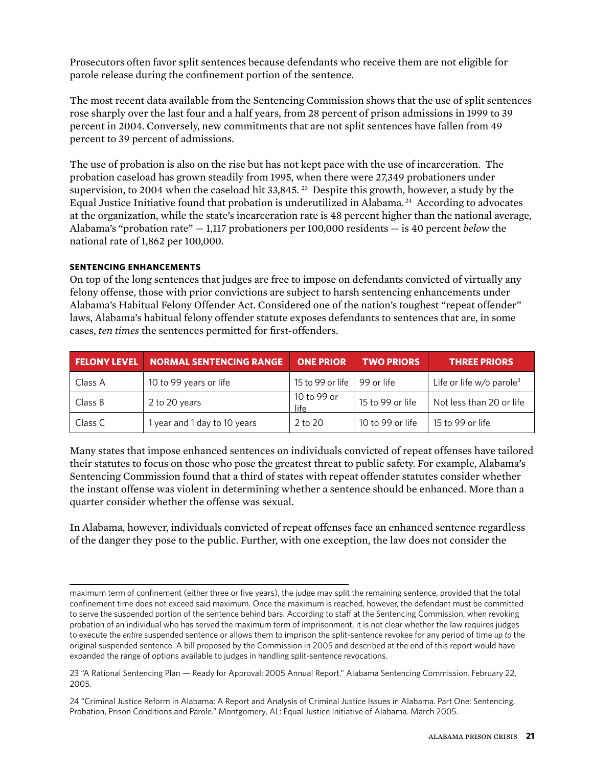Prosecutors often favor split sentences because defendants who receive them are not eligible for parole release during the confinement portion of the sentence.

The most recent data available from the Sentencing Commission shows that the use of split sentences rose sharply over the last four and a half years, from 28 percent of prison admissions in 1999 to 39 percent in 2004. Conversely, new commitments that are not split sentences have fallen from 49 percent to 39 percent of admissions.

The use of probation is also on the rise but has not kept pace with the use of incarceration. The probation caseload has grown steadily from 1995, when there were 27,349 probationers under supervision, to 2004 when the caseload hit 33,845.[23] Despite this growth, however, a study by the Equal Justice Initiative found that probation is underutilized in Alabama.[24] According to advocates at the organization, while the state's incarceration rate is 48 percent higher than the national average, Alabama's "probation rate" — 1,117 probationers per 100,000 residents — is 40 percent *below* the national rate of 1,862 per 100,000.

#### SENTENCING ENHANCEMENTS

On top of the long sentences that judges are free to impose on defendants convicted of virtually any felony offense, those with prior convictions are subject to harsh sentencing enhancements under Alabama's Habitual Felony Offender Act. Considered one of the nation's toughest "repeat offender" laws, Alabama's habitual felony offender statute exposes defendants to sentences that are, in some cases, *ten times* the sentences permitted for first-offenders.

| FELONY LEVEL | NORMAL SENTENCING RANGE | ONE PRIOR | TWO PRIORS | THREE PRIORS |
| --- | --- | --- | --- | --- |
| Class A | 10 to 99 years or life | 15 to 99 or life | 99 or life | Life or life w/o parole[3] |
| Class B | 2 to 20 years | 10 to 99 or life | 15 to 99 or life | Not less than 20 or life |
| Class C | 1 year and 1 day to 10 years | 2 to 20 | 10 to 99 or life | 15 to 99 or life |

Many states that impose enhanced sentences on individuals convicted of repeat offenses have tailored their statutes to focus on those who pose the greatest threat to public safety. For example, Alabama's Sentencing Commission found that a third of states with repeat offender statutes consider whether the instant offense was violent in determining whether a sentence should be enhanced. More than a quarter consider whether the offense was sexual.

In Alabama, however, individuals convicted of repeat offenses face an enhanced sentence regardless of the danger they pose to the public. Further, with one exception, the law does not consider the

---

maximum term of confinement (either three or five years), the judge may split the remaining sentence, provided that the total confinement time does not exceed said maximum. Once the maximum is reached, however, the defendant must be committed to serve the suspended portion of the sentence behind bars. According to staff at the Sentencing Commission, when revoking probation of an individual who has served the maximum term of imprisonment, it is not clear whether the law requires judges to execute the *entire* suspended sentence or allows them to imprison the split-sentence revokee for any period of time *up to* the original suspended sentence. A bill proposed by the Commission in 2005 and described at the end of this report would have expanded the range of options available to judges in handling split-sentence revocations.

23 "A Rational Sentencing Plan — Ready for Approval: 2005 Annual Report." Alabama Sentencing Commission. February 22, 2005.

24 "Criminal Justice Reform in Alabama: A Report and Analysis of Criminal Justice Issues in Alabama. Part One: Sentencing, Probation, Prison Conditions and Parole." Montgomery, AL: Equal Justice Initiative of Alabama. March 2005.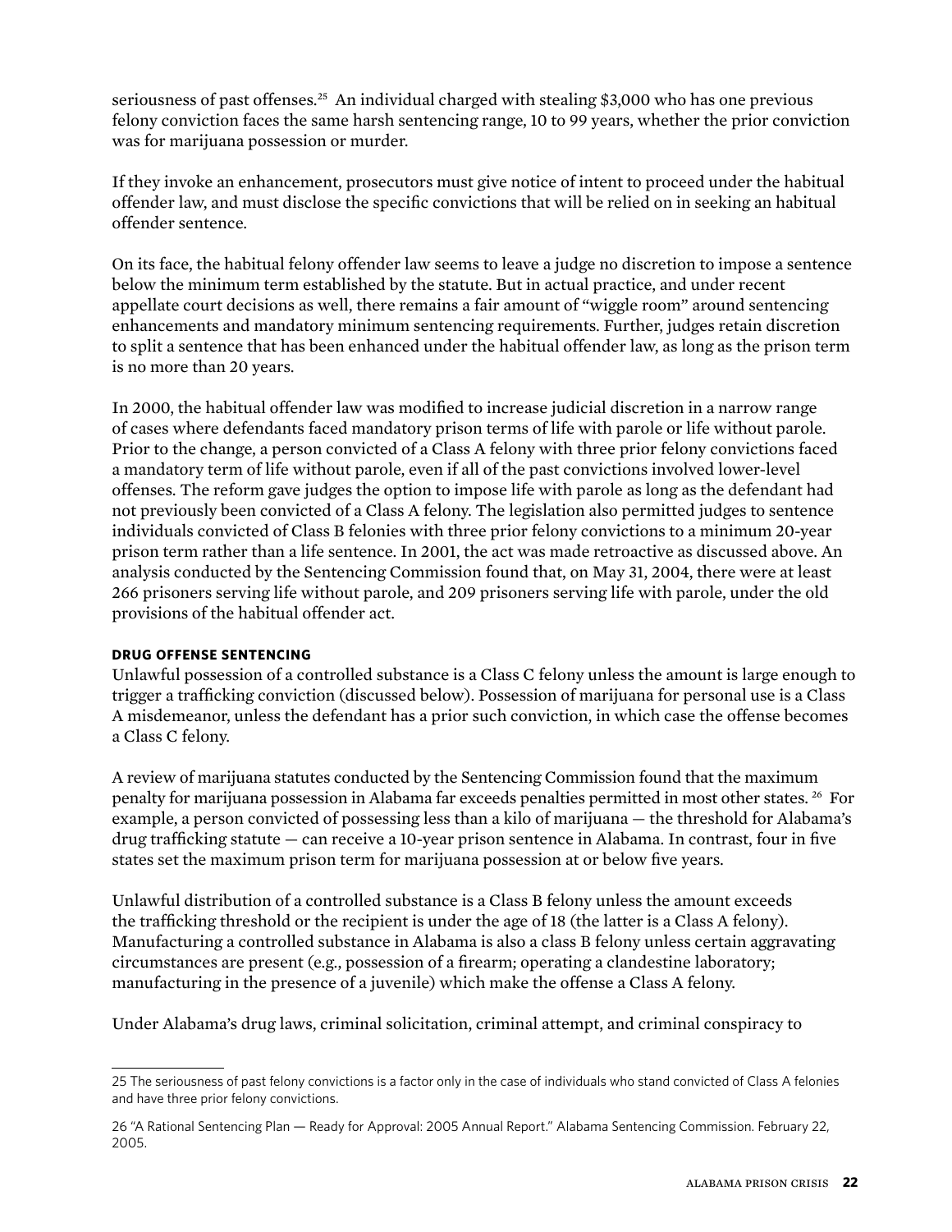seriousness of past offenses.[25] An individual charged with stealing $3,000 who has one previous felony conviction faces the same harsh sentencing range, 10 to 99 years, whether the prior conviction was for marijuana possession or murder.

If they invoke an enhancement, prosecutors must give notice of intent to proceed under the habitual offender law, and must disclose the specific convictions that will be relied on in seeking an habitual offender sentence.

On its face, the habitual felony offender law seems to leave a judge no discretion to impose a sentence below the minimum term established by the statute. But in actual practice, and under recent appellate court decisions as well, there remains a fair amount of "wiggle room" around sentencing enhancements and mandatory minimum sentencing requirements. Further, judges retain discretion to split a sentence that has been enhanced under the habitual offender law, as long as the prison term is no more than 20 years.

In 2000, the habitual offender law was modified to increase judicial discretion in a narrow range of cases where defendants faced mandatory prison terms of life with parole or life without parole. Prior to the change, a person convicted of a Class A felony with three prior felony convictions faced a mandatory term of life without parole, even if all of the past convictions involved lower-level offenses. The reform gave judges the option to impose life with parole as long as the defendant had not previously been convicted of a Class A felony. The legislation also permitted judges to sentence individuals convicted of Class B felonies with three prior felony convictions to a minimum 20-year prison term rather than a life sentence. In 2001, the act was made retroactive as discussed above. An analysis conducted by the Sentencing Commission found that, on May 31, 2004, there were at least 266 prisoners serving life without parole, and 209 prisoners serving life with parole, under the old provisions of the habitual offender act.

### DRUG OFFENSE SENTENCING

Unlawful possession of a controlled substance is a Class C felony unless the amount is large enough to trigger a trafficking conviction (discussed below). Possession of marijuana for personal use is a Class A misdemeanor, unless the defendant has a prior such conviction, in which case the offense becomes a Class C felony.

A review of marijuana statutes conducted by the Sentencing Commission found that the maximum penalty for marijuana possession in Alabama far exceeds penalties permitted in most other states.[26] For example, a person convicted of possessing less than a kilo of marijuana — the threshold for Alabama's drug trafficking statute — can receive a 10-year prison sentence in Alabama. In contrast, four in five states set the maximum prison term for marijuana possession at or below five years.

Unlawful distribution of a controlled substance is a Class B felony unless the amount exceeds the trafficking threshold or the recipient is under the age of 18 (the latter is a Class A felony). Manufacturing a controlled substance in Alabama is also a class B felony unless certain aggravating circumstances are present (e.g., possession of a firearm; operating a clandestine laboratory; manufacturing in the presence of a juvenile) which make the offense a Class A felony.

Under Alabama's drug laws, criminal solicitation, criminal attempt, and criminal conspiracy to

---

25 The seriousness of past felony convictions is a factor only in the case of individuals who stand convicted of Class A felonies and have three prior felony convictions.

26 "A Rational Sentencing Plan — Ready for Approval: 2005 Annual Report." Alabama Sentencing Commission. February 22, 2005.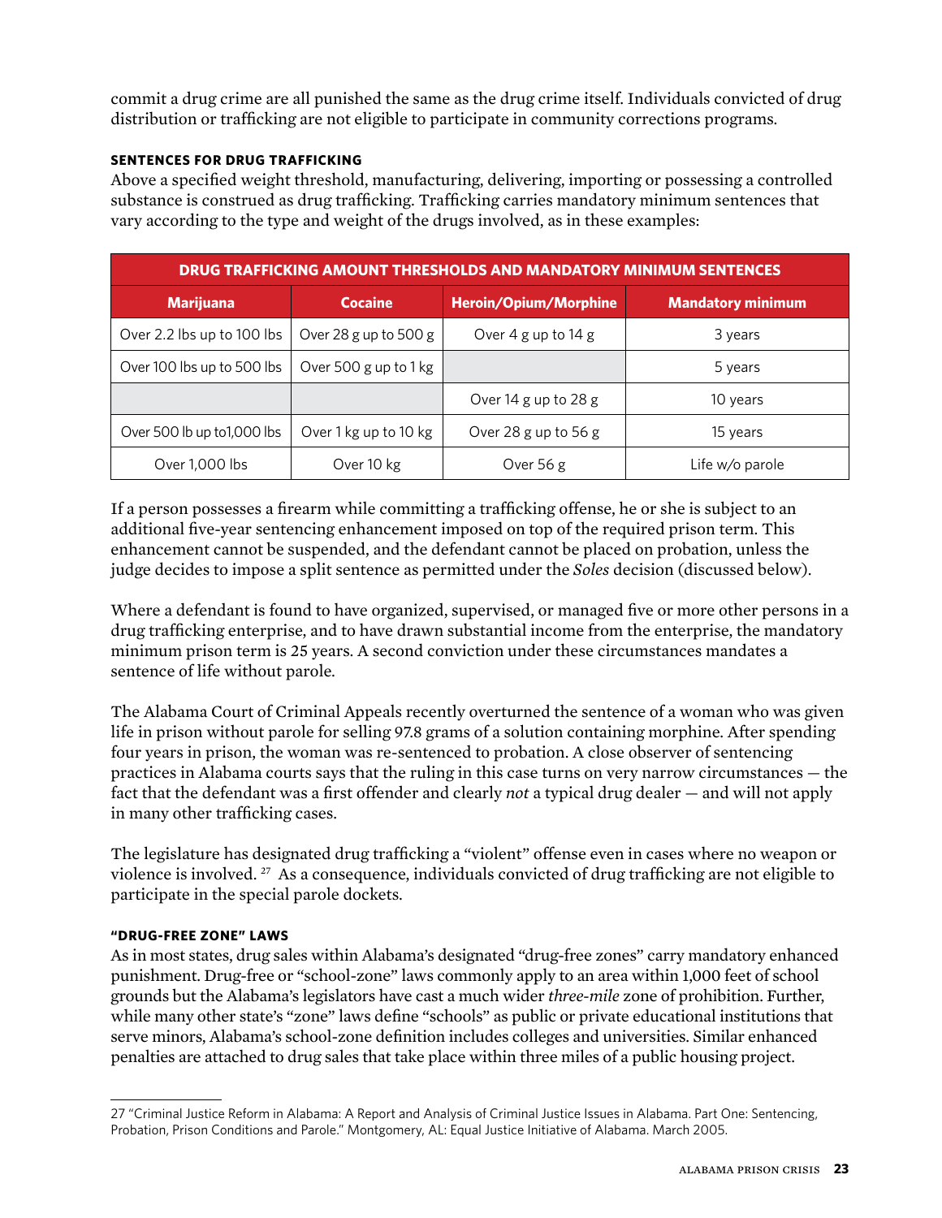commit a drug crime are all punished the same as the drug crime itself. Individuals convicted of drug distribution or trafficking are not eligible to participate in community corrections programs.

#### SENTENCES FOR DRUG TRAFFICKING

Above a specified weight threshold, manufacturing, delivering, importing or possessing a controlled substance is construed as drug trafficking. Trafficking carries mandatory minimum sentences that vary according to the type and weight of the drugs involved, as in these examples:

| DRUG TRAFFICKING AMOUNT THRESHOLDS AND MANDATORY MINIMUM SENTENCES | | | |
|---|---|---|---|
| **Marijuana** | **Cocaine** | **Heroin/Opium/Morphine** | **Mandatory minimum** |
| Over 2.2 lbs up to 100 lbs | Over 28 g up to 500 g | Over 4 g up to 14 g | 3 years |
| Over 100 lbs up to 500 lbs | Over 500 g up to 1 kg | | 5 years |
| | | Over 14 g up to 28 g | 10 years |
| Over 500 lb up to1,000 lbs | Over 1 kg up to 10 kg | Over 28 g up to 56 g | 15 years |
| Over 1,000 lbs | Over 10 kg | Over 56 g | Life w/o parole |

If a person possesses a firearm while committing a trafficking offense, he or she is subject to an additional five-year sentencing enhancement imposed on top of the required prison term. This enhancement cannot be suspended, and the defendant cannot be placed on probation, unless the judge decides to impose a split sentence as permitted under the *Soles* decision (discussed below).

Where a defendant is found to have organized, supervised, or managed five or more other persons in a drug trafficking enterprise, and to have drawn substantial income from the enterprise, the mandatory minimum prison term is 25 years. A second conviction under these circumstances mandates a sentence of life without parole.

The Alabama Court of Criminal Appeals recently overturned the sentence of a woman who was given life in prison without parole for selling 97.8 grams of a solution containing morphine. After spending four years in prison, the woman was re-sentenced to probation. A close observer of sentencing practices in Alabama courts says that the ruling in this case turns on very narrow circumstances — the fact that the defendant was a first offender and clearly *not* a typical drug dealer — and will not apply in many other trafficking cases.

The legislature has designated drug trafficking a "violent" offense even in cases where no weapon or violence is involved.[27] As a consequence, individuals convicted of drug trafficking are not eligible to participate in the special parole dockets.

#### "DRUG-FREE ZONE" LAWS

As in most states, drug sales within Alabama's designated "drug-free zones" carry mandatory enhanced punishment. Drug-free or "school-zone" laws commonly apply to an area within 1,000 feet of school grounds but the Alabama's legislators have cast a much wider *three-mile* zone of prohibition. Further, while many other state's "zone" laws define "schools" as public or private educational institutions that serve minors, Alabama's school-zone definition includes colleges and universities. Similar enhanced penalties are attached to drug sales that take place within three miles of a public housing project.

---

27 "Criminal Justice Reform in Alabama: A Report and Analysis of Criminal Justice Issues in Alabama. Part One: Sentencing, Probation, Prison Conditions and Parole." Montgomery, AL: Equal Justice Initiative of Alabama. March 2005.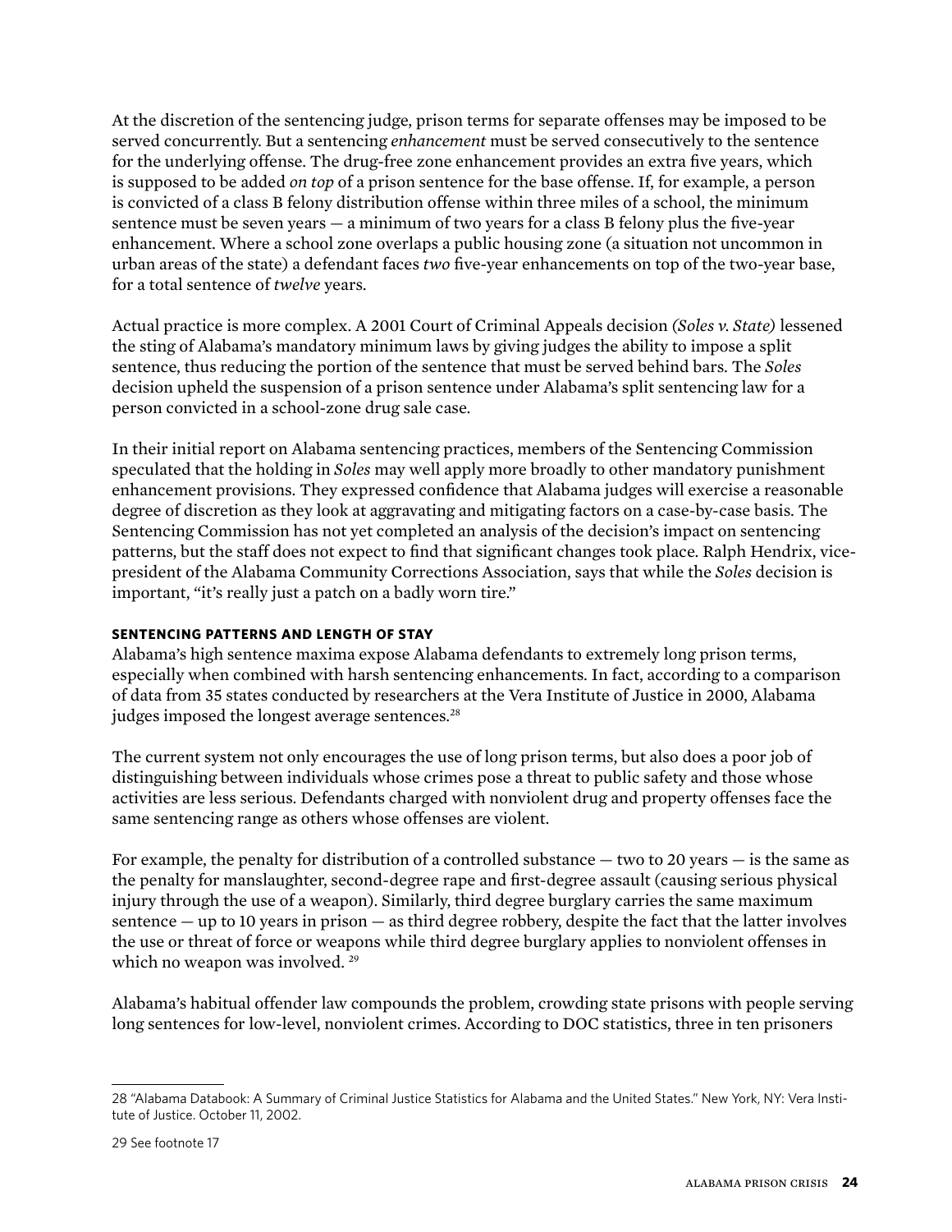At the discretion of the sentencing judge, prison terms for separate offenses may be imposed to be served concurrently. But a sentencing *enhancement* must be served consecutively to the sentence for the underlying offense. The drug-free zone enhancement provides an extra five years, which is supposed to be added *on top* of a prison sentence for the base offense. If, for example, a person is convicted of a class B felony distribution offense within three miles of a school, the minimum sentence must be seven years — a minimum of two years for a class B felony plus the five-year enhancement. Where a school zone overlaps a public housing zone (a situation not uncommon in urban areas of the state) a defendant faces *two* five-year enhancements on top of the two-year base, for a total sentence of *twelve* years.

Actual practice is more complex. A 2001 Court of Criminal Appeals decision (*Soles v. State*) lessened the sting of Alabama's mandatory minimum laws by giving judges the ability to impose a split sentence, thus reducing the portion of the sentence that must be served behind bars. The *Soles* decision upheld the suspension of a prison sentence under Alabama's split sentencing law for a person convicted in a school-zone drug sale case.

In their initial report on Alabama sentencing practices, members of the Sentencing Commission speculated that the holding in *Soles* may well apply more broadly to other mandatory punishment enhancement provisions. They expressed confidence that Alabama judges will exercise a reasonable degree of discretion as they look at aggravating and mitigating factors on a case-by-case basis. The Sentencing Commission has not yet completed an analysis of the decision's impact on sentencing patterns, but the staff does not expect to find that significant changes took place. Ralph Hendrix, vice-president of the Alabama Community Corrections Association, says that while the *Soles* decision is important, "it's really just a patch on a badly worn tire."

### SENTENCING PATTERNS AND LENGTH OF STAY

Alabama's high sentence maxima expose Alabama defendants to extremely long prison terms, especially when combined with harsh sentencing enhancements. In fact, according to a comparison of data from 35 states conducted by researchers at the Vera Institute of Justice in 2000, Alabama judges imposed the longest average sentences.[28]

The current system not only encourages the use of long prison terms, but also does a poor job of distinguishing between individuals whose crimes pose a threat to public safety and those whose activities are less serious. Defendants charged with nonviolent drug and property offenses face the same sentencing range as others whose offenses are violent.

For example, the penalty for distribution of a controlled substance — two to 20 years — is the same as the penalty for manslaughter, second-degree rape and first-degree assault (causing serious physical injury through the use of a weapon). Similarly, third degree burglary carries the same maximum sentence — up to 10 years in prison — as third degree robbery, despite the fact that the latter involves the use or threat of force or weapons while third degree burglary applies to nonviolent offenses in which no weapon was involved. [29]

Alabama's habitual offender law compounds the problem, crowding state prisons with people serving long sentences for low-level, nonviolent crimes. According to DOC statistics, three in ten prisoners

---

28 "Alabama Databook: A Summary of Criminal Justice Statistics for Alabama and the United States." New York, NY: Vera Institute of Justice. October 11, 2002.

29 See footnote 17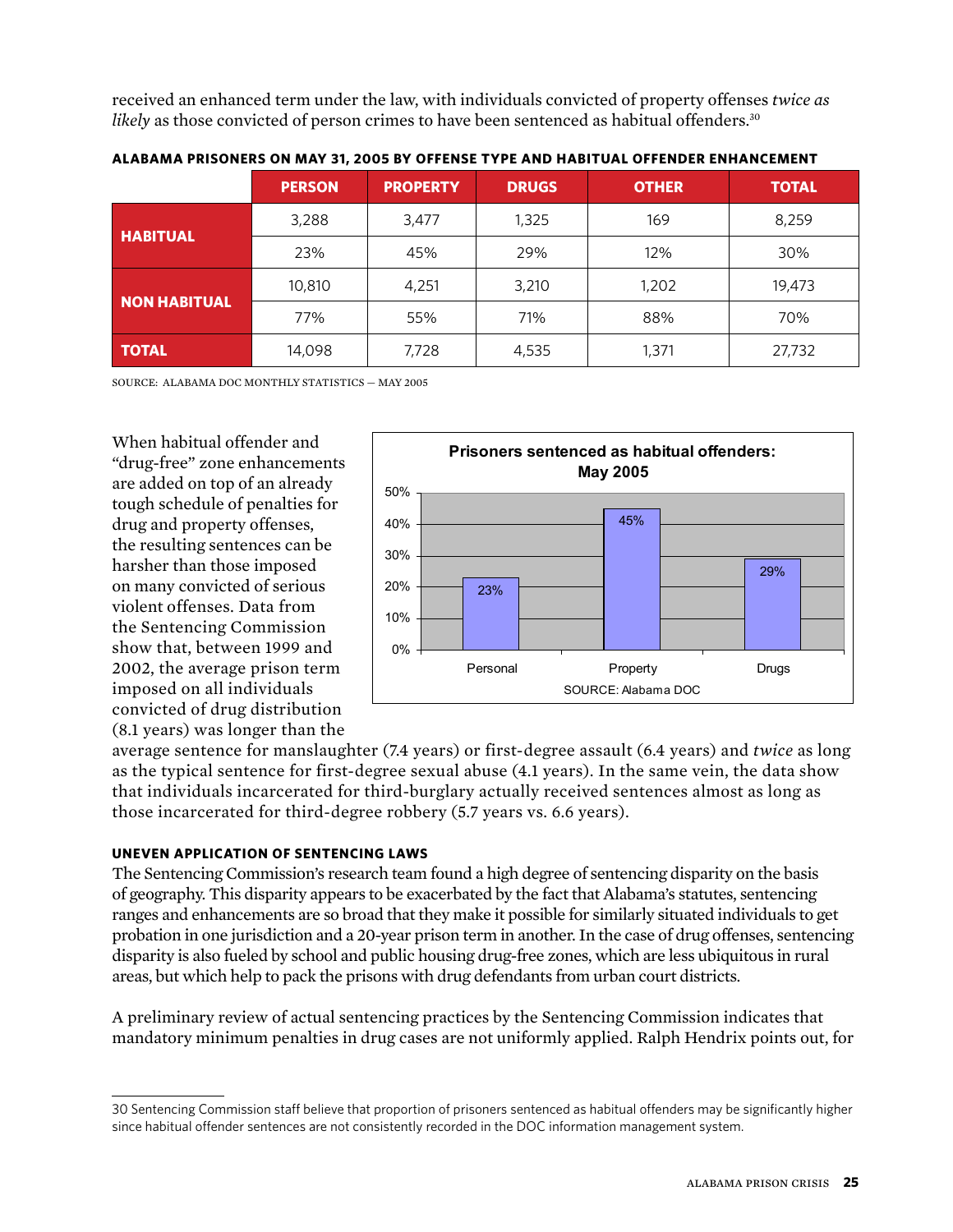received an enhanced term under the law, with individuals convicted of property offenses *twice as likely* as those convicted of person crimes to have been sentenced as habitual offenders.[30]

**ALABAMA PRISONERS ON MAY 31, 2005 BY OFFENSE TYPE AND HABITUAL OFFENDER ENHANCEMENT**

| | PERSON | PROPERTY | DRUGS | OTHER | TOTAL |
|---|---|---|---|---|---|
| **HABITUAL** | 3,288 | 3,477 | 1,325 | 169 | 8,259 |
| | 23% | 45% | 29% | 12% | 30% |
| **NON HABITUAL** | 10,810 | 4,251 | 3,210 | 1,202 | 19,473 |
| | 77% | 55% | 71% | 88% | 70% |
| **TOTAL** | 14,098 | 7,728 | 4,535 | 1,371 | 27,732 |

SOURCE: ALABAMA DOC MONTHLY STATISTICS — MAY 2005

**Prisoners sentenced as habitual offenders: May 2005**

| | Personal | Property | Drugs |
|---|---|---|---|
| Percent | 23% | 45% | 29% |

SOURCE: Alabama DOC

When habitual offender and "drug-free" zone enhancements are added on top of an already tough schedule of penalties for drug and property offenses, the resulting sentences can be harsher than those imposed on many convicted of serious violent offenses. Data from the Sentencing Commission show that, between 1999 and 2002, the average prison term imposed on all individuals convicted of drug distribution (8.1 years) was longer than the average sentence for manslaughter (7.4 years) or first-degree assault (6.4 years) and *twice* as long as the typical sentence for first-degree sexual abuse (4.1 years). In the same vein, the data show that individuals incarcerated for third-burglary actually received sentences almost as long as those incarcerated for third-degree robbery (5.7 years vs. 6.6 years).

### UNEVEN APPLICATION OF SENTENCING LAWS

The Sentencing Commission's research team found a high degree of sentencing disparity on the basis of geography. This disparity appears to be exacerbated by the fact that Alabama's statutes, sentencing ranges and enhancements are so broad that they make it possible for similarly situated individuals to get probation in one jurisdiction and a 20-year prison term in another. In the case of drug offenses, sentencing disparity is also fueled by school and public housing drug-free zones, which are less ubiquitous in rural areas, but which help to pack the prisons with drug defendants from urban court districts.

A preliminary review of actual sentencing practices by the Sentencing Commission indicates that mandatory minimum penalties in drug cases are not uniformly applied. Ralph Hendrix points out, for

---

30 Sentencing Commission staff believe that proportion of prisoners sentenced as habitual offenders may be significantly higher since habitual offender sentences are not consistently recorded in the DOC information management system.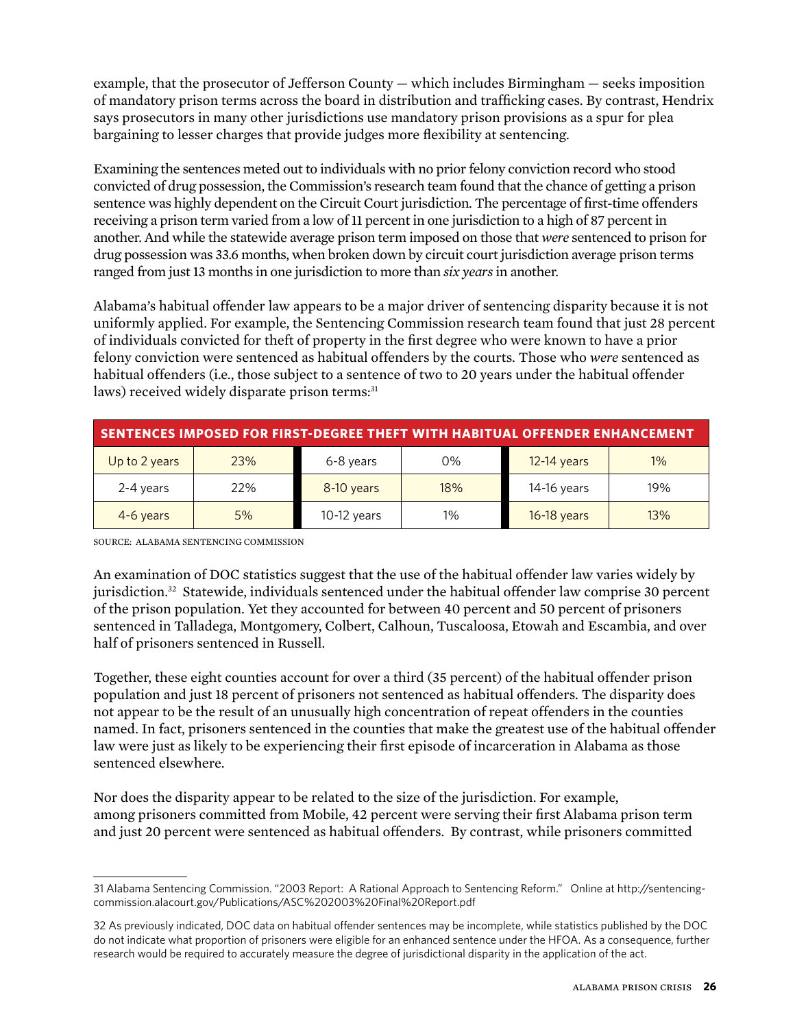example, that the prosecutor of Jefferson County — which includes Birmingham — seeks imposition of mandatory prison terms across the board in distribution and trafficking cases. By contrast, Hendrix says prosecutors in many other jurisdictions use mandatory prison provisions as a spur for plea bargaining to lesser charges that provide judges more flexibility at sentencing.

Examining the sentences meted out to individuals with no prior felony conviction record who stood convicted of drug possession, the Commission's research team found that the chance of getting a prison sentence was highly dependent on the Circuit Court jurisdiction. The percentage of first-time offenders receiving a prison term varied from a low of 11 percent in one jurisdiction to a high of 87 percent in another. And while the statewide average prison term imposed on those that *were* sentenced to prison for drug possession was 33.6 months, when broken down by circuit court jurisdiction average prison terms ranged from just 13 months in one jurisdiction to more than *six years* in another.

Alabama's habitual offender law appears to be a major driver of sentencing disparity because it is not uniformly applied. For example, the Sentencing Commission research team found that just 28 percent of individuals convicted for theft of property in the first degree who were known to have a prior felony conviction were sentenced as habitual offenders by the courts. Those who *were* sentenced as habitual offenders (i.e., those subject to a sentence of two to 20 years under the habitual offender laws) received widely disparate prison terms:[31]

**SENTENCES IMPOSED FOR FIRST-DEGREE THEFT WITH HABITUAL OFFENDER ENHANCEMENT**

| | | | | | |
|---|---|---|---|---|---|
| Up to 2 years | 23% | 6-8 years | 0% | 12-14 years | 1% |
| 2-4 years | 22% | 8-10 years | 18% | 14-16 years | 19% |
| 4-6 years | 5% | 10-12 years | 1% | 16-18 years | 13% |

SOURCE: ALABAMA SENTENCING COMMISSION

An examination of DOC statistics suggest that the use of the habitual offender law varies widely by jurisdiction.[32] Statewide, individuals sentenced under the habitual offender law comprise 30 percent of the prison population. Yet they accounted for between 40 percent and 50 percent of prisoners sentenced in Talladega, Montgomery, Colbert, Calhoun, Tuscaloosa, Etowah and Escambia, and over half of prisoners sentenced in Russell.

Together, these eight counties account for over a third (35 percent) of the habitual offender prison population and just 18 percent of prisoners not sentenced as habitual offenders. The disparity does not appear to be the result of an unusually high concentration of repeat offenders in the counties named. In fact, prisoners sentenced in the counties that make the greatest use of the habitual offender law were just as likely to be experiencing their first episode of incarceration in Alabama as those sentenced elsewhere.

Nor does the disparity appear to be related to the size of the jurisdiction. For example, among prisoners committed from Mobile, 42 percent were serving their first Alabama prison term and just 20 percent were sentenced as habitual offenders. By contrast, while prisoners committed

---

31 Alabama Sentencing Commission. "2003 Report: A Rational Approach to Sentencing Reform." Online at http://sentencingcommission.alacourt.gov/Publications/ASC%202003%20Final%20Report.pdf

32 As previously indicated, DOC data on habitual offender sentences may be incomplete, while statistics published by the DOC do not indicate what proportion of prisoners were eligible for an enhanced sentence under the HFOA. As a consequence, further research would be required to accurately measure the degree of jurisdictional disparity in the application of the act.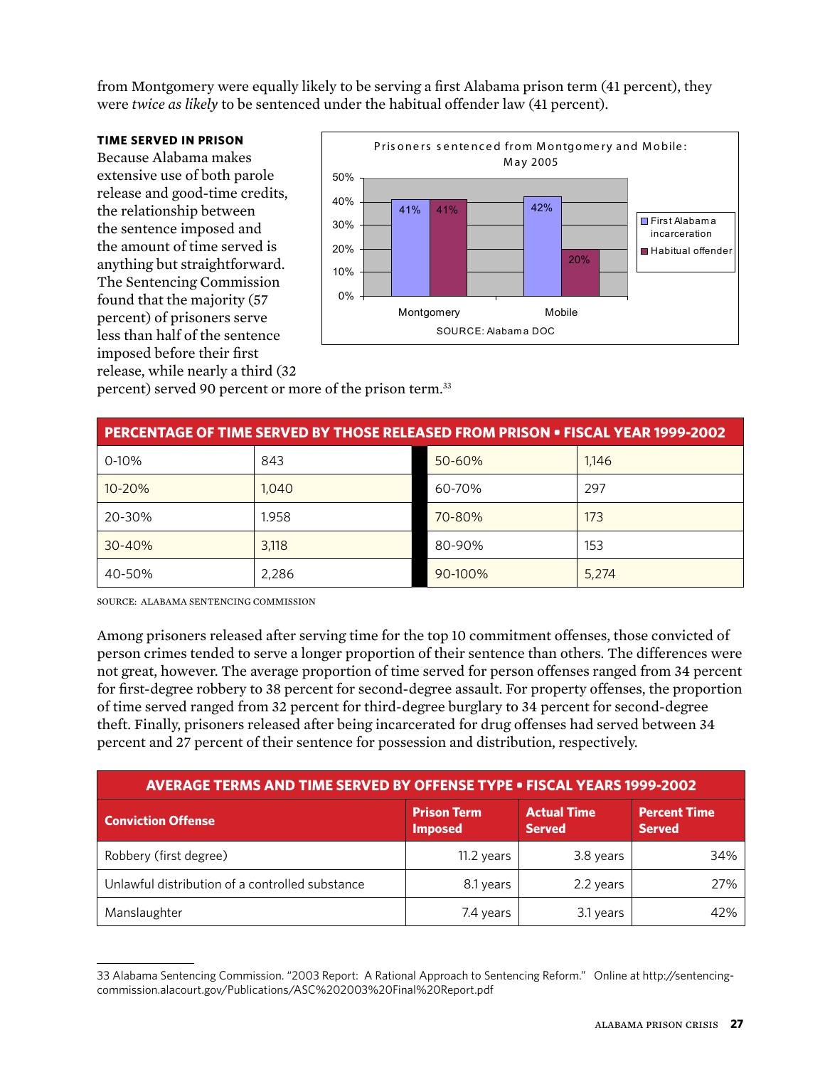from Montgomery were equally likely to be serving a first Alabama prison term (41 percent), they were *twice as likely* to be sentenced under the habitual offender law (41 percent).

**Prisoners sentenced from Montgomery and Mobile: May 2005**

| | First Alabama incarceration | Habitual offender |
|---|---|---|
| Montgomery | 41% | 41% |
| Mobile | 42% | 20% |

SOURCE: Alabama DOC

### TIME SERVED IN PRISON

Because Alabama makes extensive use of both parole release and good-time credits, the relationship between the sentence imposed and the amount of time served is anything but straightforward. The Sentencing Commission found that the majority (57 percent) of prisoners serve less than half of the sentence imposed before their first release, while nearly a third (32 percent) served 90 percent or more of the prison term.[33]

| PERCENTAGE OF TIME SERVED BY THOSE RELEASED FROM PRISON • FISCAL YEAR 1999-2002 | | | |
|---|---|---|---|
| 0-10% | 843 | 50-60% | 1,146 |
| 10-20% | 1,040 | 60-70% | 297 |
| 20-30% | 1.958 | 70-80% | 173 |
| 30-40% | 3,118 | 80-90% | 153 |
| 40-50% | 2,286 | 90-100% | 5,274 |

SOURCE: ALABAMA SENTENCING COMMISSION

Among prisoners released after serving time for the top 10 commitment offenses, those convicted of person crimes tended to serve a longer proportion of their sentence than others. The differences were not great, however. The average proportion of time served for person offenses ranged from 34 percent for first-degree robbery to 38 percent for second-degree assault. For property offenses, the proportion of time served ranged from 32 percent for third-degree burglary to 34 percent for second-degree theft. Finally, prisoners released after being incarcerated for drug offenses had served between 34 percent and 27 percent of their sentence for possession and distribution, respectively.

**AVERAGE TERMS AND TIME SERVED BY OFFENSE TYPE • FISCAL YEARS 1999-2002**

| Conviction Offense | Prison Term Imposed | Actual Time Served | Percent Time Served |
|---|---|---|---|
| Robbery (first degree) | 11.2 years | 3.8 years | 34% |
| Unlawful distribution of a controlled substance | 8.1 years | 2.2 years | 27% |
| Manslaughter | 7.4 years | 3.1 years | 42% |

33 Alabama Sentencing Commission. "2003 Report: A Rational Approach to Sentencing Reform." Online at http://sentencingcommission.alacourt.gov/Publications/ASC%202003%20Final%20Report.pdf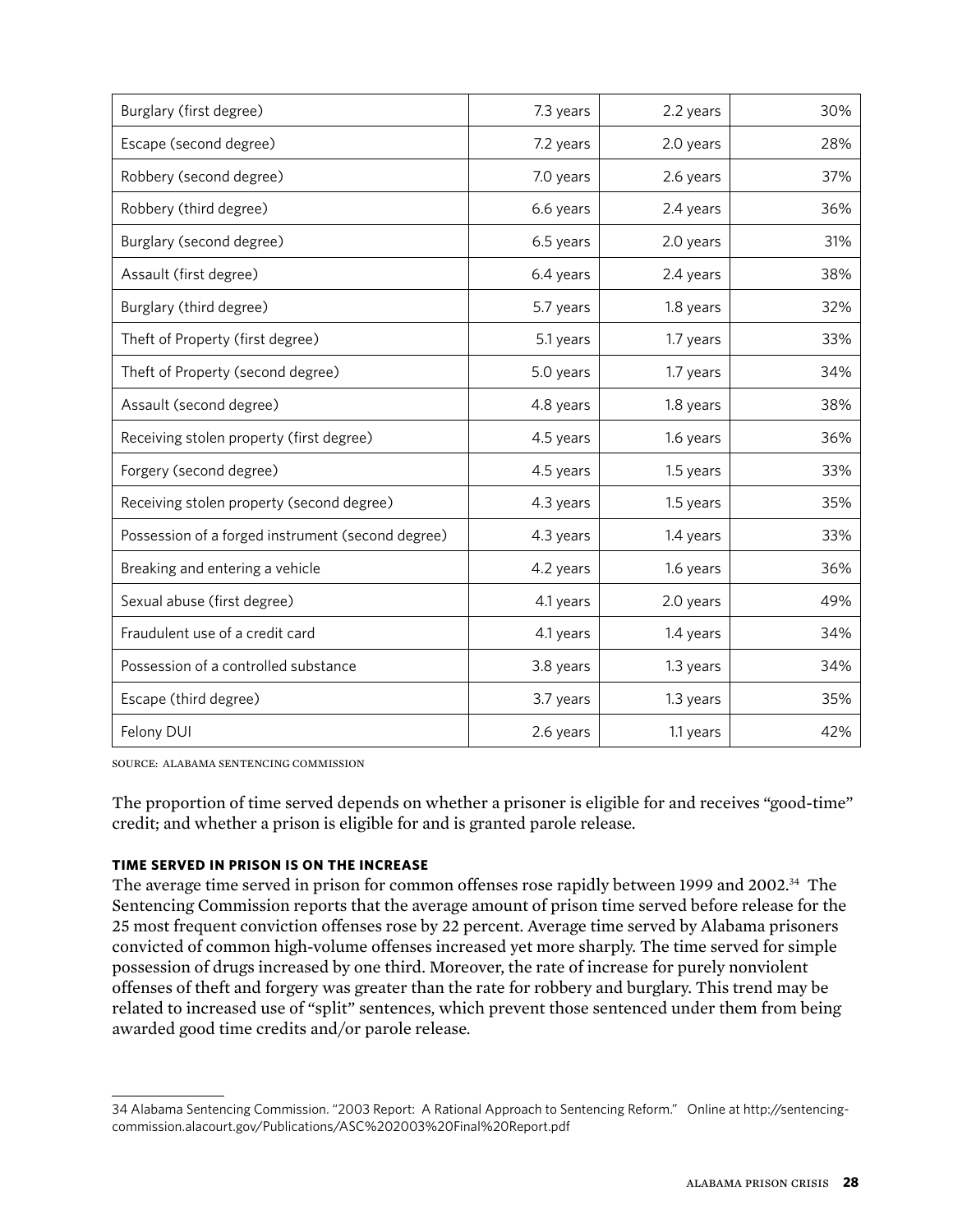| | | | |
|---|---|---|---|
| Burglary (first degree) | 7.3 years | 2.2 years | 30% |
| Escape (second degree) | 7.2 years | 2.0 years | 28% |
| Robbery (second degree) | 7.0 years | 2.6 years | 37% |
| Robbery (third degree) | 6.6 years | 2.4 years | 36% |
| Burglary (second degree) | 6.5 years | 2.0 years | 31% |
| Assault (first degree) | 6.4 years | 2.4 years | 38% |
| Burglary (third degree) | 5.7 years | 1.8 years | 32% |
| Theft of Property (first degree) | 5.1 years | 1.7 years | 33% |
| Theft of Property (second degree) | 5.0 years | 1.7 years | 34% |
| Assault (second degree) | 4.8 years | 1.8 years | 38% |
| Receiving stolen property (first degree) | 4.5 years | 1.6 years | 36% |
| Forgery (second degree) | 4.5 years | 1.5 years | 33% |
| Receiving stolen property (second degree) | 4.3 years | 1.5 years | 35% |
| Possession of a forged instrument (second degree) | 4.3 years | 1.4 years | 33% |
| Breaking and entering a vehicle | 4.2 years | 1.6 years | 36% |
| Sexual abuse (first degree) | 4.1 years | 2.0 years | 49% |
| Fraudulent use of a credit card | 4.1 years | 1.4 years | 34% |
| Possession of a controlled substance | 3.8 years | 1.3 years | 34% |
| Escape (third degree) | 3.7 years | 1.3 years | 35% |
| Felony DUI | 2.6 years | 1.1 years | 42% |

SOURCE: ALABAMA SENTENCING COMMISSION

The proportion of time served depends on whether a prisoner is eligible for and receives "good-time" credit; and whether a prison is eligible for and is granted parole release.

#### TIME SERVED IN PRISON IS ON THE INCREASE

The average time served in prison for common offenses rose rapidly between 1999 and 2002.[34] The Sentencing Commission reports that the average amount of prison time served before release for the 25 most frequent conviction offenses rose by 22 percent. Average time served by Alabama prisoners convicted of common high-volume offenses increased yet more sharply. The time served for simple possession of drugs increased by one third. Moreover, the rate of increase for purely nonviolent offenses of theft and forgery was greater than the rate for robbery and burglary. This trend may be related to increased use of "split" sentences, which prevent those sentenced under them from being awarded good time credits and/or parole release.

---

34 Alabama Sentencing Commission. "2003 Report: A Rational Approach to Sentencing Reform." Online at http://sentencing-commission.alacourt.gov/Publications/ASC%202003%20Final%20Report.pdf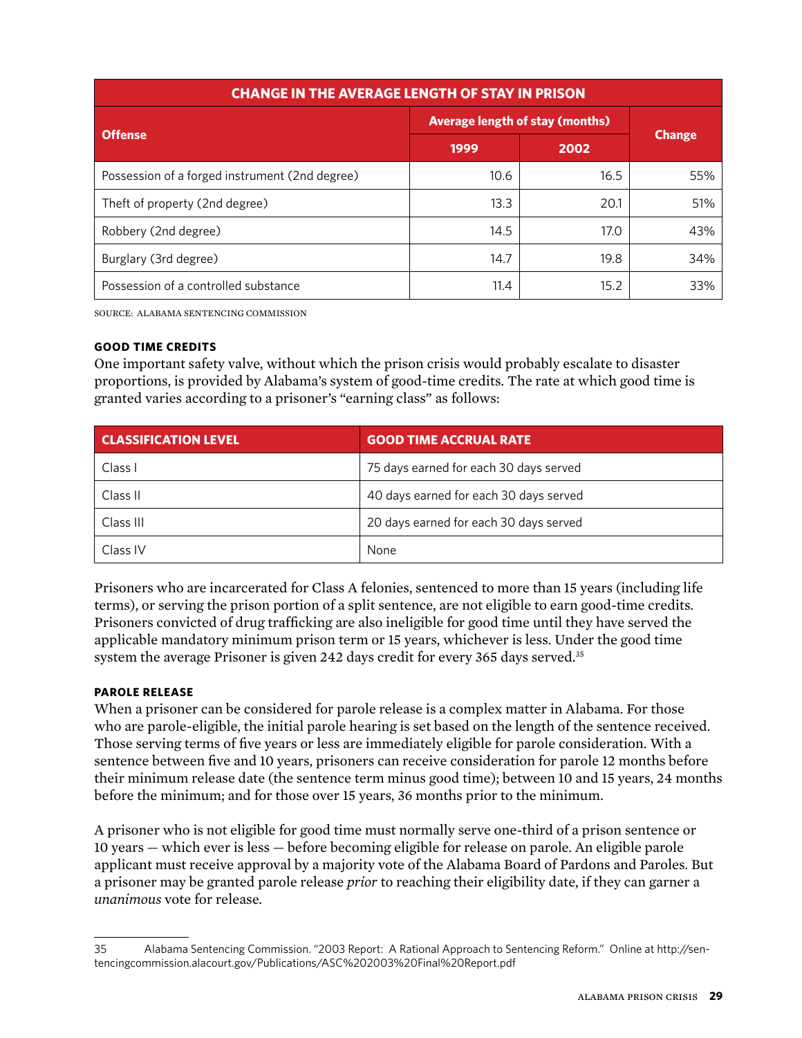| CHANGE IN THE AVERAGE LENGTH OF STAY IN PRISON | | | |
|---|---|---|---|
| Offense | Average length of stay (months) | | Change |
| | 1999 | 2002 | |
| Possession of a forged instrument (2nd degree) | 10.6 | 16.5 | 55% |
| Theft of property (2nd degree) | 13.3 | 20.1 | 51% |
| Robbery (2nd degree) | 14.5 | 17.0 | 43% |
| Burglary (3rd degree) | 14.7 | 19.8 | 34% |
| Possession of a controlled substance | 11.4 | 15.2 | 33% |

SOURCE: ALABAMA SENTENCING COMMISSION

### GOOD TIME CREDITS

One important safety valve, without which the prison crisis would probably escalate to disaster proportions, is provided by Alabama's system of good-time credits. The rate at which good time is granted varies according to a prisoner's "earning class" as follows:

| CLASSIFICATION LEVEL | GOOD TIME ACCRUAL RATE |
|---|---|
| Class I | 75 days earned for each 30 days served |
| Class II | 40 days earned for each 30 days served |
| Class III | 20 days earned for each 30 days served |
| Class IV | None |

Prisoners who are incarcerated for Class A felonies, sentenced to more than 15 years (including life terms), or serving the prison portion of a split sentence, are not eligible to earn good-time credits. Prisoners convicted of drug trafficking are also ineligible for good time until they have served the applicable mandatory minimum prison term or 15 years, whichever is less. Under the good time system the average Prisoner is given 242 days credit for every 365 days served.[35]

### PAROLE RELEASE

When a prisoner can be considered for parole release is a complex matter in Alabama. For those who are parole-eligible, the initial parole hearing is set based on the length of the sentence received. Those serving terms of five years or less are immediately eligible for parole consideration. With a sentence between five and 10 years, prisoners can receive consideration for parole 12 months before their minimum release date (the sentence term minus good time); between 10 and 15 years, 24 months before the minimum; and for those over 15 years, 36 months prior to the minimum.

A prisoner who is not eligible for good time must normally serve one-third of a prison sentence or 10 years — which ever is less — before becoming eligible for release on parole. An eligible parole applicant must receive approval by a majority vote of the Alabama Board of Pardons and Paroles. But a prisoner may be granted parole release *prior* to reaching their eligibility date, if they can garner a *unanimous* vote for release.

---

35 Alabama Sentencing Commission. "2003 Report: A Rational Approach to Sentencing Reform." Online at http://sentencingcommission.alacourt.gov/Publications/ASC%202003%20Final%20Report.pdf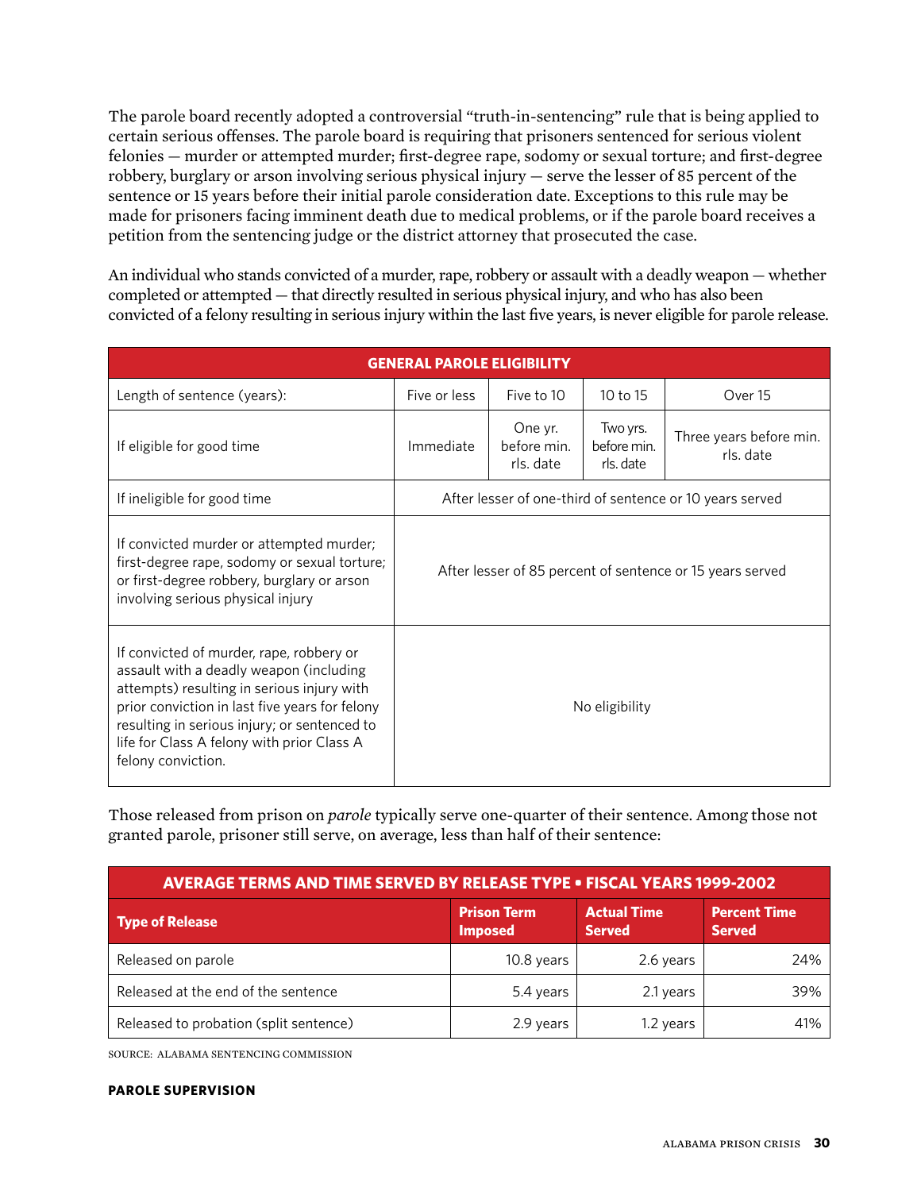The parole board recently adopted a controversial "truth-in-sentencing" rule that is being applied to certain serious offenses. The parole board is requiring that prisoners sentenced for serious violent felonies — murder or attempted murder; first-degree rape, sodomy or sexual torture; and first-degree robbery, burglary or arson involving serious physical injury — serve the lesser of 85 percent of the sentence or 15 years before their initial parole consideration date. Exceptions to this rule may be made for prisoners facing imminent death due to medical problems, or if the parole board receives a petition from the sentencing judge or the district attorney that prosecuted the case.

An individual who stands convicted of a murder, rape, robbery or assault with a deadly weapon — whether completed or attempted — that directly resulted in serious physical injury, and who has also been convicted of a felony resulting in serious injury within the last five years, is never eligible for parole release.

| GENERAL PAROLE ELIGIBILITY | | | | |
|---|---|---|---|---|
| Length of sentence (years): | Five or less | Five to 10 | 10 to 15 | Over 15 |
| If eligible for good time | Immediate | One yr. before min. rls. date | Two yrs. before min. rls. date | Three years before min. rls. date |
| If ineligible for good time | After lesser of one-third of sentence or 10 years served | | | |
| If convicted murder or attempted murder; first-degree rape, sodomy or sexual torture; or first-degree robbery, burglary or arson involving serious physical injury | After lesser of 85 percent of sentence or 15 years served | | | |
| If convicted of murder, rape, robbery or assault with a deadly weapon (including attempts) resulting in serious injury with prior conviction in last five years for felony resulting in serious injury; or sentenced to life for Class A felony with prior Class A felony conviction. | No eligibility | | | |

Those released from prison on *parole* typically serve one-quarter of their sentence. Among those not granted parole, prisoner still serve, on average, less than half of their sentence:

| AVERAGE TERMS AND TIME SERVED BY RELEASE TYPE • FISCAL YEARS 1999-2002 | | | |
|---|---|---|---|
| **Type of Release** | **Prison Term Imposed** | **Actual Time Served** | **Percent Time Served** |
| Released on parole | 10.8 years | 2.6 years | 24% |
| Released at the end of the sentence | 5.4 years | 2.1 years | 39% |
| Released to probation (split sentence) | 2.9 years | 1.2 years | 41% |

SOURCE: ALABAMA SENTENCING COMMISSION

**PAROLE SUPERVISION**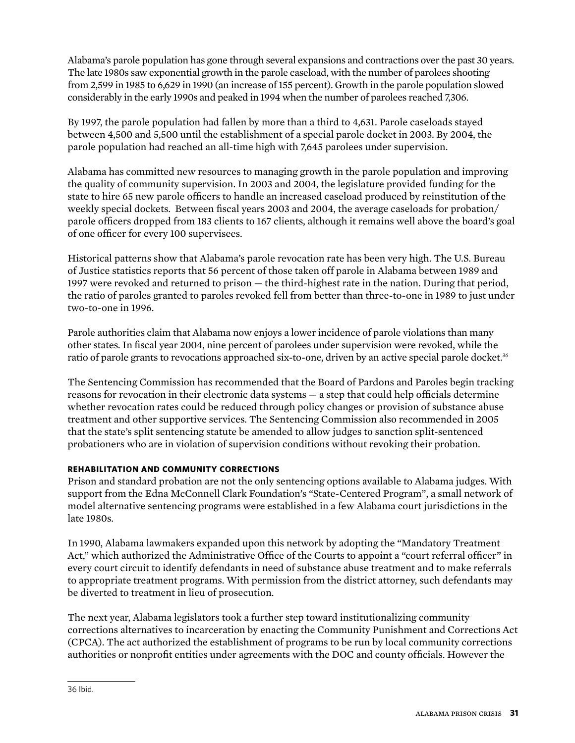Alabama's parole population has gone through several expansions and contractions over the past 30 years. The late 1980s saw exponential growth in the parole caseload, with the number of parolees shooting from 2,599 in 1985 to 6,629 in 1990 (an increase of 155 percent). Growth in the parole population slowed considerably in the early 1990s and peaked in 1994 when the number of parolees reached 7,306.

By 1997, the parole population had fallen by more than a third to 4,631. Parole caseloads stayed between 4,500 and 5,500 until the establishment of a special parole docket in 2003. By 2004, the parole population had reached an all-time high with 7,645 parolees under supervision.

Alabama has committed new resources to managing growth in the parole population and improving the quality of community supervision. In 2003 and 2004, the legislature provided funding for the state to hire 65 new parole officers to handle an increased caseload produced by reinstitution of the weekly special dockets. Between fiscal years 2003 and 2004, the average caseloads for probation/parole officers dropped from 183 clients to 167 clients, although it remains well above the board's goal of one officer for every 100 supervisees.

Historical patterns show that Alabama's parole revocation rate has been very high. The U.S. Bureau of Justice statistics reports that 56 percent of those taken off parole in Alabama between 1989 and 1997 were revoked and returned to prison — the third-highest rate in the nation. During that period, the ratio of paroles granted to paroles revoked fell from better than three-to-one in 1989 to just under two-to-one in 1996.

Parole authorities claim that Alabama now enjoys a lower incidence of parole violations than many other states. In fiscal year 2004, nine percent of parolees under supervision were revoked, while the ratio of parole grants to revocations approached six-to-one, driven by an active special parole docket.[36]

The Sentencing Commission has recommended that the Board of Pardons and Paroles begin tracking reasons for revocation in their electronic data systems — a step that could help officials determine whether revocation rates could be reduced through policy changes or provision of substance abuse treatment and other supportive services. The Sentencing Commission also recommended in 2005 that the state's split sentencing statute be amended to allow judges to sanction split-sentenced probationers who are in violation of supervision conditions without revoking their probation.

#### REHABILITATION AND COMMUNITY CORRECTIONS

Prison and standard probation are not the only sentencing options available to Alabama judges. With support from the Edna McConnell Clark Foundation's "State-Centered Program", a small network of model alternative sentencing programs were established in a few Alabama court jurisdictions in the late 1980s.

In 1990, Alabama lawmakers expanded upon this network by adopting the "Mandatory Treatment Act," which authorized the Administrative Office of the Courts to appoint a "court referral officer" in every court circuit to identify defendants in need of substance abuse treatment and to make referrals to appropriate treatment programs. With permission from the district attorney, such defendants may be diverted to treatment in lieu of prosecution.

The next year, Alabama legislators took a further step toward institutionalizing community corrections alternatives to incarceration by enacting the Community Punishment and Corrections Act (CPCA). The act authorized the establishment of programs to be run by local community corrections authorities or nonprofit entities under agreements with the DOC and county officials. However the

36 Ibid.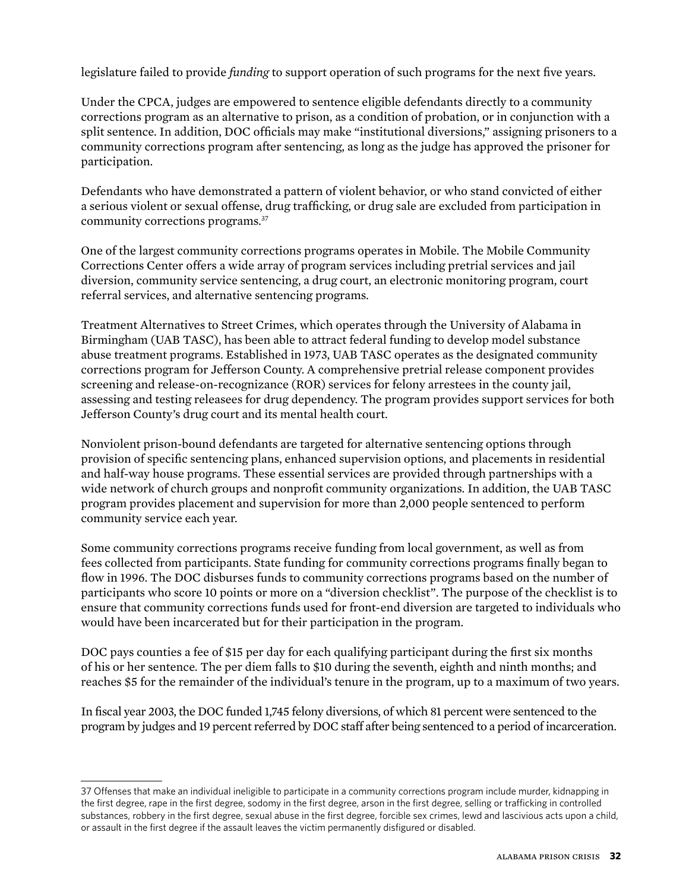legislature failed to provide *funding* to support operation of such programs for the next five years.

Under the CPCA, judges are empowered to sentence eligible defendants directly to a community corrections program as an alternative to prison, as a condition of probation, or in conjunction with a split sentence. In addition, DOC officials may make "institutional diversions," assigning prisoners to a community corrections program after sentencing, as long as the judge has approved the prisoner for participation.

Defendants who have demonstrated a pattern of violent behavior, or who stand convicted of either a serious violent or sexual offense, drug trafficking, or drug sale are excluded from participation in community corrections programs.[37]

One of the largest community corrections programs operates in Mobile. The Mobile Community Corrections Center offers a wide array of program services including pretrial services and jail diversion, community service sentencing, a drug court, an electronic monitoring program, court referral services, and alternative sentencing programs.

Treatment Alternatives to Street Crimes, which operates through the University of Alabama in Birmingham (UAB TASC), has been able to attract federal funding to develop model substance abuse treatment programs. Established in 1973, UAB TASC operates as the designated community corrections program for Jefferson County. A comprehensive pretrial release component provides screening and release-on-recognizance (ROR) services for felony arrestees in the county jail, assessing and testing releasees for drug dependency. The program provides support services for both Jefferson County's drug court and its mental health court.

Nonviolent prison-bound defendants are targeted for alternative sentencing options through provision of specific sentencing plans, enhanced supervision options, and placements in residential and half-way house programs. These essential services are provided through partnerships with a wide network of church groups and nonprofit community organizations. In addition, the UAB TASC program provides placement and supervision for more than 2,000 people sentenced to perform community service each year.

Some community corrections programs receive funding from local government, as well as from fees collected from participants. State funding for community corrections programs finally began to flow in 1996. The DOC disburses funds to community corrections programs based on the number of participants who score 10 points or more on a "diversion checklist". The purpose of the checklist is to ensure that community corrections funds used for front-end diversion are targeted to individuals who would have been incarcerated but for their participation in the program.

DOC pays counties a fee of $15 per day for each qualifying participant during the first six months of his or her sentence. The per diem falls to $10 during the seventh, eighth and ninth months; and reaches $5 for the remainder of the individual's tenure in the program, up to a maximum of two years.

In fiscal year 2003, the DOC funded 1,745 felony diversions, of which 81 percent were sentenced to the program by judges and 19 percent referred by DOC staff after being sentenced to a period of incarceration.

---

37 Offenses that make an individual ineligible to participate in a community corrections program include murder, kidnapping in the first degree, rape in the first degree, sodomy in the first degree, arson in the first degree, selling or trafficking in controlled substances, robbery in the first degree, sexual abuse in the first degree, forcible sex crimes, lewd and lascivious acts upon a child, or assault in the first degree if the assault leaves the victim permanently disfigured or disabled.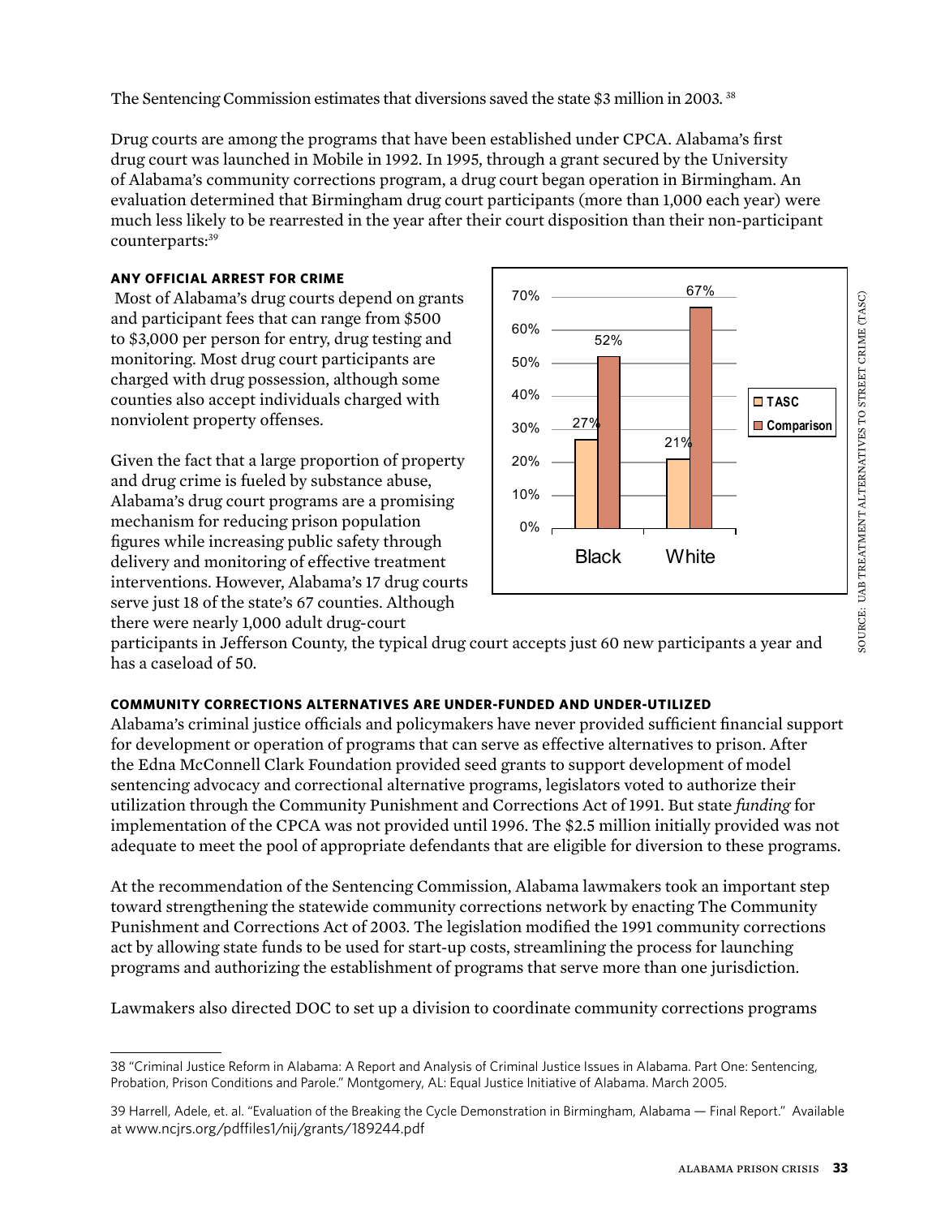The Sentencing Commission estimates that diversions saved the state $3 million in 2003.[38]

Drug courts are among the programs that have been established under CPCA. Alabama's first drug court was launched in Mobile in 1992. In 1995, through a grant secured by the University of Alabama's community corrections program, a drug court began operation in Birmingham. An evaluation determined that Birmingham drug court participants (more than 1,000 each year) were much less likely to be rearrested in the year after their court disposition than their non-participant counterparts:[39]

#### ANY OFFICIAL ARREST FOR CRIME

| | TASC | Comparison |
|---|---|---|
| Black | 27% | 52% |
| White | 21% | 67% |

SOURCE: UAB TREATMENT ALTERNATIVES TO STREET CRIME (TASC)

Most of Alabama's drug courts depend on grants and participant fees that can range from $500 to $3,000 per person for entry, drug testing and monitoring. Most drug court participants are charged with drug possession, although some counties also accept individuals charged with nonviolent property offenses.

Given the fact that a large proportion of property and drug crime is fueled by substance abuse, Alabama's drug court programs are a promising mechanism for reducing prison population figures while increasing public safety through delivery and monitoring of effective treatment interventions. However, Alabama's 17 drug courts serve just 18 of the state's 67 counties. Although there were nearly 1,000 adult drug-court participants in Jefferson County, the typical drug court accepts just 60 new participants a year and has a caseload of 50.

#### COMMUNITY CORRECTIONS ALTERNATIVES ARE UNDER-FUNDED AND UNDER-UTILIZED

Alabama's criminal justice officials and policymakers have never provided sufficient financial support for development or operation of programs that can serve as effective alternatives to prison. After the Edna McConnell Clark Foundation provided seed grants to support development of model sentencing advocacy and correctional alternative programs, legislators voted to authorize their utilization through the Community Punishment and Corrections Act of 1991. But state *funding* for implementation of the CPCA was not provided until 1996. The $2.5 million initially provided was not adequate to meet the pool of appropriate defendants that are eligible for diversion to these programs.

At the recommendation of the Sentencing Commission, Alabama lawmakers took an important step toward strengthening the statewide community corrections network by enacting The Community Punishment and Corrections Act of 2003. The legislation modified the 1991 community corrections act by allowing state funds to be used for start-up costs, streamlining the process for launching programs and authorizing the establishment of programs that serve more than one jurisdiction.

Lawmakers also directed DOC to set up a division to coordinate community corrections programs

---

38 "Criminal Justice Reform in Alabama: A Report and Analysis of Criminal Justice Issues in Alabama. Part One: Sentencing, Probation, Prison Conditions and Parole." Montgomery, AL: Equal Justice Initiative of Alabama. March 2005.

39 Harrell, Adele, et. al. "Evaluation of the Breaking the Cycle Demonstration in Birmingham, Alabama — Final Report." Available at www.ncjrs.org/pdffiles1/nij/grants/189244.pdf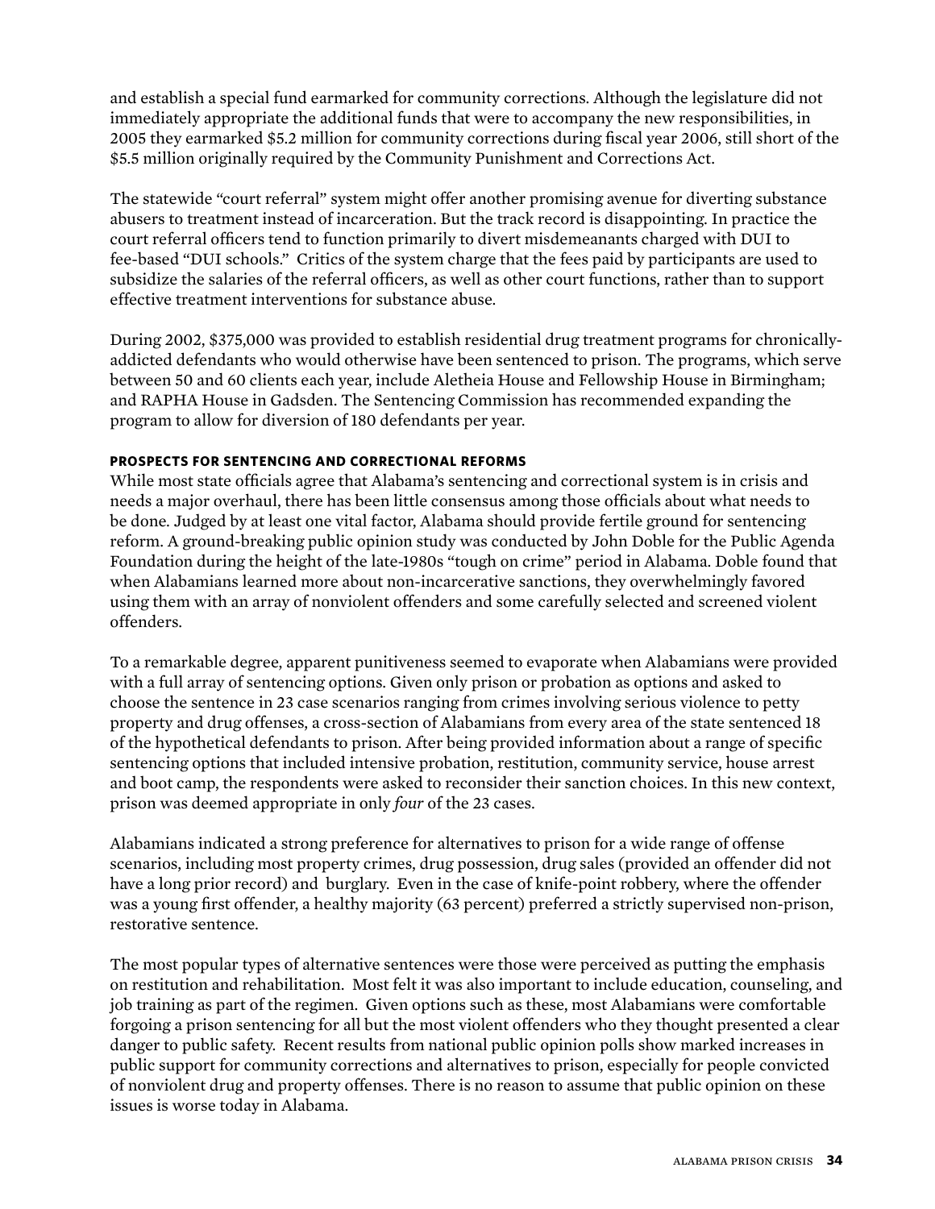and establish a special fund earmarked for community corrections. Although the legislature did not immediately appropriate the additional funds that were to accompany the new responsibilities, in 2005 they earmarked $5.2 million for community corrections during fiscal year 2006, still short of the $5.5 million originally required by the Community Punishment and Corrections Act.

The statewide "court referral" system might offer another promising avenue for diverting substance abusers to treatment instead of incarceration. But the track record is disappointing. In practice the court referral officers tend to function primarily to divert misdemeanants charged with DUI to fee-based "DUI schools." Critics of the system charge that the fees paid by participants are used to subsidize the salaries of the referral officers, as well as other court functions, rather than to support effective treatment interventions for substance abuse.

During 2002, $375,000 was provided to establish residential drug treatment programs for chronically-addicted defendants who would otherwise have been sentenced to prison. The programs, which serve between 50 and 60 clients each year, include Aletheia House and Fellowship House in Birmingham; and RAPHA House in Gadsden. The Sentencing Commission has recommended expanding the program to allow for diversion of 180 defendants per year.

### PROSPECTS FOR SENTENCING AND CORRECTIONAL REFORMS

While most state officials agree that Alabama's sentencing and correctional system is in crisis and needs a major overhaul, there has been little consensus among those officials about what needs to be done. Judged by at least one vital factor, Alabama should provide fertile ground for sentencing reform. A ground-breaking public opinion study was conducted by John Doble for the Public Agenda Foundation during the height of the late-1980s "tough on crime" period in Alabama. Doble found that when Alabamians learned more about non-incarcerative sanctions, they overwhelmingly favored using them with an array of nonviolent offenders and some carefully selected and screened violent offenders.

To a remarkable degree, apparent punitiveness seemed to evaporate when Alabamians were provided with a full array of sentencing options. Given only prison or probation as options and asked to choose the sentence in 23 case scenarios ranging from crimes involving serious violence to petty property and drug offenses, a cross-section of Alabamians from every area of the state sentenced 18 of the hypothetical defendants to prison. After being provided information about a range of specific sentencing options that included intensive probation, restitution, community service, house arrest and boot camp, the respondents were asked to reconsider their sanction choices. In this new context, prison was deemed appropriate in only *four* of the 23 cases.

Alabamians indicated a strong preference for alternatives to prison for a wide range of offense scenarios, including most property crimes, drug possession, drug sales (provided an offender did not have a long prior record) and burglary. Even in the case of knife-point robbery, where the offender was a young first offender, a healthy majority (63 percent) preferred a strictly supervised non-prison, restorative sentence.

The most popular types of alternative sentences were those were perceived as putting the emphasis on restitution and rehabilitation. Most felt it was also important to include education, counseling, and job training as part of the regimen. Given options such as these, most Alabamians were comfortable forgoing a prison sentencing for all but the most violent offenders who they thought presented a clear danger to public safety. Recent results from national public opinion polls show marked increases in public support for community corrections and alternatives to prison, especially for people convicted of nonviolent drug and property offenses. There is no reason to assume that public opinion on these issues is worse today in Alabama.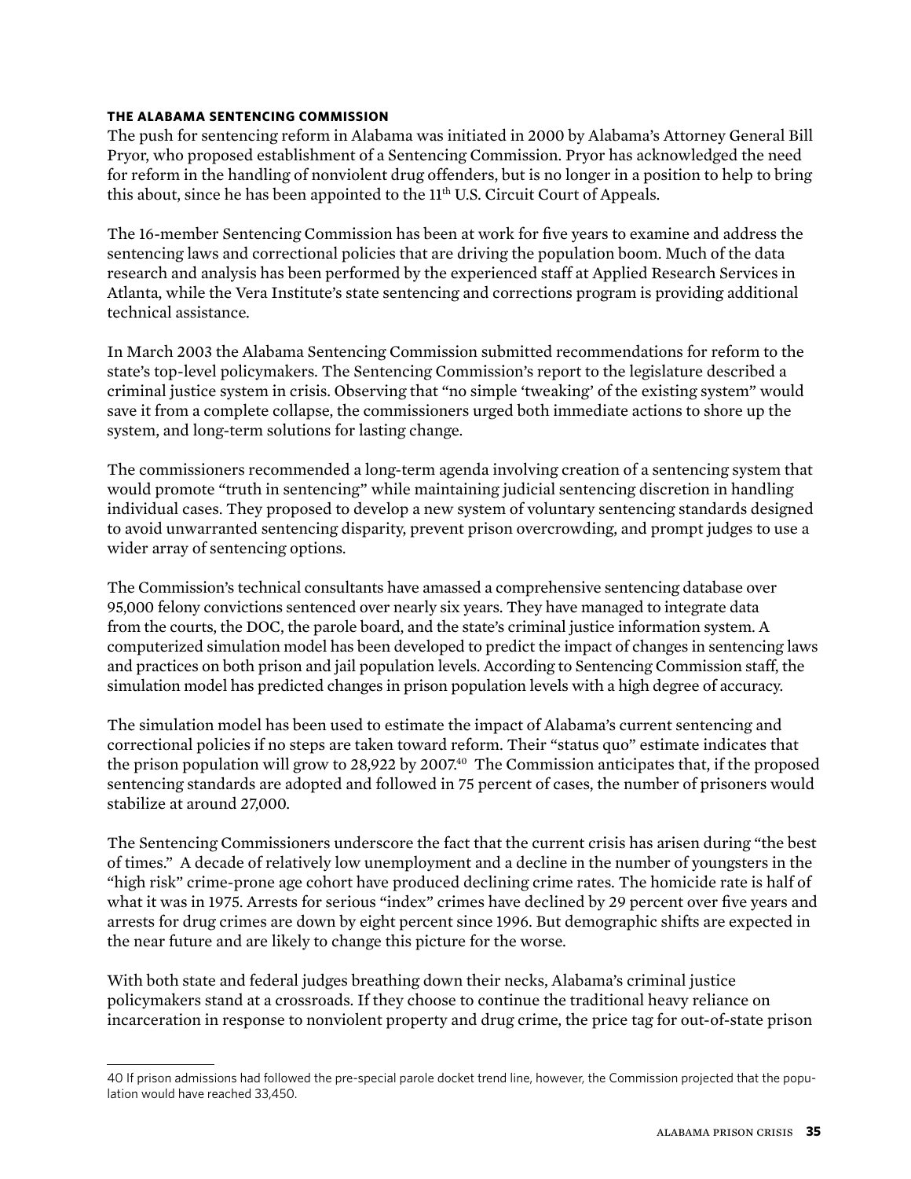### THE ALABAMA SENTENCING COMMISSION

The push for sentencing reform in Alabama was initiated in 2000 by Alabama's Attorney General Bill Pryor, who proposed establishment of a Sentencing Commission. Pryor has acknowledged the need for reform in the handling of nonviolent drug offenders, but is no longer in a position to help to bring this about, since he has been appointed to the 11th U.S. Circuit Court of Appeals.

The 16-member Sentencing Commission has been at work for five years to examine and address the sentencing laws and correctional policies that are driving the population boom. Much of the data research and analysis has been performed by the experienced staff at Applied Research Services in Atlanta, while the Vera Institute's state sentencing and corrections program is providing additional technical assistance.

In March 2003 the Alabama Sentencing Commission submitted recommendations for reform to the state's top-level policymakers. The Sentencing Commission's report to the legislature described a criminal justice system in crisis. Observing that "no simple 'tweaking' of the existing system" would save it from a complete collapse, the commissioners urged both immediate actions to shore up the system, and long-term solutions for lasting change.

The commissioners recommended a long-term agenda involving creation of a sentencing system that would promote "truth in sentencing" while maintaining judicial sentencing discretion in handling individual cases. They proposed to develop a new system of voluntary sentencing standards designed to avoid unwarranted sentencing disparity, prevent prison overcrowding, and prompt judges to use a wider array of sentencing options.

The Commission's technical consultants have amassed a comprehensive sentencing database over 95,000 felony convictions sentenced over nearly six years. They have managed to integrate data from the courts, the DOC, the parole board, and the state's criminal justice information system. A computerized simulation model has been developed to predict the impact of changes in sentencing laws and practices on both prison and jail population levels. According to Sentencing Commission staff, the simulation model has predicted changes in prison population levels with a high degree of accuracy.

The simulation model has been used to estimate the impact of Alabama's current sentencing and correctional policies if no steps are taken toward reform. Their "status quo" estimate indicates that the prison population will grow to 28,922 by 2007.[40] The Commission anticipates that, if the proposed sentencing standards are adopted and followed in 75 percent of cases, the number of prisoners would stabilize at around 27,000.

The Sentencing Commissioners underscore the fact that the current crisis has arisen during "the best of times." A decade of relatively low unemployment and a decline in the number of youngsters in the "high risk" crime-prone age cohort have produced declining crime rates. The homicide rate is half of what it was in 1975. Arrests for serious "index" crimes have declined by 29 percent over five years and arrests for drug crimes are down by eight percent since 1996. But demographic shifts are expected in the near future and are likely to change this picture for the worse.

With both state and federal judges breathing down their necks, Alabama's criminal justice policymakers stand at a crossroads. If they choose to continue the traditional heavy reliance on incarceration in response to nonviolent property and drug crime, the price tag for out-of-state prison

---

40 If prison admissions had followed the pre-special parole docket trend line, however, the Commission projected that the population would have reached 33,450.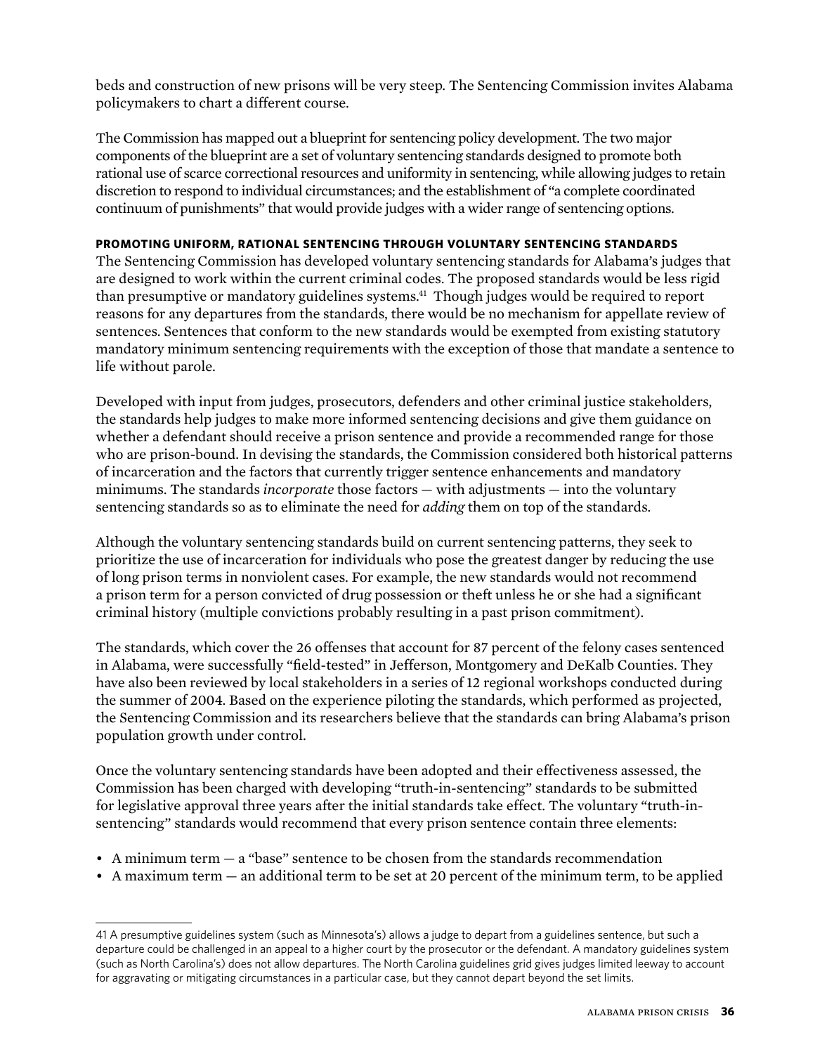beds and construction of new prisons will be very steep. The Sentencing Commission invites Alabama policymakers to chart a different course.

The Commission has mapped out a blueprint for sentencing policy development. The two major components of the blueprint are a set of voluntary sentencing standards designed to promote both rational use of scarce correctional resources and uniformity in sentencing, while allowing judges to retain discretion to respond to individual circumstances; and the establishment of "a complete coordinated continuum of punishments" that would provide judges with a wider range of sentencing options.

### PROMOTING UNIFORM, RATIONAL SENTENCING THROUGH VOLUNTARY SENTENCING STANDARDS

The Sentencing Commission has developed voluntary sentencing standards for Alabama's judges that are designed to work within the current criminal codes. The proposed standards would be less rigid than presumptive or mandatory guidelines systems.[41] Though judges would be required to report reasons for any departures from the standards, there would be no mechanism for appellate review of sentences. Sentences that conform to the new standards would be exempted from existing statutory mandatory minimum sentencing requirements with the exception of those that mandate a sentence to life without parole.

Developed with input from judges, prosecutors, defenders and other criminal justice stakeholders, the standards help judges to make more informed sentencing decisions and give them guidance on whether a defendant should receive a prison sentence and provide a recommended range for those who are prison-bound. In devising the standards, the Commission considered both historical patterns of incarceration and the factors that currently trigger sentence enhancements and mandatory minimums. The standards *incorporate* those factors — with adjustments — into the voluntary sentencing standards so as to eliminate the need for *adding* them on top of the standards.

Although the voluntary sentencing standards build on current sentencing patterns, they seek to prioritize the use of incarceration for individuals who pose the greatest danger by reducing the use of long prison terms in nonviolent cases. For example, the new standards would not recommend a prison term for a person convicted of drug possession or theft unless he or she had a significant criminal history (multiple convictions probably resulting in a past prison commitment).

The standards, which cover the 26 offenses that account for 87 percent of the felony cases sentenced in Alabama, were successfully "field-tested" in Jefferson, Montgomery and DeKalb Counties. They have also been reviewed by local stakeholders in a series of 12 regional workshops conducted during the summer of 2004. Based on the experience piloting the standards, which performed as projected, the Sentencing Commission and its researchers believe that the standards can bring Alabama's prison population growth under control.

Once the voluntary sentencing standards have been adopted and their effectiveness assessed, the Commission has been charged with developing "truth-in-sentencing" standards to be submitted for legislative approval three years after the initial standards take effect. The voluntary "truth-in-sentencing" standards would recommend that every prison sentence contain three elements:

- A minimum term — a "base" sentence to be chosen from the standards recommendation
- A maximum term — an additional term to be set at 20 percent of the minimum term, to be applied

---

41 A presumptive guidelines system (such as Minnesota's) allows a judge to depart from a guidelines sentence, but such a departure could be challenged in an appeal to a higher court by the prosecutor or the defendant. A mandatory guidelines system (such as North Carolina's) does not allow departures. The North Carolina guidelines grid gives judges limited leeway to account for aggravating or mitigating circumstances in a particular case, but they cannot depart beyond the set limits.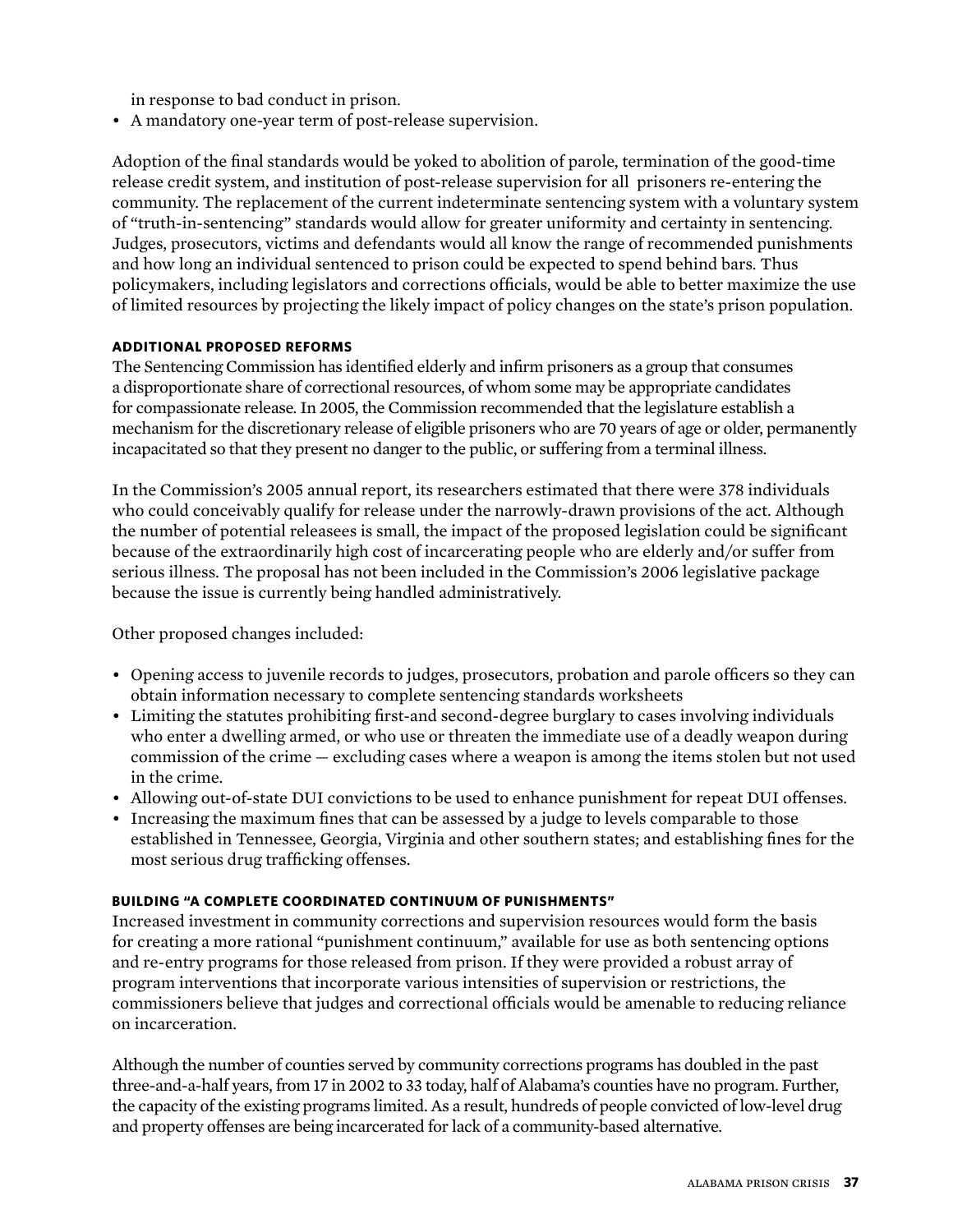in response to bad conduct in prison.

- A mandatory one-year term of post-release supervision.

Adoption of the final standards would be yoked to abolition of parole, termination of the good-time release credit system, and institution of post-release supervision for all prisoners re-entering the community. The replacement of the current indeterminate sentencing system with a voluntary system of "truth-in-sentencing" standards would allow for greater uniformity and certainty in sentencing. Judges, prosecutors, victims and defendants would all know the range of recommended punishments and how long an individual sentenced to prison could be expected to spend behind bars. Thus policymakers, including legislators and corrections officials, would be able to better maximize the use of limited resources by projecting the likely impact of policy changes on the state's prison population.

#### ADDITIONAL PROPOSED REFORMS

The Sentencing Commission has identified elderly and infirm prisoners as a group that consumes a disproportionate share of correctional resources, of whom some may be appropriate candidates for compassionate release. In 2005, the Commission recommended that the legislature establish a mechanism for the discretionary release of eligible prisoners who are 70 years of age or older, permanently incapacitated so that they present no danger to the public, or suffering from a terminal illness.

In the Commission's 2005 annual report, its researchers estimated that there were 378 individuals who could conceivably qualify for release under the narrowly-drawn provisions of the act. Although the number of potential releasees is small, the impact of the proposed legislation could be significant because of the extraordinarily high cost of incarcerating people who are elderly and/or suffer from serious illness. The proposal has not been included in the Commission's 2006 legislative package because the issue is currently being handled administratively.

Other proposed changes included:

- Opening access to juvenile records to judges, prosecutors, probation and parole officers so they can obtain information necessary to complete sentencing standards worksheets
- Limiting the statutes prohibiting first-and second-degree burglary to cases involving individuals who enter a dwelling armed, or who use or threaten the immediate use of a deadly weapon during commission of the crime — excluding cases where a weapon is among the items stolen but not used in the crime.
- Allowing out-of-state DUI convictions to be used to enhance punishment for repeat DUI offenses.
- Increasing the maximum fines that can be assessed by a judge to levels comparable to those established in Tennessee, Georgia, Virginia and other southern states; and establishing fines for the most serious drug trafficking offenses.

#### BUILDING "A COMPLETE COORDINATED CONTINUUM OF PUNISHMENTS"

Increased investment in community corrections and supervision resources would form the basis for creating a more rational "punishment continuum," available for use as both sentencing options and re-entry programs for those released from prison. If they were provided a robust array of program interventions that incorporate various intensities of supervision or restrictions, the commissioners believe that judges and correctional officials would be amenable to reducing reliance on incarceration.

Although the number of counties served by community corrections programs has doubled in the past three-and-a-half years, from 17 in 2002 to 33 today, half of Alabama's counties have no program. Further, the capacity of the existing programs limited. As a result, hundreds of people convicted of low-level drug and property offenses are being incarcerated for lack of a community-based alternative.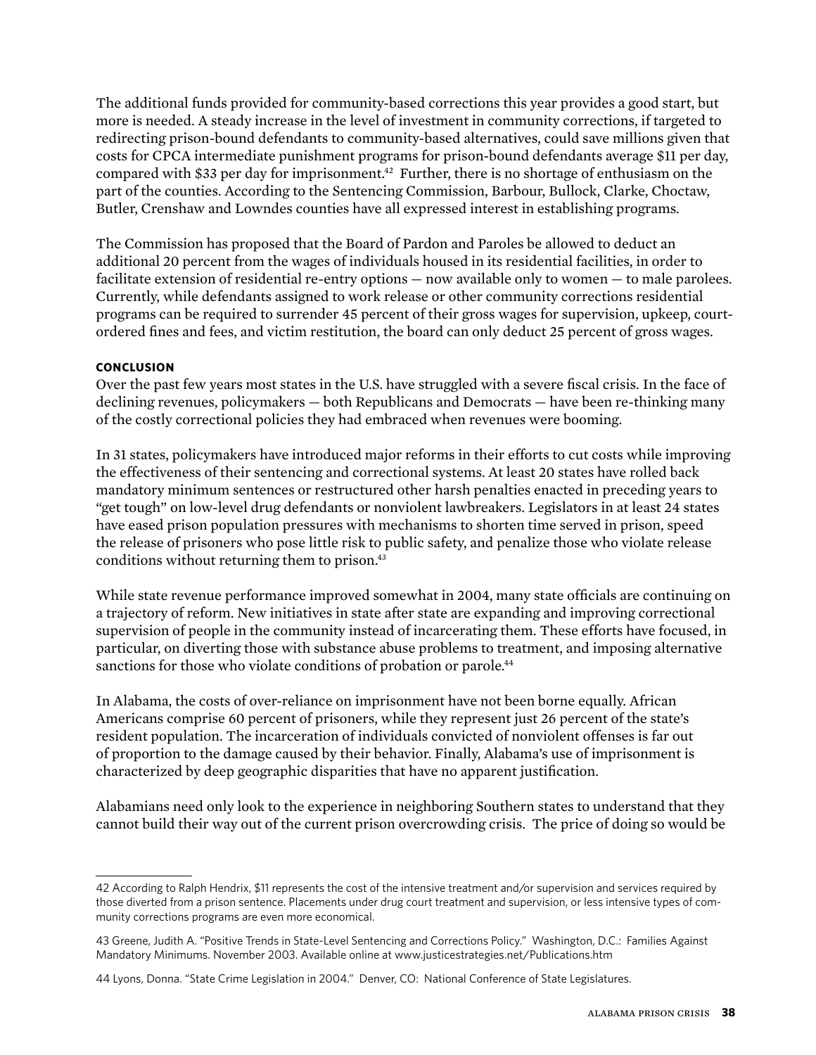The additional funds provided for community-based corrections this year provides a good start, but more is needed. A steady increase in the level of investment in community corrections, if targeted to redirecting prison-bound defendants to community-based alternatives, could save millions given that costs for CPCA intermediate punishment programs for prison-bound defendants average $11 per day, compared with $33 per day for imprisonment.[42] Further, there is no shortage of enthusiasm on the part of the counties. According to the Sentencing Commission, Barbour, Bullock, Clarke, Choctaw, Butler, Crenshaw and Lowndes counties have all expressed interest in establishing programs.

The Commission has proposed that the Board of Pardon and Paroles be allowed to deduct an additional 20 percent from the wages of individuals housed in its residential facilities, in order to facilitate extension of residential re-entry options — now available only to women — to male parolees. Currently, while defendants assigned to work release or other community corrections residential programs can be required to surrender 45 percent of their gross wages for supervision, upkeep, court-ordered fines and fees, and victim restitution, the board can only deduct 25 percent of gross wages.

**CONCLUSION**

Over the past few years most states in the U.S. have struggled with a severe fiscal crisis. In the face of declining revenues, policymakers — both Republicans and Democrats — have been re-thinking many of the costly correctional policies they had embraced when revenues were booming.

In 31 states, policymakers have introduced major reforms in their efforts to cut costs while improving the effectiveness of their sentencing and correctional systems. At least 20 states have rolled back mandatory minimum sentences or restructured other harsh penalties enacted in preceding years to "get tough" on low-level drug defendants or nonviolent lawbreakers. Legislators in at least 24 states have eased prison population pressures with mechanisms to shorten time served in prison, speed the release of prisoners who pose little risk to public safety, and penalize those who violate release conditions without returning them to prison.[43]

While state revenue performance improved somewhat in 2004, many state officials are continuing on a trajectory of reform. New initiatives in state after state are expanding and improving correctional supervision of people in the community instead of incarcerating them. These efforts have focused, in particular, on diverting those with substance abuse problems to treatment, and imposing alternative sanctions for those who violate conditions of probation or parole.[44]

In Alabama, the costs of over-reliance on imprisonment have not been borne equally. African Americans comprise 60 percent of prisoners, while they represent just 26 percent of the state's resident population. The incarceration of individuals convicted of nonviolent offenses is far out of proportion to the damage caused by their behavior. Finally, Alabama's use of imprisonment is characterized by deep geographic disparities that have no apparent justification.

Alabamians need only look to the experience in neighboring Southern states to understand that they cannot build their way out of the current prison overcrowding crisis. The price of doing so would be

---

42 According to Ralph Hendrix, $11 represents the cost of the intensive treatment and/or supervision and services required by those diverted from a prison sentence. Placements under drug court treatment and supervision, or less intensive types of community corrections programs are even more economical.

43 Greene, Judith A. "Positive Trends in State-Level Sentencing and Corrections Policy." Washington, D.C.: Families Against Mandatory Minimums. November 2003. Available online at www.justicestrategies.net/Publications.htm

44 Lyons, Donna. "State Crime Legislation in 2004." Denver, CO: National Conference of State Legislatures.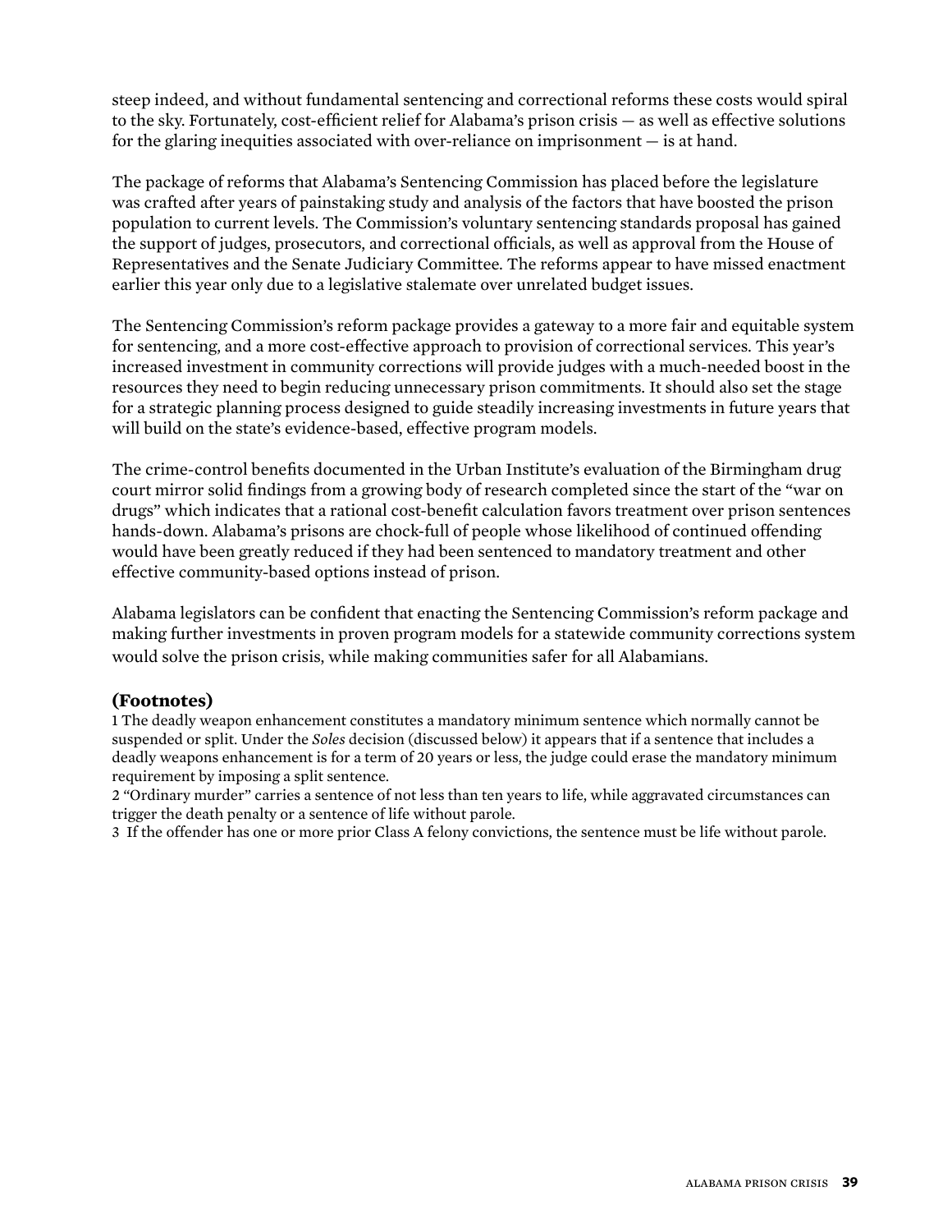steep indeed, and without fundamental sentencing and correctional reforms these costs would spiral to the sky. Fortunately, cost-efficient relief for Alabama's prison crisis — as well as effective solutions for the glaring inequities associated with over-reliance on imprisonment — is at hand.

The package of reforms that Alabama's Sentencing Commission has placed before the legislature was crafted after years of painstaking study and analysis of the factors that have boosted the prison population to current levels. The Commission's voluntary sentencing standards proposal has gained the support of judges, prosecutors, and correctional officials, as well as approval from the House of Representatives and the Senate Judiciary Committee. The reforms appear to have missed enactment earlier this year only due to a legislative stalemate over unrelated budget issues.

The Sentencing Commission's reform package provides a gateway to a more fair and equitable system for sentencing, and a more cost-effective approach to provision of correctional services. This year's increased investment in community corrections will provide judges with a much-needed boost in the resources they need to begin reducing unnecessary prison commitments. It should also set the stage for a strategic planning process designed to guide steadily increasing investments in future years that will build on the state's evidence-based, effective program models.

The crime-control benefits documented in the Urban Institute's evaluation of the Birmingham drug court mirror solid findings from a growing body of research completed since the start of the "war on drugs" which indicates that a rational cost-benefit calculation favors treatment over prison sentences hands-down. Alabama's prisons are chock-full of people whose likelihood of continued offending would have been greatly reduced if they had been sentenced to mandatory treatment and other effective community-based options instead of prison.

Alabama legislators can be confident that enacting the Sentencing Commission's reform package and making further investments in proven program models for a statewide community corrections system would solve the prison crisis, while making communities safer for all Alabamians.

### (Footnotes)

1 The deadly weapon enhancement constitutes a mandatory minimum sentence which normally cannot be suspended or split. Under the *Soles* decision (discussed below) it appears that if a sentence that includes a deadly weapons enhancement is for a term of 20 years or less, the judge could erase the mandatory minimum requirement by imposing a split sentence.

2 "Ordinary murder" carries a sentence of not less than ten years to life, while aggravated circumstances can trigger the death penalty or a sentence of life without parole.

3 If the offender has one or more prior Class A felony convictions, the sentence must be life without parole.